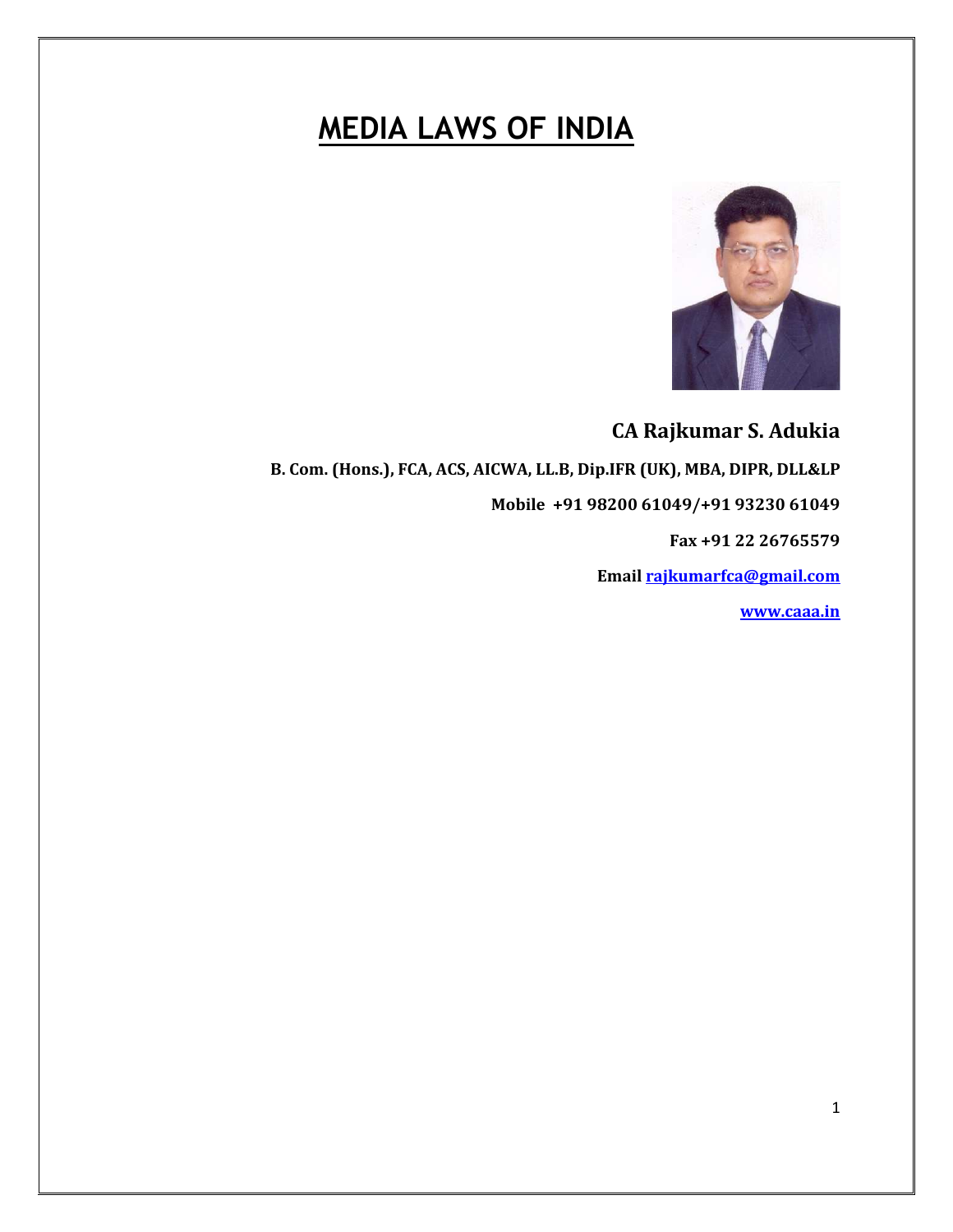# MEDIA LAWS OF INDIA

**CA Rajkumar S. Adukia**

**B. Com. (Hons.), FCA, ACS, AICWA, LL.B, Dip.IFR (UK), MBA, DIPR, DLL&LP**

**Mobile +91 98200 61049/+91 93230 61049**

**Fax +91 22 26765579**

**Email rajkumarfca@gmail.com**

**www.caaa.in**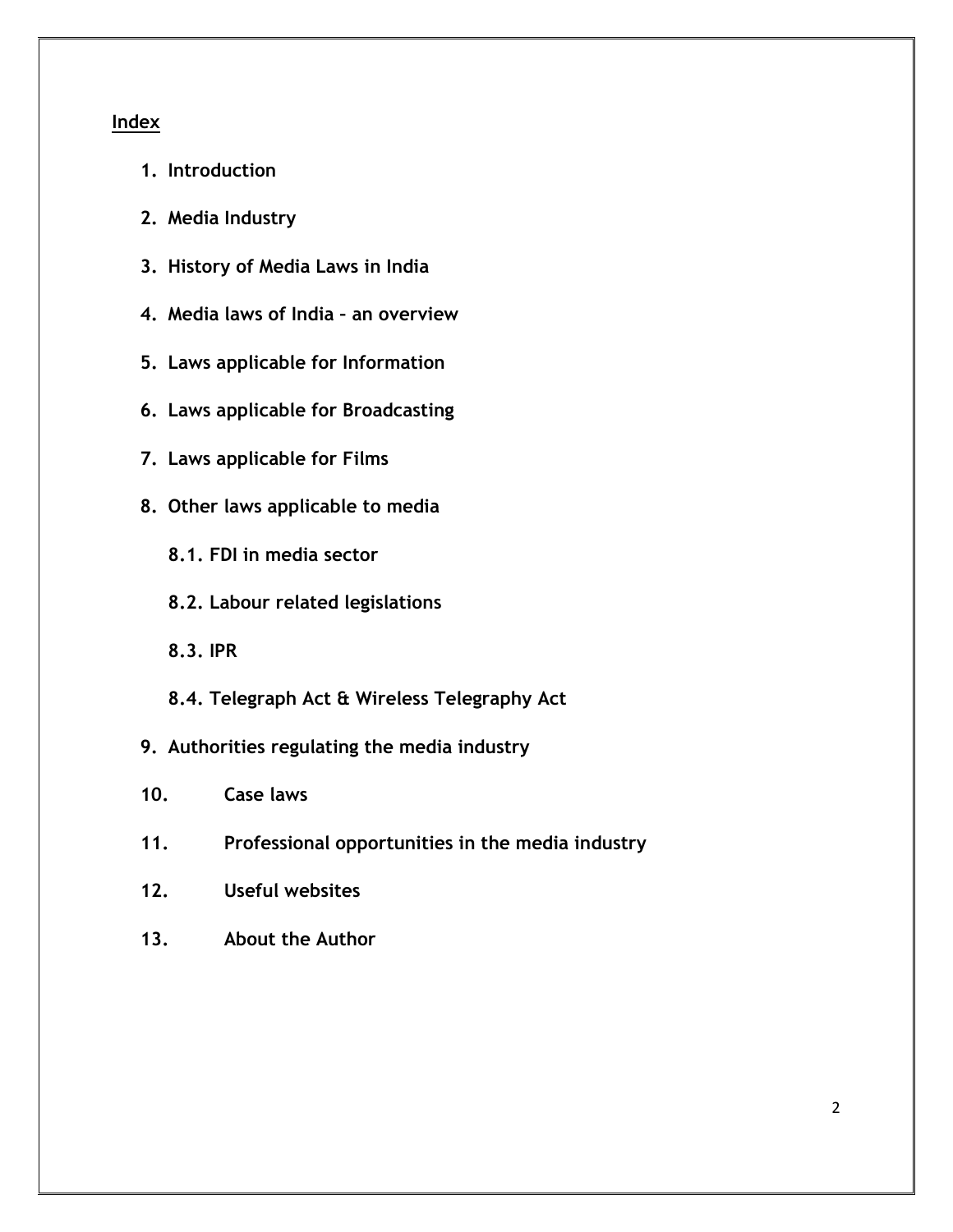## Index

1. **Introduction**
2. **Media Industry**
3. **History of Media Laws in India**
4. **Media laws of India – an overview**
5. **Laws applicable for Information**
6. **Laws applicable for Broadcasting**
7. **Laws applicable for Films**
8. **Other laws applicable to media**
    - **8.1. FDI in media sector**
    - **8.2. Labour related legislations**
    - **8.3. IPR**
    - **8.4. Telegraph Act & Wireless Telegraphy Act**
9. **Authorities regulating the media industry**
10. **Case laws**
11. **Professional opportunities in the media industry**
12. **Useful websites**
13. **About the Author**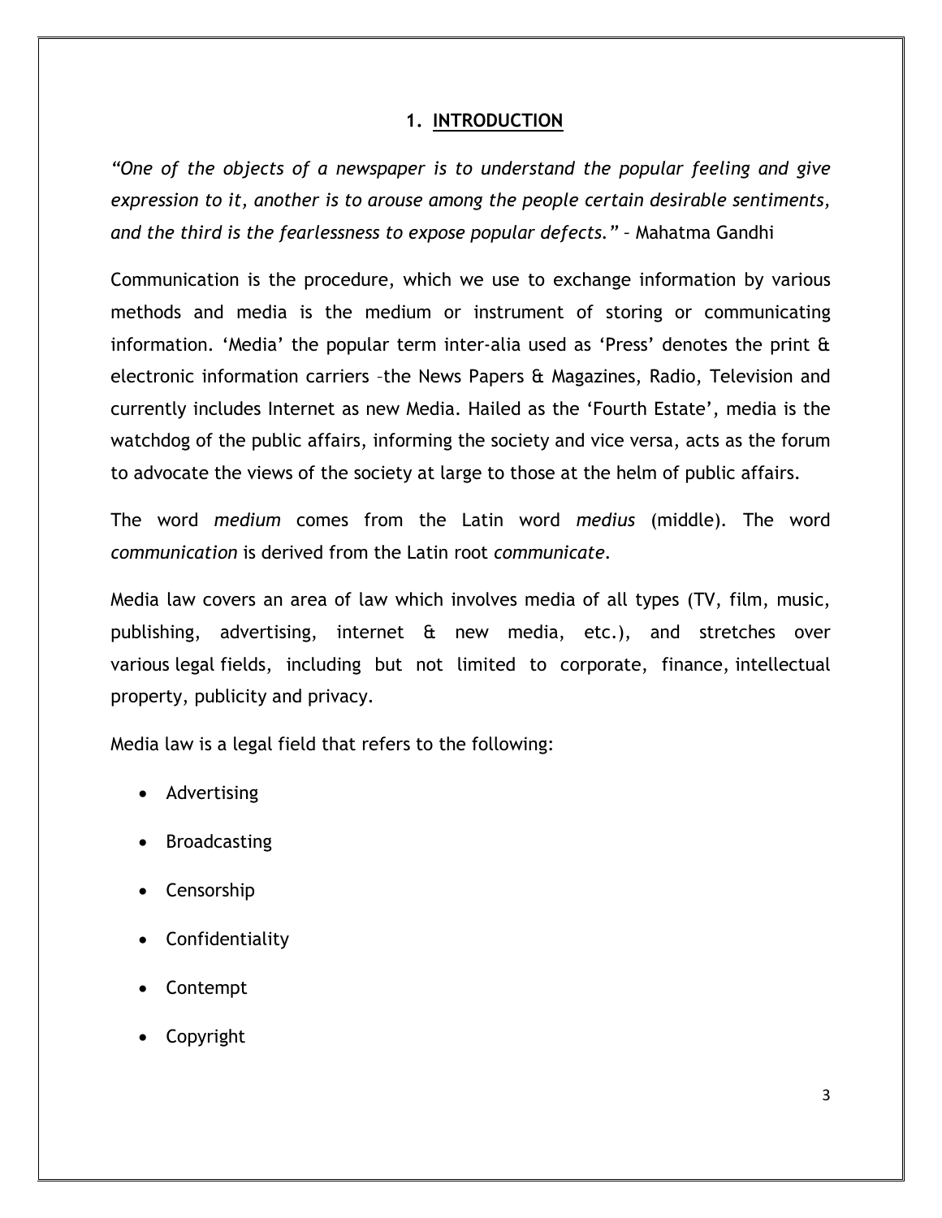# 1. INTRODUCTION

*"One of the objects of a newspaper is to understand the popular feeling and give expression to it, another is to arouse among the people certain desirable sentiments, and the third is the fearlessness to expose popular defects."* – Mahatma Gandhi

Communication is the procedure, which we use to exchange information by various methods and media is the medium or instrument of storing or communicating information. 'Media' the popular term inter-alia used as 'Press' denotes the print & electronic information carriers –the News Papers & Magazines, Radio, Television and currently includes Internet as new Media. Hailed as the 'Fourth Estate', media is the watchdog of the public affairs, informing the society and vice versa, acts as the forum to advocate the views of the society at large to those at the helm of public affairs.

The word *medium* comes from the Latin word *medius* (middle). The word *communication* is derived from the Latin root *communicate*.

Media law covers an area of law which involves media of all types (TV, film, music, publishing, advertising, internet & new media, etc.), and stretches over various legal fields, including but not limited to corporate, finance, intellectual property, publicity and privacy.

Media law is a legal field that refers to the following:

- Advertising
- Broadcasting
- Censorship
- Confidentiality
- Contempt
- Copyright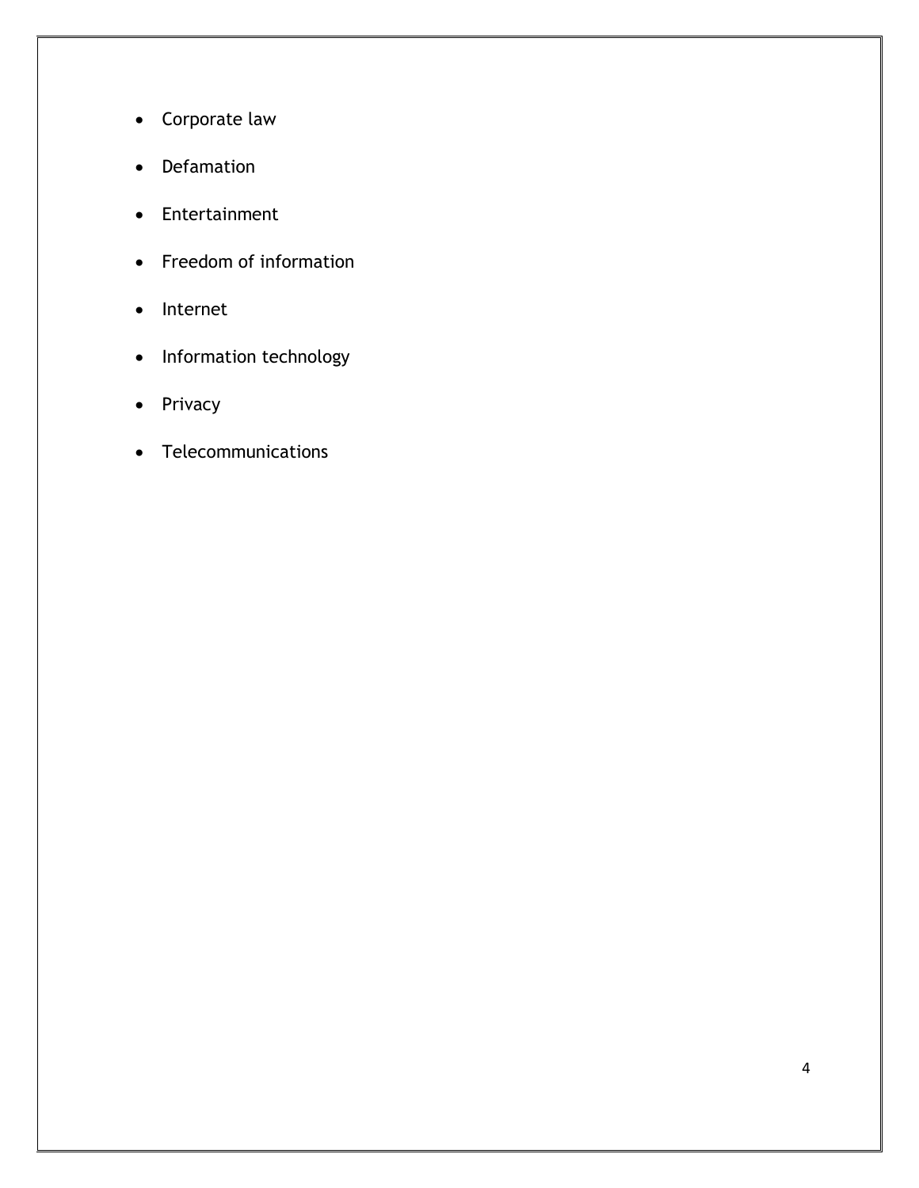- Corporate law
- Defamation
- Entertainment
- Freedom of information
- Internet
- Information technology
- Privacy
- Telecommunications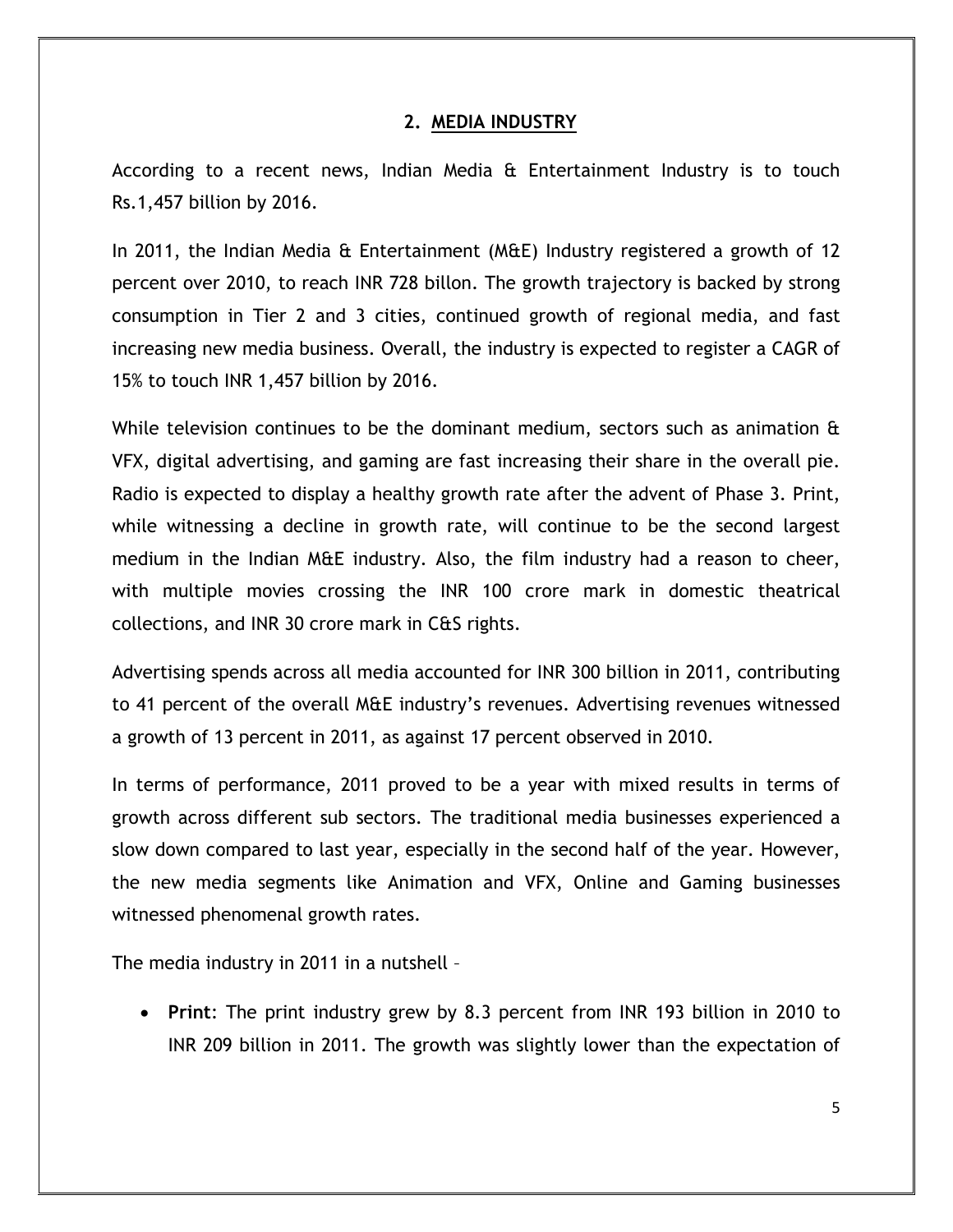## 2. MEDIA INDUSTRY

According to a recent news, Indian Media & Entertainment Industry is to touch Rs.1,457 billion by 2016.

In 2011, the Indian Media & Entertainment (M&E) Industry registered a growth of 12 percent over 2010, to reach INR 728 billon. The growth trajectory is backed by strong consumption in Tier 2 and 3 cities, continued growth of regional media, and fast increasing new media business. Overall, the industry is expected to register a CAGR of 15% to touch INR 1,457 billion by 2016.

While television continues to be the dominant medium, sectors such as animation & VFX, digital advertising, and gaming are fast increasing their share in the overall pie. Radio is expected to display a healthy growth rate after the advent of Phase 3. Print, while witnessing a decline in growth rate, will continue to be the second largest medium in the Indian M&E industry. Also, the film industry had a reason to cheer, with multiple movies crossing the INR 100 crore mark in domestic theatrical collections, and INR 30 crore mark in C&S rights.

Advertising spends across all media accounted for INR 300 billion in 2011, contributing to 41 percent of the overall M&E industry's revenues. Advertising revenues witnessed a growth of 13 percent in 2011, as against 17 percent observed in 2010.

In terms of performance, 2011 proved to be a year with mixed results in terms of growth across different sub sectors. The traditional media businesses experienced a slow down compared to last year, especially in the second half of the year. However, the new media segments like Animation and VFX, Online and Gaming businesses witnessed phenomenal growth rates.

The media industry in 2011 in a nutshell –

- **Print**: The print industry grew by 8.3 percent from INR 193 billion in 2010 to INR 209 billion in 2011. The growth was slightly lower than the expectation of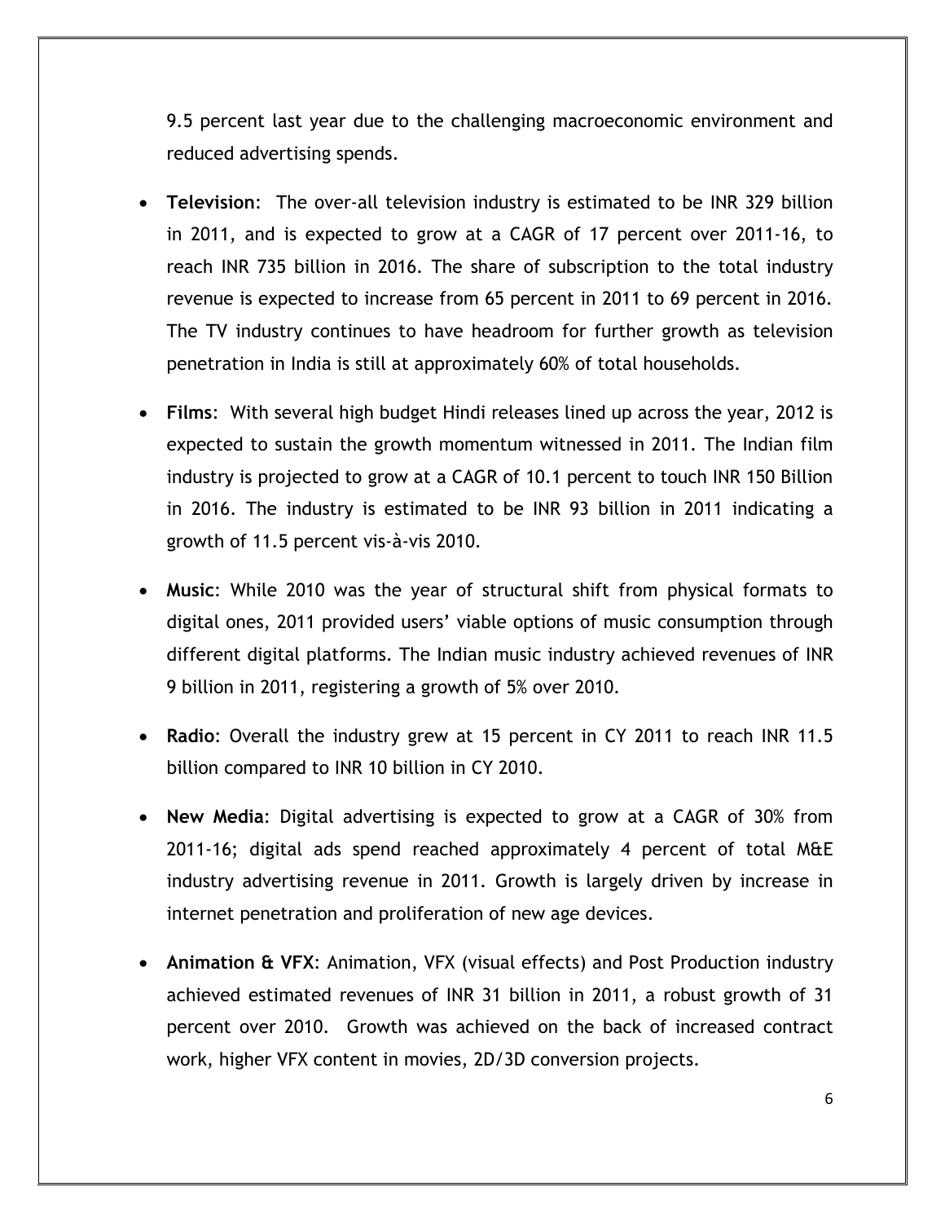9.5 percent last year due to the challenging macroeconomic environment and reduced advertising spends.

- **Television**: The over-all television industry is estimated to be INR 329 billion in 2011, and is expected to grow at a CAGR of 17 percent over 2011-16, to reach INR 735 billion in 2016. The share of subscription to the total industry revenue is expected to increase from 65 percent in 2011 to 69 percent in 2016. The TV industry continues to have headroom for further growth as television penetration in India is still at approximately 60% of total households.

- **Films**: With several high budget Hindi releases lined up across the year, 2012 is expected to sustain the growth momentum witnessed in 2011. The Indian film industry is projected to grow at a CAGR of 10.1 percent to touch INR 150 Billion in 2016. The industry is estimated to be INR 93 billion in 2011 indicating a growth of 11.5 percent vis-à-vis 2010.

- **Music**: While 2010 was the year of structural shift from physical formats to digital ones, 2011 provided users' viable options of music consumption through different digital platforms. The Indian music industry achieved revenues of INR 9 billion in 2011, registering a growth of 5% over 2010.

- **Radio**: Overall the industry grew at 15 percent in CY 2011 to reach INR 11.5 billion compared to INR 10 billion in CY 2010.

- **New Media**: Digital advertising is expected to grow at a CAGR of 30% from 2011-16; digital ads spend reached approximately 4 percent of total M&E industry advertising revenue in 2011. Growth is largely driven by increase in internet penetration and proliferation of new age devices.

- **Animation & VFX**: Animation, VFX (visual effects) and Post Production industry achieved estimated revenues of INR 31 billion in 2011, a robust growth of 31 percent over 2010. Growth was achieved on the back of increased contract work, higher VFX content in movies, 2D/3D conversion projects.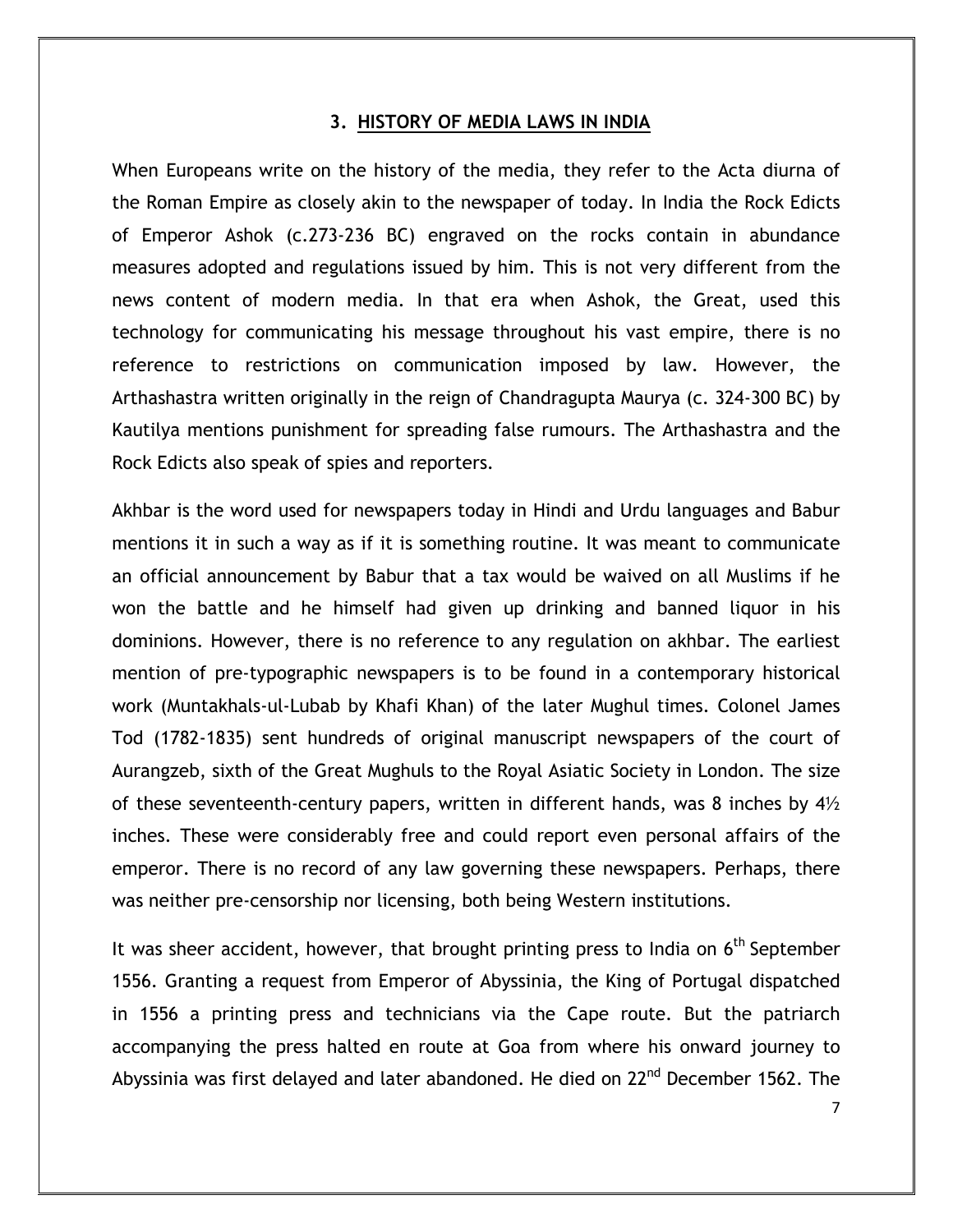## 3. HISTORY OF MEDIA LAWS IN INDIA

When Europeans write on the history of the media, they refer to the Acta diurna of the Roman Empire as closely akin to the newspaper of today. In India the Rock Edicts of Emperor Ashok (c.273-236 BC) engraved on the rocks contain in abundance measures adopted and regulations issued by him. This is not very different from the news content of modern media. In that era when Ashok, the Great, used this technology for communicating his message throughout his vast empire, there is no reference to restrictions on communication imposed by law. However, the Arthashastra written originally in the reign of Chandragupta Maurya (c. 324-300 BC) by Kautilya mentions punishment for spreading false rumours. The Arthashastra and the Rock Edicts also speak of spies and reporters.

Akhbar is the word used for newspapers today in Hindi and Urdu languages and Babur mentions it in such a way as if it is something routine. It was meant to communicate an official announcement by Babur that a tax would be waived on all Muslims if he won the battle and he himself had given up drinking and banned liquor in his dominions. However, there is no reference to any regulation on akhbar. The earliest mention of pre-typographic newspapers is to be found in a contemporary historical work (Muntakhals-ul-Lubab by Khafi Khan) of the later Mughul times. Colonel James Tod (1782-1835) sent hundreds of original manuscript newspapers of the court of Aurangzeb, sixth of the Great Mughuls to the Royal Asiatic Society in London. The size of these seventeenth-century papers, written in different hands, was 8 inches by 4½ inches. These were considerably free and could report even personal affairs of the emperor. There is no record of any law governing these newspapers. Perhaps, there was neither pre-censorship nor licensing, both being Western institutions.

It was sheer accident, however, that brought printing press to India on 6th September 1556. Granting a request from Emperor of Abyssinia, the King of Portugal dispatched in 1556 a printing press and technicians via the Cape route. But the patriarch accompanying the press halted en route at Goa from where his onward journey to Abyssinia was first delayed and later abandoned. He died on 22nd December 1562. The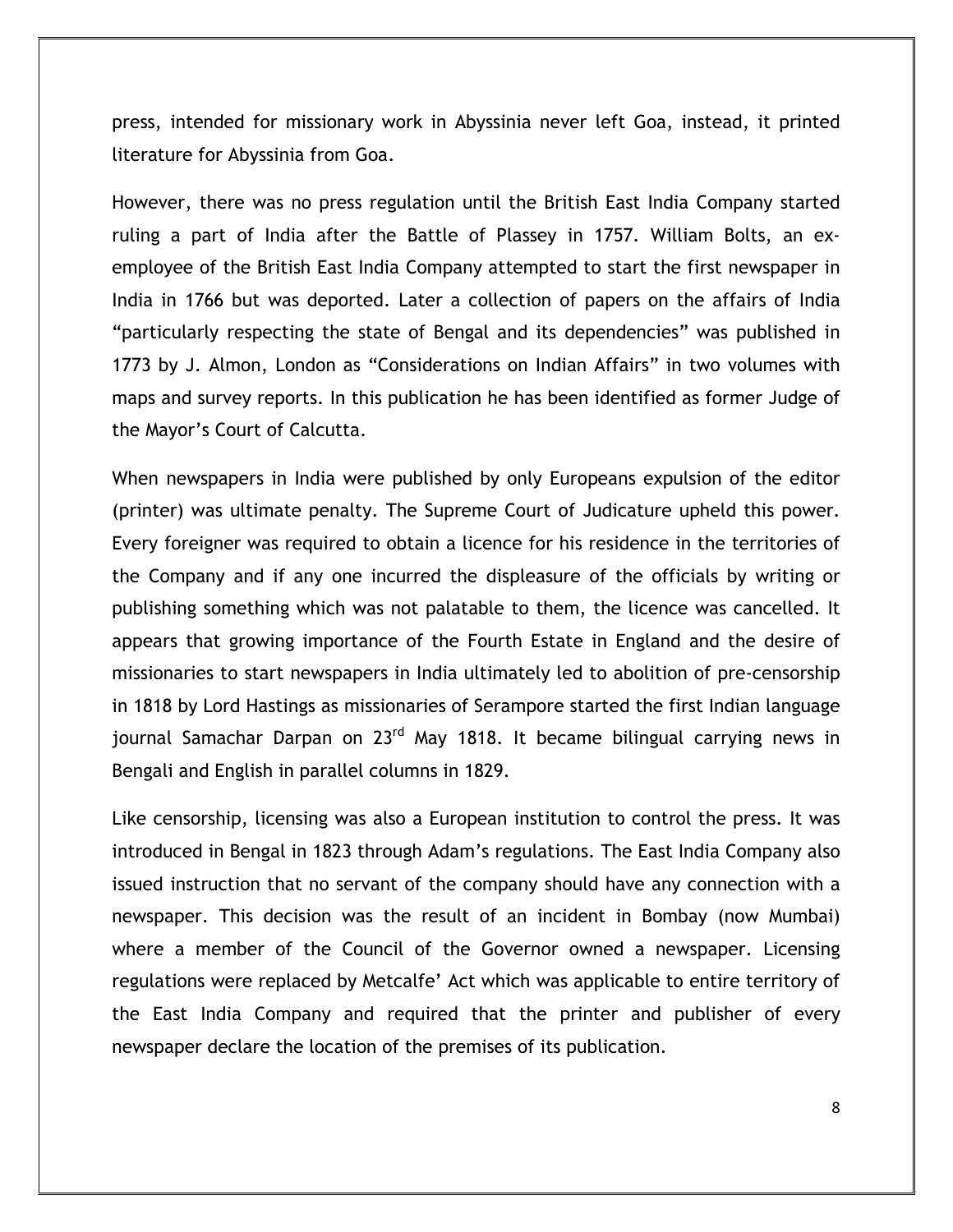press, intended for missionary work in Abyssinia never left Goa, instead, it printed literature for Abyssinia from Goa.

However, there was no press regulation until the British East India Company started ruling a part of India after the Battle of Plassey in 1757. William Bolts, an ex-employee of the British East India Company attempted to start the first newspaper in India in 1766 but was deported. Later a collection of papers on the affairs of India "particularly respecting the state of Bengal and its dependencies" was published in 1773 by J. Almon, London as "Considerations on Indian Affairs" in two volumes with maps and survey reports. In this publication he has been identified as former Judge of the Mayor's Court of Calcutta.

When newspapers in India were published by only Europeans expulsion of the editor (printer) was ultimate penalty. The Supreme Court of Judicature upheld this power. Every foreigner was required to obtain a licence for his residence in the territories of the Company and if any one incurred the displeasure of the officials by writing or publishing something which was not palatable to them, the licence was cancelled. It appears that growing importance of the Fourth Estate in England and the desire of missionaries to start newspapers in India ultimately led to abolition of pre-censorship in 1818 by Lord Hastings as missionaries of Serampore started the first Indian language journal Samachar Darpan on 23rd May 1818. It became bilingual carrying news in Bengali and English in parallel columns in 1829.

Like censorship, licensing was also a European institution to control the press. It was introduced in Bengal in 1823 through Adam's regulations. The East India Company also issued instruction that no servant of the company should have any connection with a newspaper. This decision was the result of an incident in Bombay (now Mumbai) where a member of the Council of the Governor owned a newspaper. Licensing regulations were replaced by Metcalfe' Act which was applicable to entire territory of the East India Company and required that the printer and publisher of every newspaper declare the location of the premises of its publication.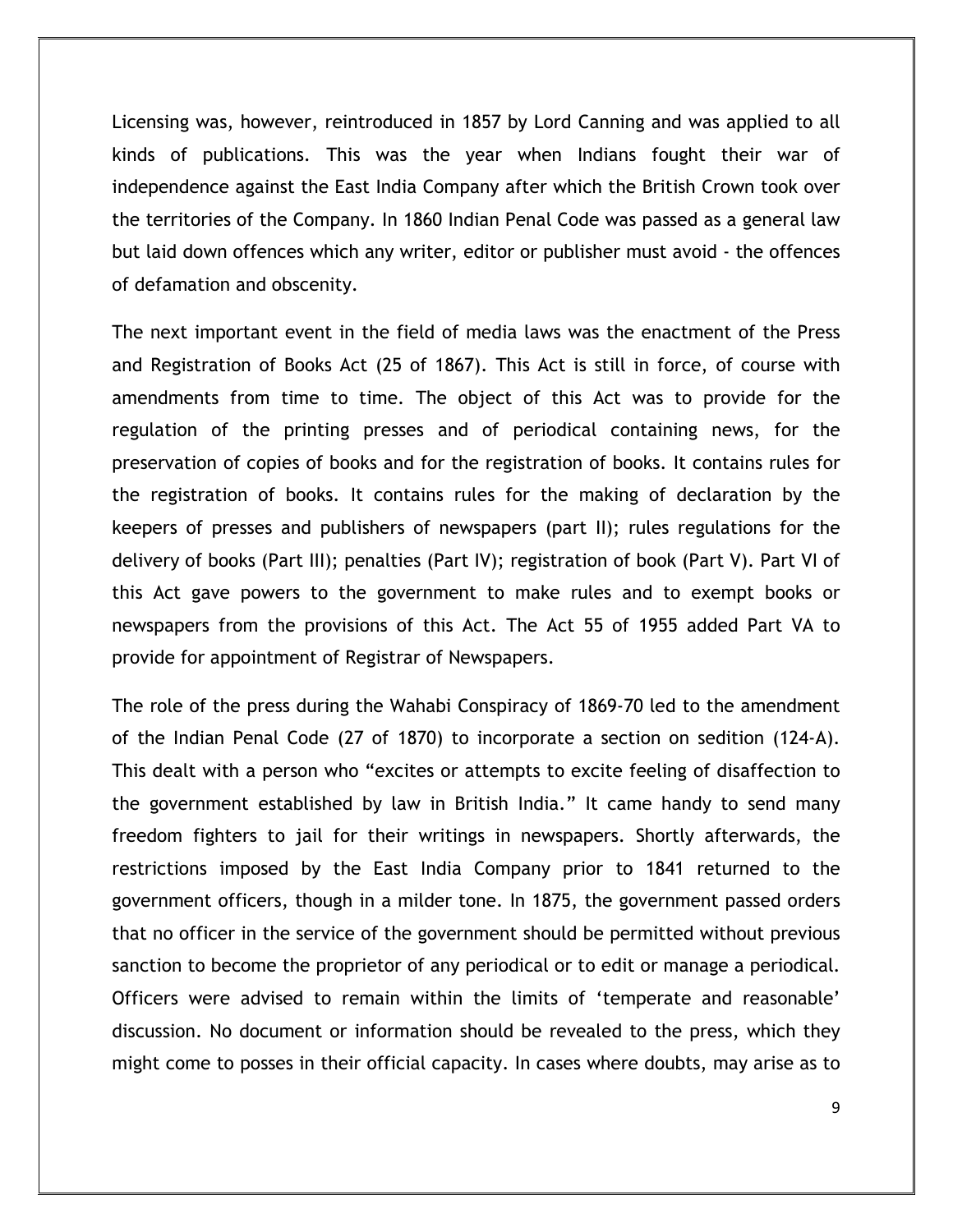Licensing was, however, reintroduced in 1857 by Lord Canning and was applied to all kinds of publications. This was the year when Indians fought their war of independence against the East India Company after which the British Crown took over the territories of the Company. In 1860 Indian Penal Code was passed as a general law but laid down offences which any writer, editor or publisher must avoid - the offences of defamation and obscenity.

The next important event in the field of media laws was the enactment of the Press and Registration of Books Act (25 of 1867). This Act is still in force, of course with amendments from time to time. The object of this Act was to provide for the regulation of the printing presses and of periodical containing news, for the preservation of copies of books and for the registration of books. It contains rules for the registration of books. It contains rules for the making of declaration by the keepers of presses and publishers of newspapers (part II); rules regulations for the delivery of books (Part III); penalties (Part IV); registration of book (Part V). Part VI of this Act gave powers to the government to make rules and to exempt books or newspapers from the provisions of this Act. The Act 55 of 1955 added Part VA to provide for appointment of Registrar of Newspapers.

The role of the press during the Wahabi Conspiracy of 1869-70 led to the amendment of the Indian Penal Code (27 of 1870) to incorporate a section on sedition (124-A). This dealt with a person who "excites or attempts to excite feeling of disaffection to the government established by law in British India." It came handy to send many freedom fighters to jail for their writings in newspapers. Shortly afterwards, the restrictions imposed by the East India Company prior to 1841 returned to the government officers, though in a milder tone. In 1875, the government passed orders that no officer in the service of the government should be permitted without previous sanction to become the proprietor of any periodical or to edit or manage a periodical. Officers were advised to remain within the limits of 'temperate and reasonable' discussion. No document or information should be revealed to the press, which they might come to posses in their official capacity. In cases where doubts, may arise as to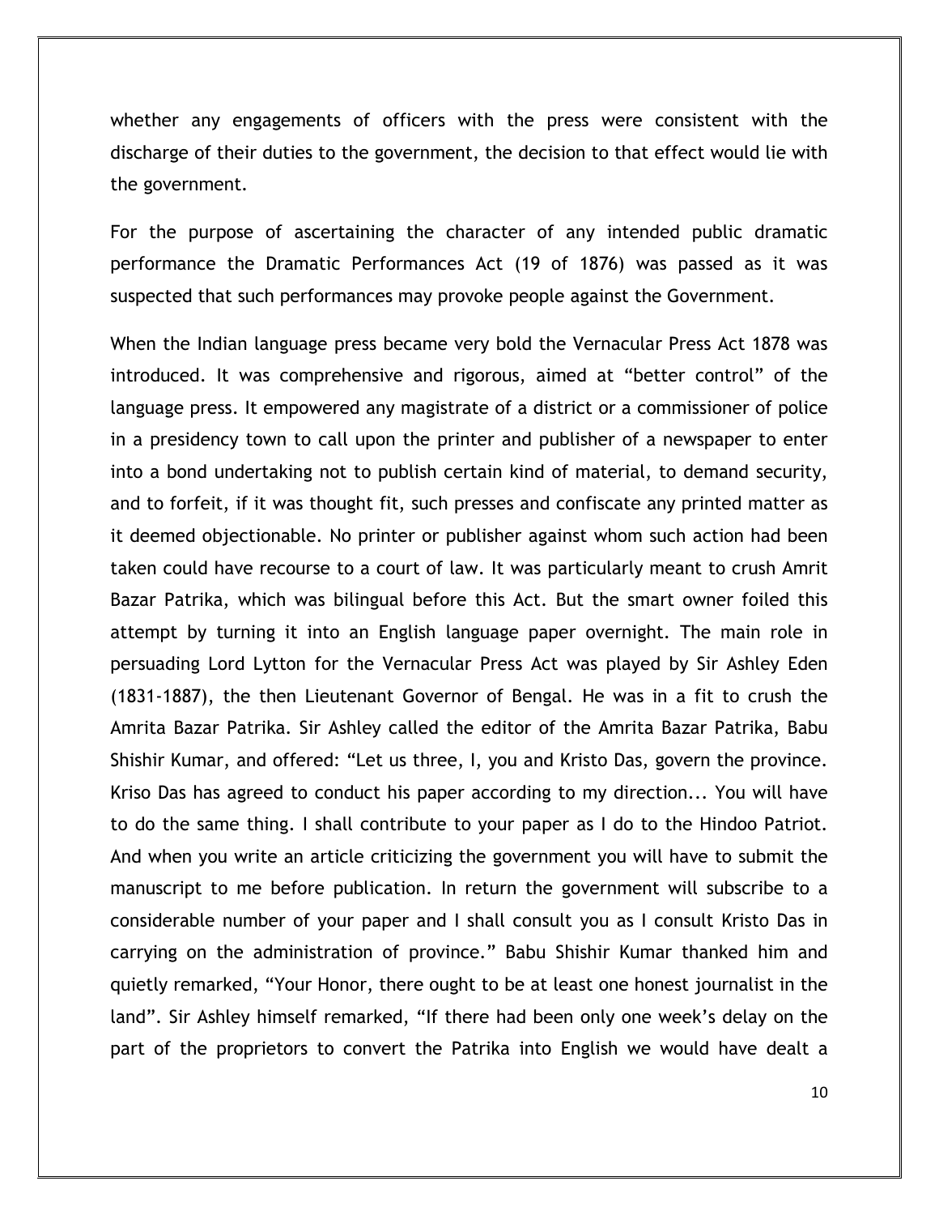whether any engagements of officers with the press were consistent with the discharge of their duties to the government, the decision to that effect would lie with the government.

For the purpose of ascertaining the character of any intended public dramatic performance the Dramatic Performances Act (19 of 1876) was passed as it was suspected that such performances may provoke people against the Government.

When the Indian language press became very bold the Vernacular Press Act 1878 was introduced. It was comprehensive and rigorous, aimed at "better control" of the language press. It empowered any magistrate of a district or a commissioner of police in a presidency town to call upon the printer and publisher of a newspaper to enter into a bond undertaking not to publish certain kind of material, to demand security, and to forfeit, if it was thought fit, such presses and confiscate any printed matter as it deemed objectionable. No printer or publisher against whom such action had been taken could have recourse to a court of law. It was particularly meant to crush Amrit Bazar Patrika, which was bilingual before this Act. But the smart owner foiled this attempt by turning it into an English language paper overnight. The main role in persuading Lord Lytton for the Vernacular Press Act was played by Sir Ashley Eden (1831-1887), the then Lieutenant Governor of Bengal. He was in a fit to crush the Amrita Bazar Patrika. Sir Ashley called the editor of the Amrita Bazar Patrika, Babu Shishir Kumar, and offered: "Let us three, I, you and Kristo Das, govern the province. Kriso Das has agreed to conduct his paper according to my direction... You will have to do the same thing. I shall contribute to your paper as I do to the Hindoo Patriot. And when you write an article criticizing the government you will have to submit the manuscript to me before publication. In return the government will subscribe to a considerable number of your paper and I shall consult you as I consult Kristo Das in carrying on the administration of province." Babu Shishir Kumar thanked him and quietly remarked, "Your Honor, there ought to be at least one honest journalist in the land". Sir Ashley himself remarked, "If there had been only one week's delay on the part of the proprietors to convert the Patrika into English we would have dealt a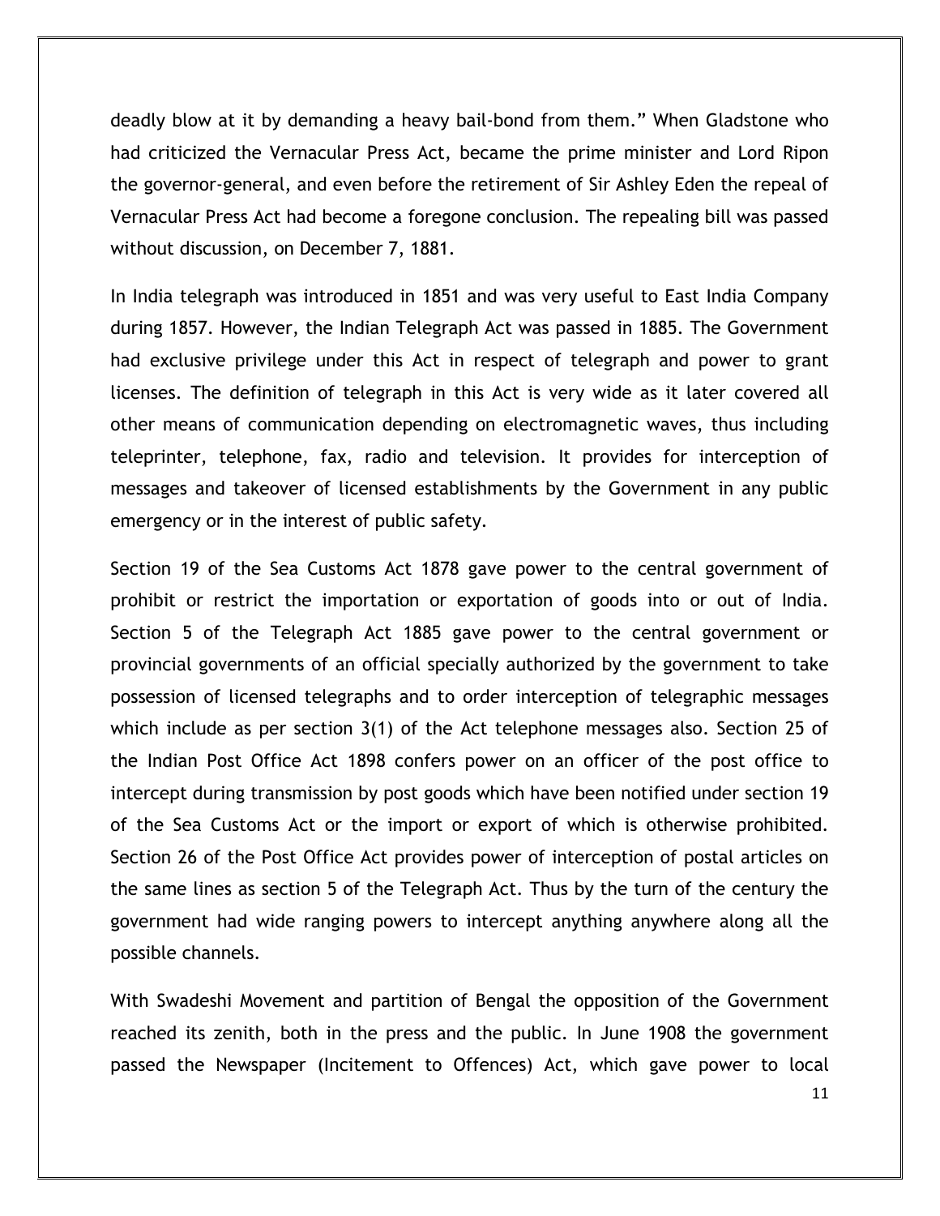deadly blow at it by demanding a heavy bail-bond from them." When Gladstone who had criticized the Vernacular Press Act, became the prime minister and Lord Ripon the governor-general, and even before the retirement of Sir Ashley Eden the repeal of Vernacular Press Act had become a foregone conclusion. The repealing bill was passed without discussion, on December 7, 1881.

In India telegraph was introduced in 1851 and was very useful to East India Company during 1857. However, the Indian Telegraph Act was passed in 1885. The Government had exclusive privilege under this Act in respect of telegraph and power to grant licenses. The definition of telegraph in this Act is very wide as it later covered all other means of communication depending on electromagnetic waves, thus including teleprinter, telephone, fax, radio and television. It provides for interception of messages and takeover of licensed establishments by the Government in any public emergency or in the interest of public safety.

Section 19 of the Sea Customs Act 1878 gave power to the central government of prohibit or restrict the importation or exportation of goods into or out of India. Section 5 of the Telegraph Act 1885 gave power to the central government or provincial governments of an official specially authorized by the government to take possession of licensed telegraphs and to order interception of telegraphic messages which include as per section 3(1) of the Act telephone messages also. Section 25 of the Indian Post Office Act 1898 confers power on an officer of the post office to intercept during transmission by post goods which have been notified under section 19 of the Sea Customs Act or the import or export of which is otherwise prohibited. Section 26 of the Post Office Act provides power of interception of postal articles on the same lines as section 5 of the Telegraph Act. Thus by the turn of the century the government had wide ranging powers to intercept anything anywhere along all the possible channels.

With Swadeshi Movement and partition of Bengal the opposition of the Government reached its zenith, both in the press and the public. In June 1908 the government passed the Newspaper (Incitement to Offences) Act, which gave power to local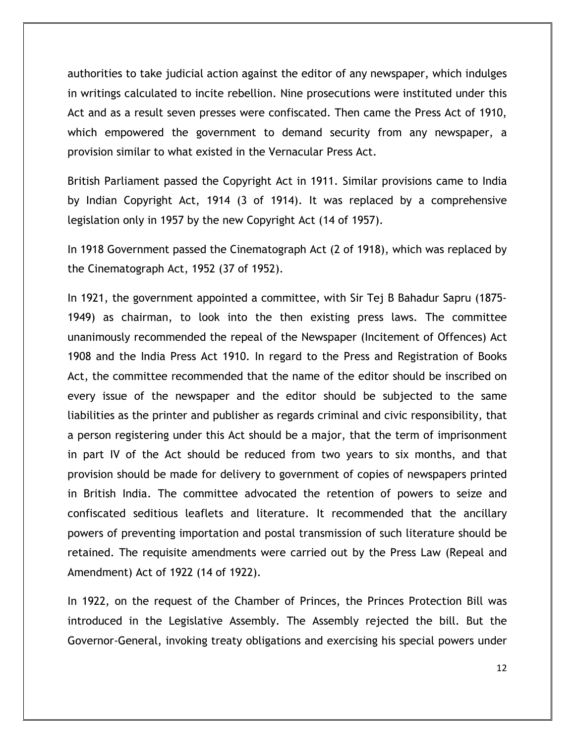authorities to take judicial action against the editor of any newspaper, which indulges in writings calculated to incite rebellion. Nine prosecutions were instituted under this Act and as a result seven presses were confiscated. Then came the Press Act of 1910, which empowered the government to demand security from any newspaper, a provision similar to what existed in the Vernacular Press Act.

British Parliament passed the Copyright Act in 1911. Similar provisions came to India by Indian Copyright Act, 1914 (3 of 1914). It was replaced by a comprehensive legislation only in 1957 by the new Copyright Act (14 of 1957).

In 1918 Government passed the Cinematograph Act (2 of 1918), which was replaced by the Cinematograph Act, 1952 (37 of 1952).

In 1921, the government appointed a committee, with Sir Tej B Bahadur Sapru (1875-1949) as chairman, to look into the then existing press laws. The committee unanimously recommended the repeal of the Newspaper (Incitement of Offences) Act 1908 and the India Press Act 1910. In regard to the Press and Registration of Books Act, the committee recommended that the name of the editor should be inscribed on every issue of the newspaper and the editor should be subjected to the same liabilities as the printer and publisher as regards criminal and civic responsibility, that a person registering under this Act should be a major, that the term of imprisonment in part IV of the Act should be reduced from two years to six months, and that provision should be made for delivery to government of copies of newspapers printed in British India. The committee advocated the retention of powers to seize and confiscated seditious leaflets and literature. It recommended that the ancillary powers of preventing importation and postal transmission of such literature should be retained. The requisite amendments were carried out by the Press Law (Repeal and Amendment) Act of 1922 (14 of 1922).

In 1922, on the request of the Chamber of Princes, the Princes Protection Bill was introduced in the Legislative Assembly. The Assembly rejected the bill. But the Governor-General, invoking treaty obligations and exercising his special powers under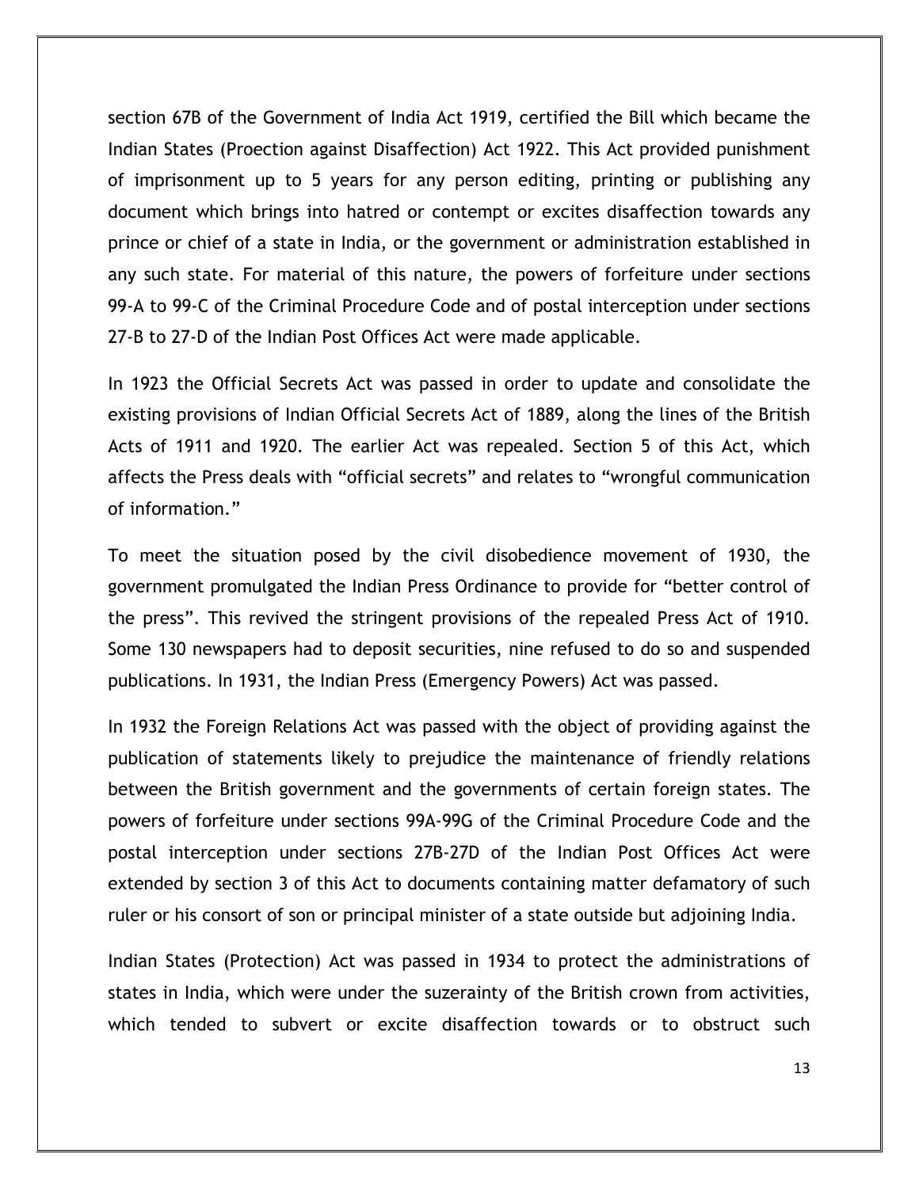section 67B of the Government of India Act 1919, certified the Bill which became the Indian States (Proection against Disaffection) Act 1922. This Act provided punishment of imprisonment up to 5 years for any person editing, printing or publishing any document which brings into hatred or contempt or excites disaffection towards any prince or chief of a state in India, or the government or administration established in any such state. For material of this nature, the powers of forfeiture under sections 99-A to 99-C of the Criminal Procedure Code and of postal interception under sections 27-B to 27-D of the Indian Post Offices Act were made applicable.

In 1923 the Official Secrets Act was passed in order to update and consolidate the existing provisions of Indian Official Secrets Act of 1889, along the lines of the British Acts of 1911 and 1920. The earlier Act was repealed. Section 5 of this Act, which affects the Press deals with "official secrets" and relates to "wrongful communication of information."

To meet the situation posed by the civil disobedience movement of 1930, the government promulgated the Indian Press Ordinance to provide for "better control of the press". This revived the stringent provisions of the repealed Press Act of 1910. Some 130 newspapers had to deposit securities, nine refused to do so and suspended publications. In 1931, the Indian Press (Emergency Powers) Act was passed.

In 1932 the Foreign Relations Act was passed with the object of providing against the publication of statements likely to prejudice the maintenance of friendly relations between the British government and the governments of certain foreign states. The powers of forfeiture under sections 99A-99G of the Criminal Procedure Code and the postal interception under sections 27B-27D of the Indian Post Offices Act were extended by section 3 of this Act to documents containing matter defamatory of such ruler or his consort of son or principal minister of a state outside but adjoining India.

Indian States (Protection) Act was passed in 1934 to protect the administrations of states in India, which were under the suzerainty of the British crown from activities, which tended to subvert or excite disaffection towards or to obstruct such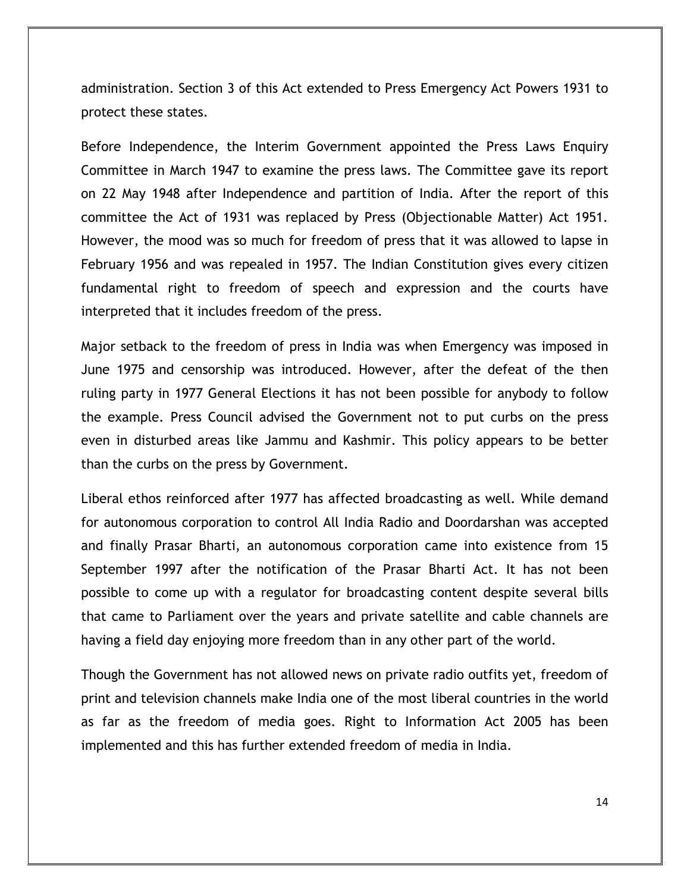administration. Section 3 of this Act extended to Press Emergency Act Powers 1931 to protect these states.

Before Independence, the Interim Government appointed the Press Laws Enquiry Committee in March 1947 to examine the press laws. The Committee gave its report on 22 May 1948 after Independence and partition of India. After the report of this committee the Act of 1931 was replaced by Press (Objectionable Matter) Act 1951. However, the mood was so much for freedom of press that it was allowed to lapse in February 1956 and was repealed in 1957. The Indian Constitution gives every citizen fundamental right to freedom of speech and expression and the courts have interpreted that it includes freedom of the press.

Major setback to the freedom of press in India was when Emergency was imposed in June 1975 and censorship was introduced. However, after the defeat of the then ruling party in 1977 General Elections it has not been possible for anybody to follow the example. Press Council advised the Government not to put curbs on the press even in disturbed areas like Jammu and Kashmir. This policy appears to be better than the curbs on the press by Government.

Liberal ethos reinforced after 1977 has affected broadcasting as well. While demand for autonomous corporation to control All India Radio and Doordarshan was accepted and finally Prasar Bharti, an autonomous corporation came into existence from 15 September 1997 after the notification of the Prasar Bharti Act. It has not been possible to come up with a regulator for broadcasting content despite several bills that came to Parliament over the years and private satellite and cable channels are having a field day enjoying more freedom than in any other part of the world.

Though the Government has not allowed news on private radio outfits yet, freedom of print and television channels make India one of the most liberal countries in the world as far as the freedom of media goes. Right to Information Act 2005 has been implemented and this has further extended freedom of media in India.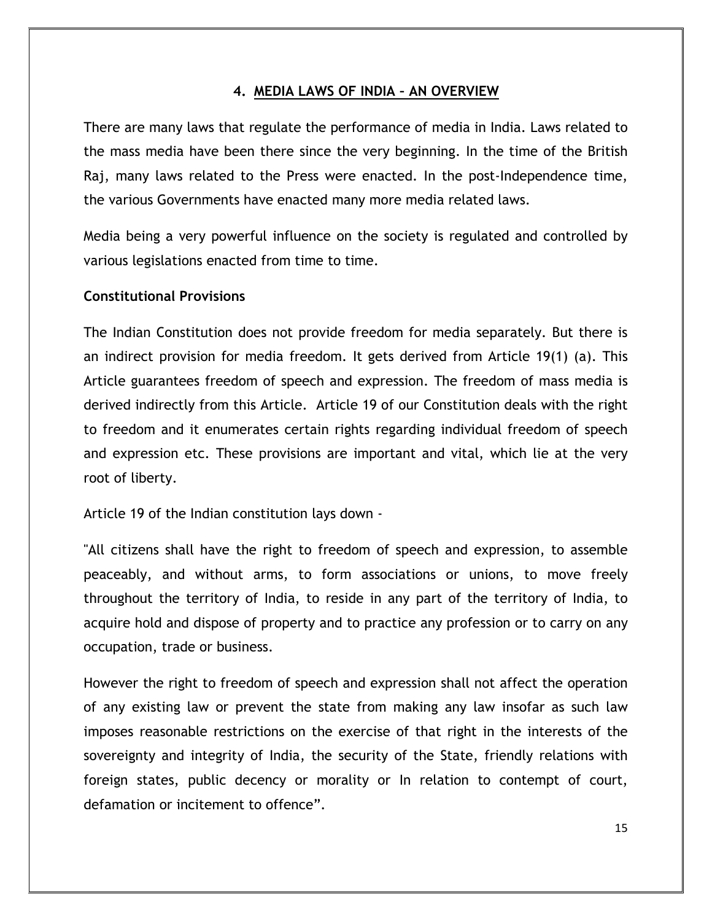## 4. MEDIA LAWS OF INDIA – AN OVERVIEW

There are many laws that regulate the performance of media in India. Laws related to the mass media have been there since the very beginning. In the time of the British Raj, many laws related to the Press were enacted. In the post-Independence time, the various Governments have enacted many more media related laws.

Media being a very powerful influence on the society is regulated and controlled by various legislations enacted from time to time.

**Constitutional Provisions**

The Indian Constitution does not provide freedom for media separately. But there is an indirect provision for media freedom. It gets derived from Article 19(1) (a). This Article guarantees freedom of speech and expression. The freedom of mass media is derived indirectly from this Article. Article 19 of our Constitution deals with the right to freedom and it enumerates certain rights regarding individual freedom of speech and expression etc. These provisions are important and vital, which lie at the very root of liberty.

Article 19 of the Indian constitution lays down -

"All citizens shall have the right to freedom of speech and expression, to assemble peaceably, and without arms, to form associations or unions, to move freely throughout the territory of India, to reside in any part of the territory of India, to acquire hold and dispose of property and to practice any profession or to carry on any occupation, trade or business.

However the right to freedom of speech and expression shall not affect the operation of any existing law or prevent the state from making any law insofar as such law imposes reasonable restrictions on the exercise of that right in the interests of the sovereignty and integrity of India, the security of the State, friendly relations with foreign states, public decency or morality or In relation to contempt of court, defamation or incitement to offence".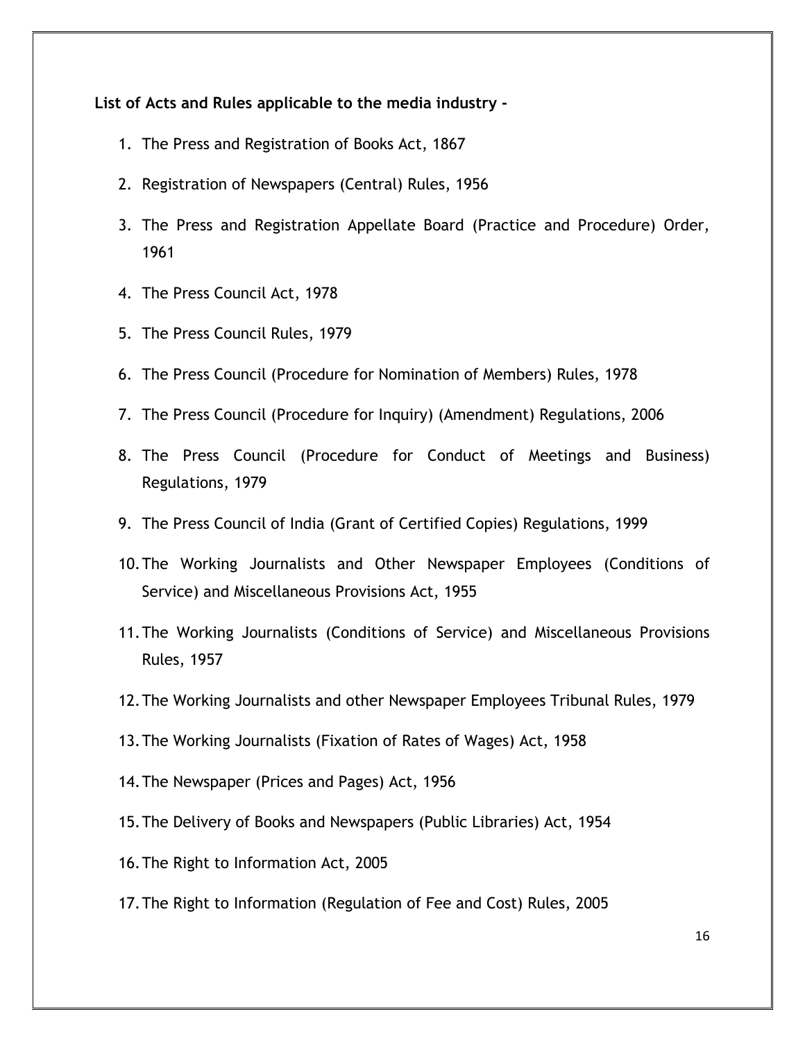**List of Acts and Rules applicable to the media industry -**

1. The Press and Registration of Books Act, 1867
2. Registration of Newspapers (Central) Rules, 1956
3. The Press and Registration Appellate Board (Practice and Procedure) Order, 1961
4. The Press Council Act, 1978
5. The Press Council Rules, 1979
6. The Press Council (Procedure for Nomination of Members) Rules, 1978
7. The Press Council (Procedure for Inquiry) (Amendment) Regulations, 2006
8. The Press Council (Procedure for Conduct of Meetings and Business) Regulations, 1979
9. The Press Council of India (Grant of Certified Copies) Regulations, 1999
10. The Working Journalists and Other Newspaper Employees (Conditions of Service) and Miscellaneous Provisions Act, 1955
11. The Working Journalists (Conditions of Service) and Miscellaneous Provisions Rules, 1957
12. The Working Journalists and other Newspaper Employees Tribunal Rules, 1979
13. The Working Journalists (Fixation of Rates of Wages) Act, 1958
14. The Newspaper (Prices and Pages) Act, 1956
15. The Delivery of Books and Newspapers (Public Libraries) Act, 1954
16. The Right to Information Act, 2005
17. The Right to Information (Regulation of Fee and Cost) Rules, 2005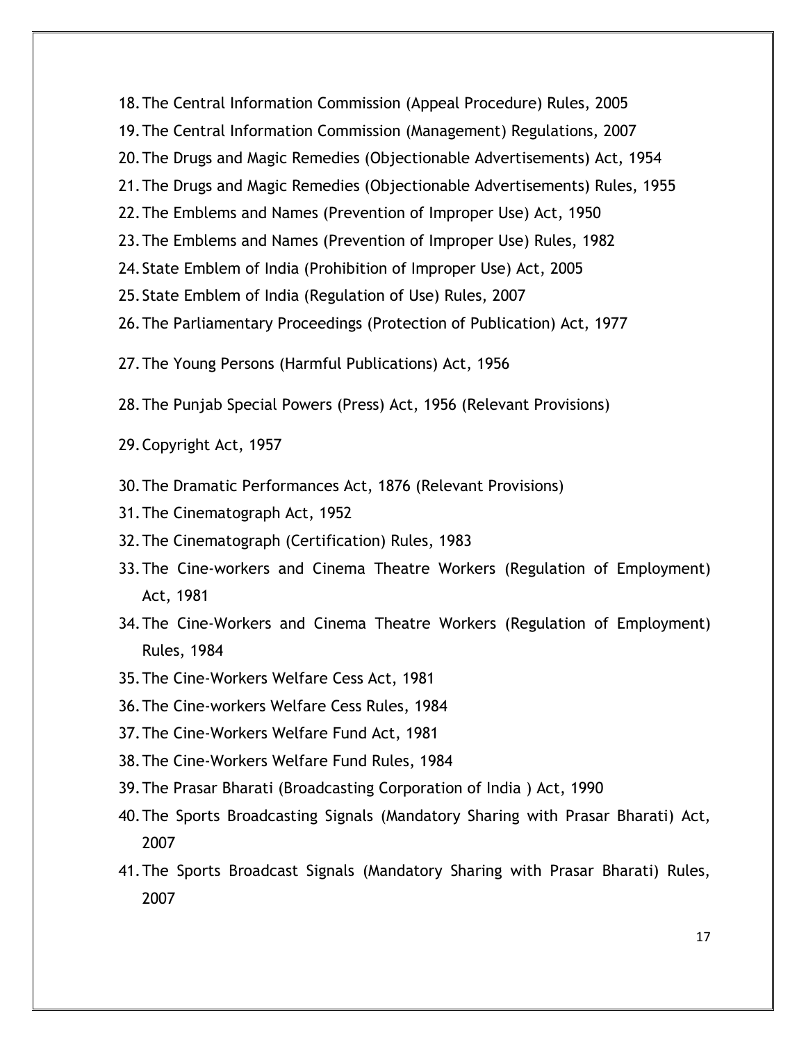18. The Central Information Commission (Appeal Procedure) Rules, 2005
19. The Central Information Commission (Management) Regulations, 2007
20. The Drugs and Magic Remedies (Objectionable Advertisements) Act, 1954
21. The Drugs and Magic Remedies (Objectionable Advertisements) Rules, 1955
22. The Emblems and Names (Prevention of Improper Use) Act, 1950
23. The Emblems and Names (Prevention of Improper Use) Rules, 1982
24. State Emblem of India (Prohibition of Improper Use) Act, 2005
25. State Emblem of India (Regulation of Use) Rules, 2007
26. The Parliamentary Proceedings (Protection of Publication) Act, 1977
27. The Young Persons (Harmful Publications) Act, 1956
28. The Punjab Special Powers (Press) Act, 1956 (Relevant Provisions)
29. Copyright Act, 1957
30. The Dramatic Performances Act, 1876 (Relevant Provisions)
31. The Cinematograph Act, 1952
32. The Cinematograph (Certification) Rules, 1983
33. The Cine-workers and Cinema Theatre Workers (Regulation of Employment) Act, 1981
34. The Cine-Workers and Cinema Theatre Workers (Regulation of Employment) Rules, 1984
35. The Cine-Workers Welfare Cess Act, 1981
36. The Cine-workers Welfare Cess Rules, 1984
37. The Cine-Workers Welfare Fund Act, 1981
38. The Cine-Workers Welfare Fund Rules, 1984
39. The Prasar Bharati (Broadcasting Corporation of India ) Act, 1990
40. The Sports Broadcasting Signals (Mandatory Sharing with Prasar Bharati) Act, 2007
41. The Sports Broadcast Signals (Mandatory Sharing with Prasar Bharati) Rules, 2007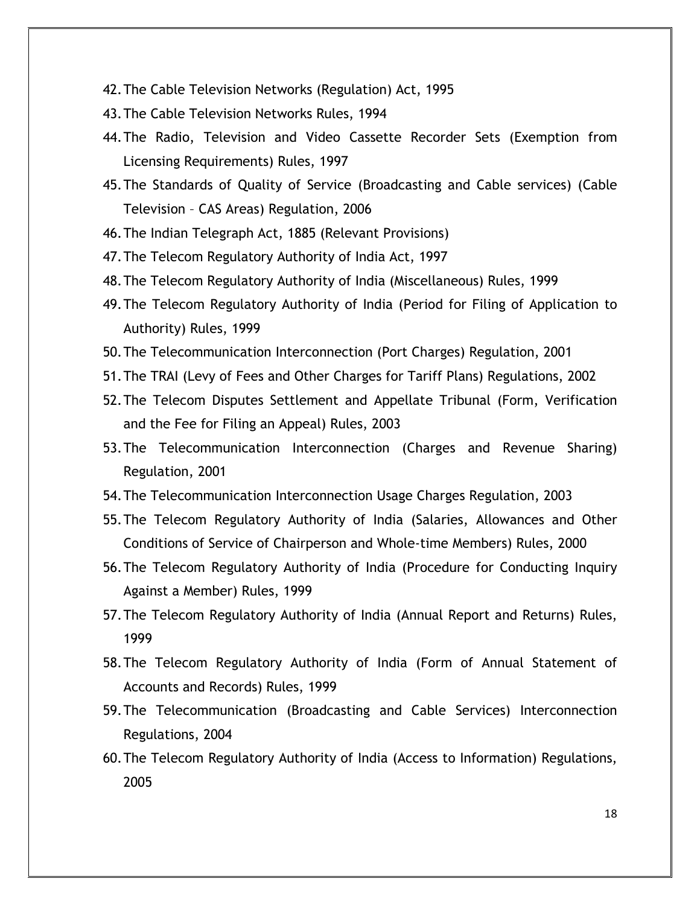42. The Cable Television Networks (Regulation) Act, 1995
43. The Cable Television Networks Rules, 1994
44. The Radio, Television and Video Cassette Recorder Sets (Exemption from Licensing Requirements) Rules, 1997
45. The Standards of Quality of Service (Broadcasting and Cable services) (Cable Television – CAS Areas) Regulation, 2006
46. The Indian Telegraph Act, 1885 (Relevant Provisions)
47. The Telecom Regulatory Authority of India Act, 1997
48. The Telecom Regulatory Authority of India (Miscellaneous) Rules, 1999
49. The Telecom Regulatory Authority of India (Period for Filing of Application to Authority) Rules, 1999
50. The Telecommunication Interconnection (Port Charges) Regulation, 2001
51. The TRAI (Levy of Fees and Other Charges for Tariff Plans) Regulations, 2002
52. The Telecom Disputes Settlement and Appellate Tribunal (Form, Verification and the Fee for Filing an Appeal) Rules, 2003
53. The Telecommunication Interconnection (Charges and Revenue Sharing) Regulation, 2001
54. The Telecommunication Interconnection Usage Charges Regulation, 2003
55. The Telecom Regulatory Authority of India (Salaries, Allowances and Other Conditions of Service of Chairperson and Whole-time Members) Rules, 2000
56. The Telecom Regulatory Authority of India (Procedure for Conducting Inquiry Against a Member) Rules, 1999
57. The Telecom Regulatory Authority of India (Annual Report and Returns) Rules, 1999
58. The Telecom Regulatory Authority of India (Form of Annual Statement of Accounts and Records) Rules, 1999
59. The Telecommunication (Broadcasting and Cable Services) Interconnection Regulations, 2004
60. The Telecom Regulatory Authority of India (Access to Information) Regulations, 2005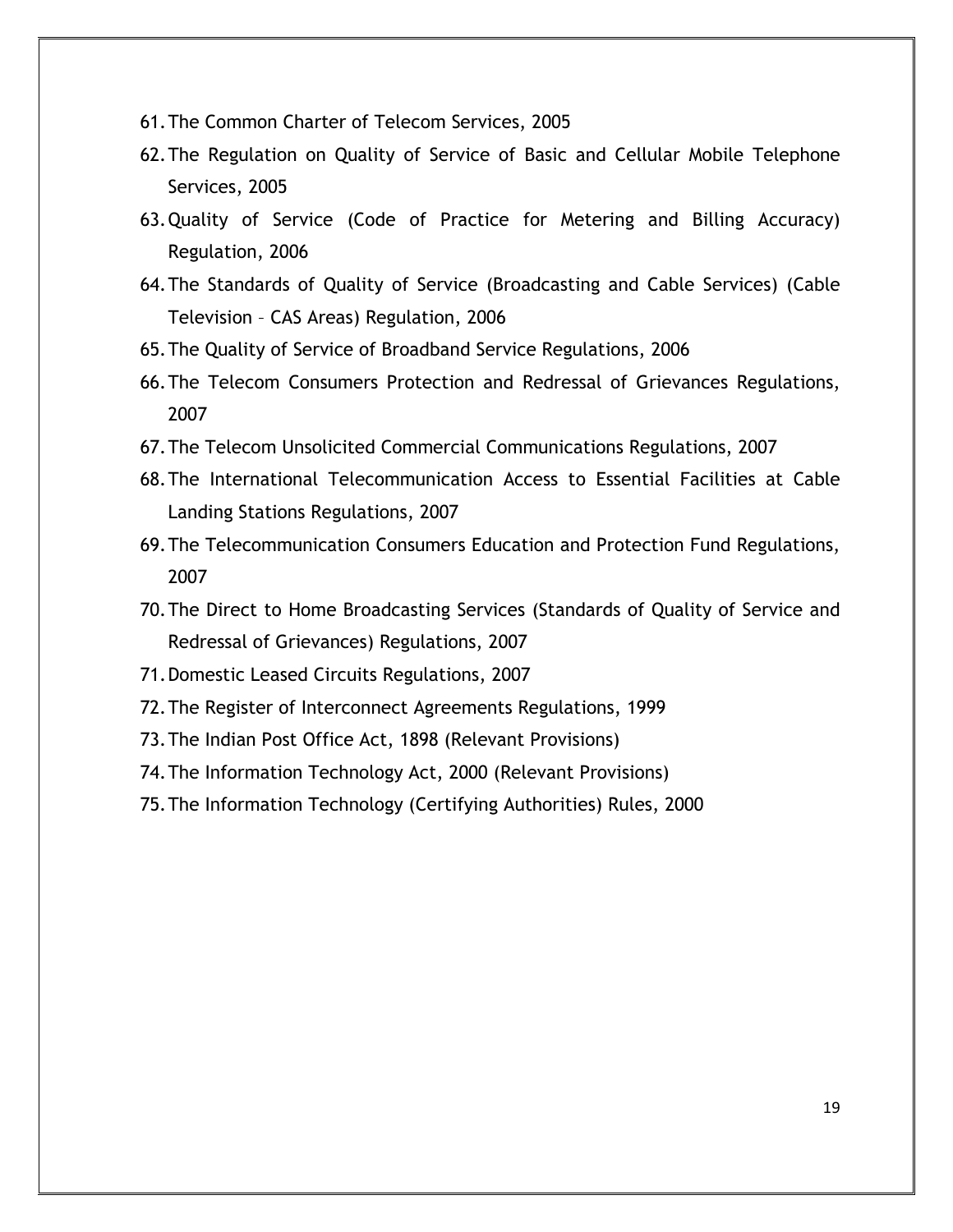61. The Common Charter of Telecom Services, 2005
62. The Regulation on Quality of Service of Basic and Cellular Mobile Telephone Services, 2005
63. Quality of Service (Code of Practice for Metering and Billing Accuracy) Regulation, 2006
64. The Standards of Quality of Service (Broadcasting and Cable Services) (Cable Television – CAS Areas) Regulation, 2006
65. The Quality of Service of Broadband Service Regulations, 2006
66. The Telecom Consumers Protection and Redressal of Grievances Regulations, 2007
67. The Telecom Unsolicited Commercial Communications Regulations, 2007
68. The International Telecommunication Access to Essential Facilities at Cable Landing Stations Regulations, 2007
69. The Telecommunication Consumers Education and Protection Fund Regulations, 2007
70. The Direct to Home Broadcasting Services (Standards of Quality of Service and Redressal of Grievances) Regulations, 2007
71. Domestic Leased Circuits Regulations, 2007
72. The Register of Interconnect Agreements Regulations, 1999
73. The Indian Post Office Act, 1898 (Relevant Provisions)
74. The Information Technology Act, 2000 (Relevant Provisions)
75. The Information Technology (Certifying Authorities) Rules, 2000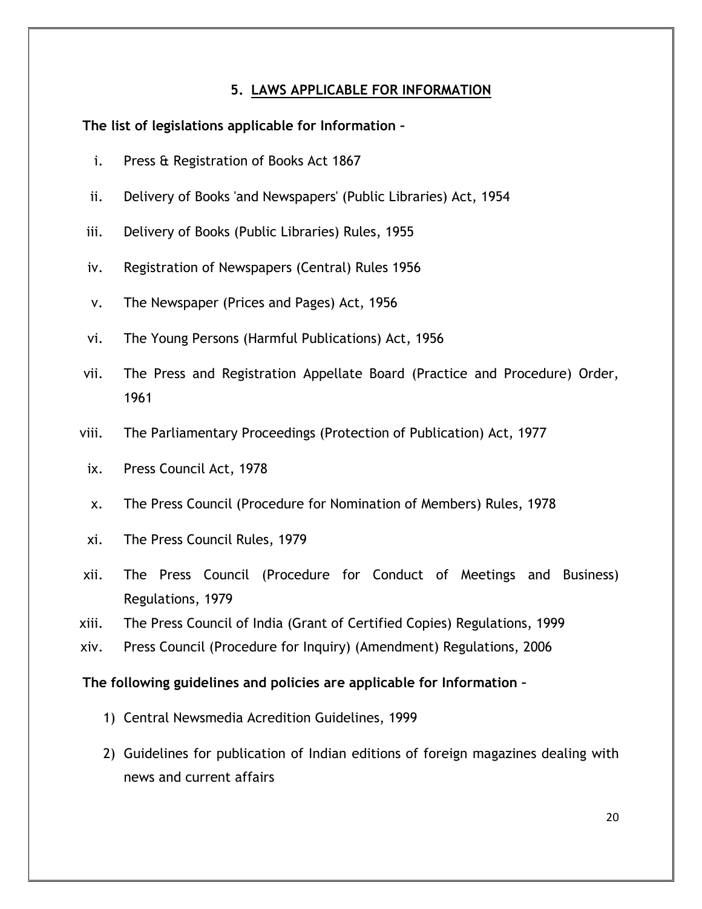## 5. LAWS APPLICABLE FOR INFORMATION

**The list of legislations applicable for Information –**

i. Press & Registration of Books Act 1867

ii. Delivery of Books 'and Newspapers' (Public Libraries) Act, 1954

iii. Delivery of Books (Public Libraries) Rules, 1955

iv. Registration of Newspapers (Central) Rules 1956

v. The Newspaper (Prices and Pages) Act, 1956

vi. The Young Persons (Harmful Publications) Act, 1956

vii. The Press and Registration Appellate Board (Practice and Procedure) Order, 1961

viii. The Parliamentary Proceedings (Protection of Publication) Act, 1977

ix. Press Council Act, 1978

x. The Press Council (Procedure for Nomination of Members) Rules, 1978

xi. The Press Council Rules, 1979

xii. The Press Council (Procedure for Conduct of Meetings and Business) Regulations, 1979

xiii. The Press Council of India (Grant of Certified Copies) Regulations, 1999

xiv. Press Council (Procedure for Inquiry) (Amendment) Regulations, 2006

**The following guidelines and policies are applicable for Information –**

1) Central Newsmedia Acredition Guidelines, 1999

2) Guidelines for publication of Indian editions of foreign magazines dealing with news and current affairs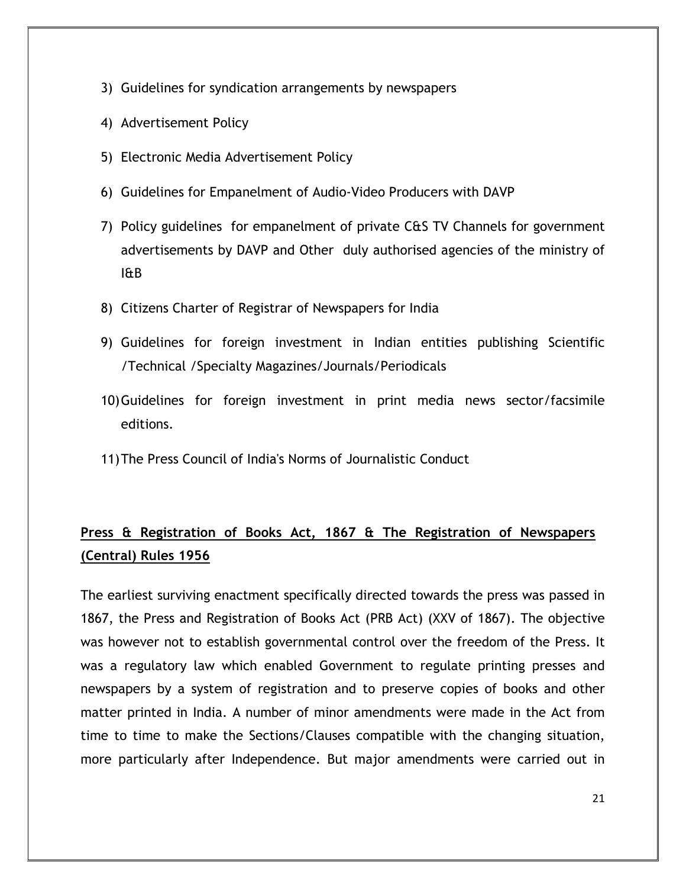3) Guidelines for syndication arrangements by newspapers

4) Advertisement Policy

5) Electronic Media Advertisement Policy

6) Guidelines for Empanelment of Audio-Video Producers with DAVP

7) Policy guidelines for empanelment of private C&S TV Channels for government advertisements by DAVP and Other duly authorised agencies of the ministry of I&B

8) Citizens Charter of Registrar of Newspapers for India

9) Guidelines for foreign investment in Indian entities publishing Scientific /Technical /Specialty Magazines/Journals/Periodicals

10) Guidelines for foreign investment in print media news sector/facsimile editions.

11) The Press Council of India's Norms of Journalistic Conduct

**<u>Press & Registration of Books Act, 1867 & The Registration of Newspapers (Central) Rules 1956</u>**

The earliest surviving enactment specifically directed towards the press was passed in 1867, the Press and Registration of Books Act (PRB Act) (XXV of 1867). The objective was however not to establish governmental control over the freedom of the Press. It was a regulatory law which enabled Government to regulate printing presses and newspapers by a system of registration and to preserve copies of books and other matter printed in India. A number of minor amendments were made in the Act from time to time to make the Sections/Clauses compatible with the changing situation, more particularly after Independence. But major amendments were carried out in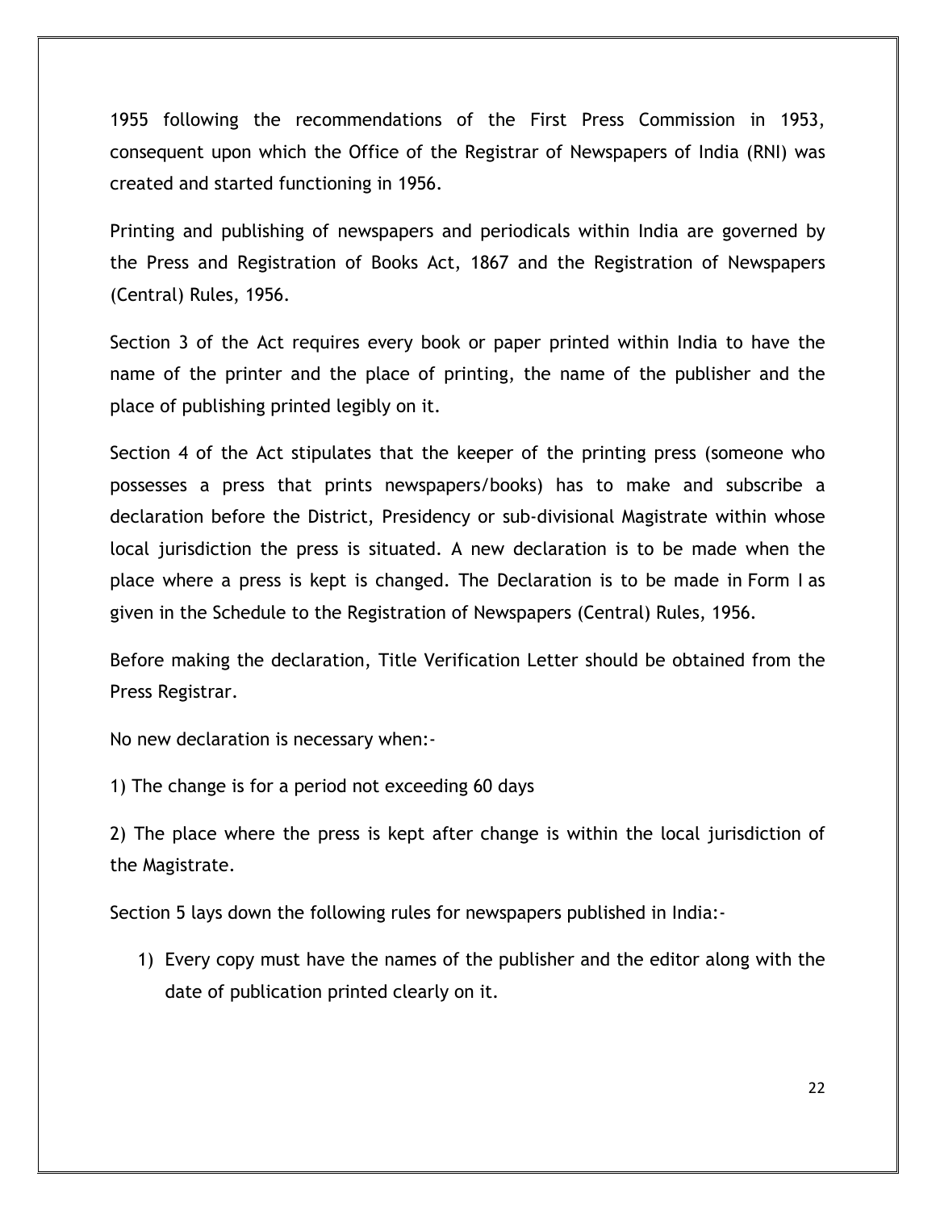1955 following the recommendations of the First Press Commission in 1953, consequent upon which the Office of the Registrar of Newspapers of India (RNI) was created and started functioning in 1956.

Printing and publishing of newspapers and periodicals within India are governed by the Press and Registration of Books Act, 1867 and the Registration of Newspapers (Central) Rules, 1956.

Section 3 of the Act requires every book or paper printed within India to have the name of the printer and the place of printing, the name of the publisher and the place of publishing printed legibly on it.

Section 4 of the Act stipulates that the keeper of the printing press (someone who possesses a press that prints newspapers/books) has to make and subscribe a declaration before the District, Presidency or sub-divisional Magistrate within whose local jurisdiction the press is situated. A new declaration is to be made when the place where a press is kept is changed. The Declaration is to be made in Form I as given in the Schedule to the Registration of Newspapers (Central) Rules, 1956.

Before making the declaration, Title Verification Letter should be obtained from the Press Registrar.

No new declaration is necessary when:-

1) The change is for a period not exceeding 60 days

2) The place where the press is kept after change is within the local jurisdiction of the Magistrate.

Section 5 lays down the following rules for newspapers published in India:-

1) Every copy must have the names of the publisher and the editor along with the date of publication printed clearly on it.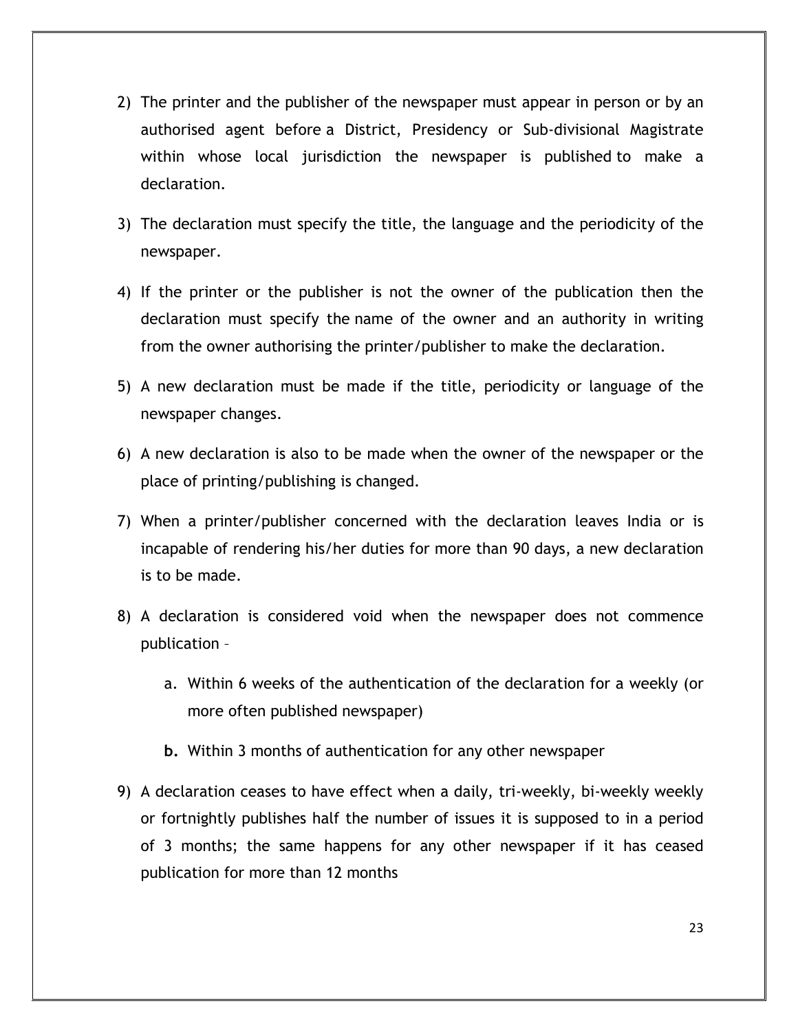2) The printer and the publisher of the newspaper must appear in person or by an authorised agent before a District, Presidency or Sub-divisional Magistrate within whose local jurisdiction the newspaper is published to make a declaration.

3) The declaration must specify the title, the language and the periodicity of the newspaper.

4) If the printer or the publisher is not the owner of the publication then the declaration must specify the name of the owner and an authority in writing from the owner authorising the printer/publisher to make the declaration.

5) A new declaration must be made if the title, periodicity or language of the newspaper changes.

6) A new declaration is also to be made when the owner of the newspaper or the place of printing/publishing is changed.

7) When a printer/publisher concerned with the declaration leaves India or is incapable of rendering his/her duties for more than 90 days, a new declaration is to be made.

8) A declaration is considered void when the newspaper does not commence publication –

   a. Within 6 weeks of the authentication of the declaration for a weekly (or more often published newspaper)

   **b.** Within 3 months of authentication for any other newspaper

9) A declaration ceases to have effect when a daily, tri-weekly, bi-weekly weekly or fortnightly publishes half the number of issues it is supposed to in a period of 3 months; the same happens for any other newspaper if it has ceased publication for more than 12 months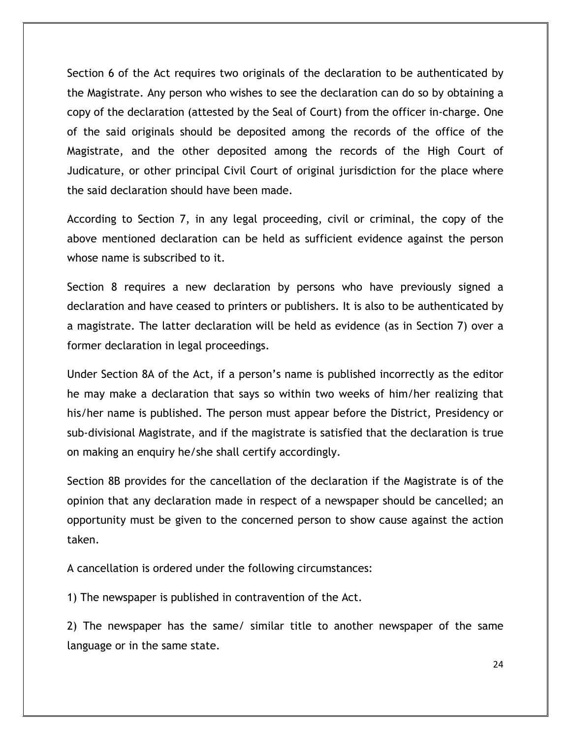Section 6 of the Act requires two originals of the declaration to be authenticated by the Magistrate. Any person who wishes to see the declaration can do so by obtaining a copy of the declaration (attested by the Seal of Court) from the officer in-charge. One of the said originals should be deposited among the records of the office of the Magistrate, and the other deposited among the records of the High Court of Judicature, or other principal Civil Court of original jurisdiction for the place where the said declaration should have been made.

According to Section 7, in any legal proceeding, civil or criminal, the copy of the above mentioned declaration can be held as sufficient evidence against the person whose name is subscribed to it.

Section 8 requires a new declaration by persons who have previously signed a declaration and have ceased to printers or publishers. It is also to be authenticated by a magistrate. The latter declaration will be held as evidence (as in Section 7) over a former declaration in legal proceedings.

Under Section 8A of the Act, if a person's name is published incorrectly as the editor he may make a declaration that says so within two weeks of him/her realizing that his/her name is published. The person must appear before the District, Presidency or sub-divisional Magistrate, and if the magistrate is satisfied that the declaration is true on making an enquiry he/she shall certify accordingly.

Section 8B provides for the cancellation of the declaration if the Magistrate is of the opinion that any declaration made in respect of a newspaper should be cancelled; an opportunity must be given to the concerned person to show cause against the action taken.

A cancellation is ordered under the following circumstances:

1) The newspaper is published in contravention of the Act.

2) The newspaper has the same/ similar title to another newspaper of the same language or in the same state.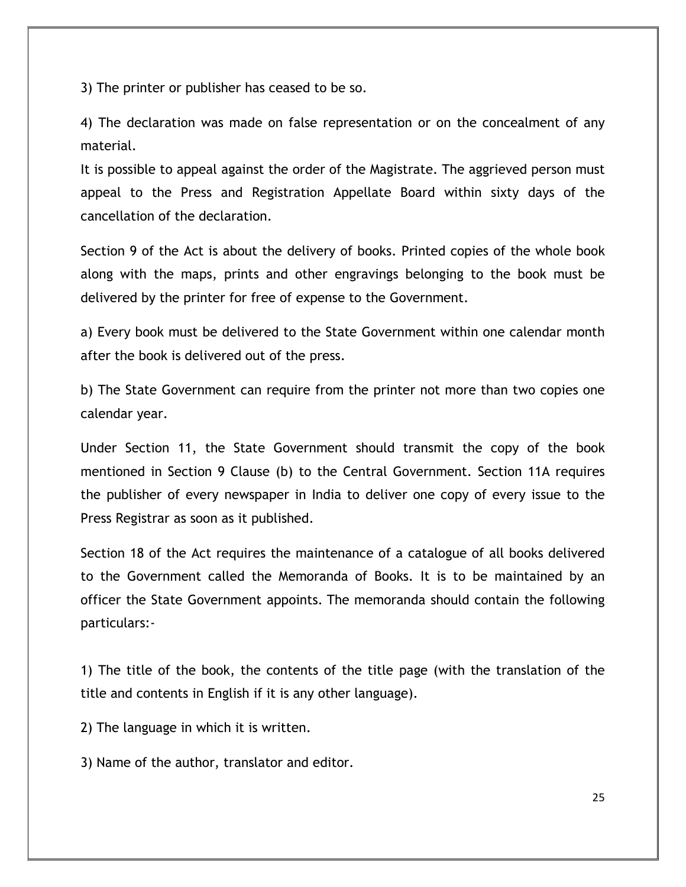3) The printer or publisher has ceased to be so.

4) The declaration was made on false representation or on the concealment of any material.

It is possible to appeal against the order of the Magistrate. The aggrieved person must appeal to the Press and Registration Appellate Board within sixty days of the cancellation of the declaration.

Section 9 of the Act is about the delivery of books. Printed copies of the whole book along with the maps, prints and other engravings belonging to the book must be delivered by the printer for free of expense to the Government.

a) Every book must be delivered to the State Government within one calendar month after the book is delivered out of the press.

b) The State Government can require from the printer not more than two copies one calendar year.

Under Section 11, the State Government should transmit the copy of the book mentioned in Section 9 Clause (b) to the Central Government. Section 11A requires the publisher of every newspaper in India to deliver one copy of every issue to the Press Registrar as soon as it published.

Section 18 of the Act requires the maintenance of a catalogue of all books delivered to the Government called the Memoranda of Books. It is to be maintained by an officer the State Government appoints. The memoranda should contain the following particulars:-

1) The title of the book, the contents of the title page (with the translation of the title and contents in English if it is any other language).

2) The language in which it is written.

3) Name of the author, translator and editor.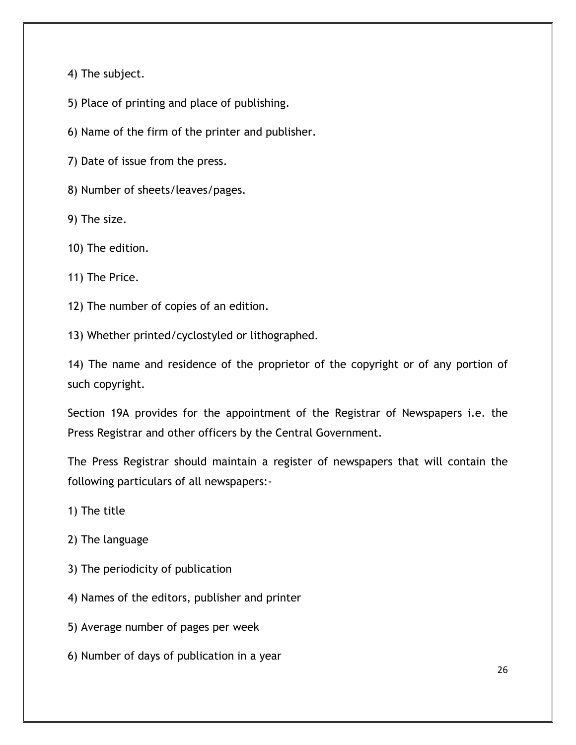4) The subject.

5) Place of printing and place of publishing.

6) Name of the firm of the printer and publisher.

7) Date of issue from the press.

8) Number of sheets/leaves/pages.

9) The size.

10) The edition.

11) The Price.

12) The number of copies of an edition.

13) Whether printed/cyclostyled or lithographed.

14) The name and residence of the proprietor of the copyright or of any portion of such copyright.

Section 19A provides for the appointment of the Registrar of Newspapers i.e. the Press Registrar and other officers by the Central Government.

The Press Registrar should maintain a register of newspapers that will contain the following particulars of all newspapers:-

1) The title

2) The language

3) The periodicity of publication

4) Names of the editors, publisher and printer

5) Average number of pages per week

6) Number of days of publication in a year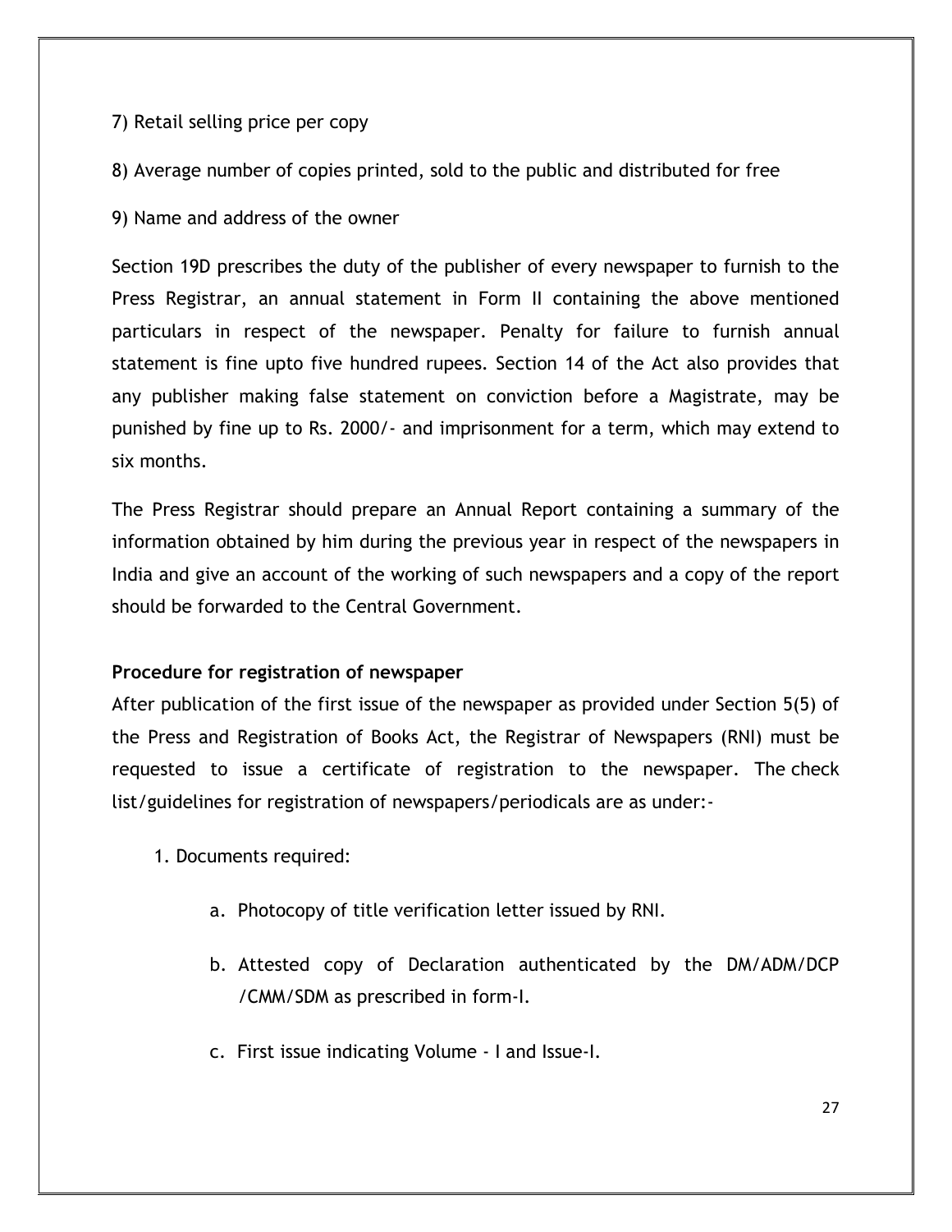7) Retail selling price per copy

8) Average number of copies printed, sold to the public and distributed for free

9) Name and address of the owner

Section 19D prescribes the duty of the publisher of every newspaper to furnish to the Press Registrar, an annual statement in Form II containing the above mentioned particulars in respect of the newspaper. Penalty for failure to furnish annual statement is fine upto five hundred rupees. Section 14 of the Act also provides that any publisher making false statement on conviction before a Magistrate, may be punished by fine up to Rs. 2000/- and imprisonment for a term, which may extend to six months.

The Press Registrar should prepare an Annual Report containing a summary of the information obtained by him during the previous year in respect of the newspapers in India and give an account of the working of such newspapers and a copy of the report should be forwarded to the Central Government.

**Procedure for registration of newspaper**

After publication of the first issue of the newspaper as provided under Section 5(5) of the Press and Registration of Books Act, the Registrar of Newspapers (RNI) must be requested to issue a certificate of registration to the newspaper. The check list/guidelines for registration of newspapers/periodicals are as under:-

1. Documents required:

    a. Photocopy of title verification letter issued by RNI.

    b. Attested copy of Declaration authenticated by the DM/ADM/DCP /CMM/SDM as prescribed in form-I.

    c. First issue indicating Volume - I and Issue-I.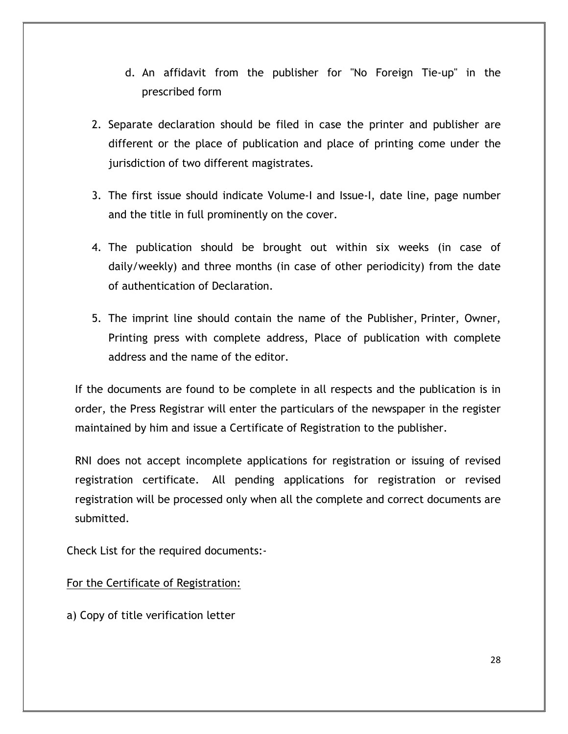d. An affidavit from the publisher for "No Foreign Tie-up" in the prescribed form

2. Separate declaration should be filed in case the printer and publisher are different or the place of publication and place of printing come under the jurisdiction of two different magistrates.

3. The first issue should indicate Volume-I and Issue-I, date line, page number and the title in full prominently on the cover.

4. The publication should be brought out within six weeks (in case of daily/weekly) and three months (in case of other periodicity) from the date of authentication of Declaration.

5. The imprint line should contain the name of the Publisher, Printer, Owner, Printing press with complete address, Place of publication with complete address and the name of the editor.

If the documents are found to be complete in all respects and the publication is in order, the Press Registrar will enter the particulars of the newspaper in the register maintained by him and issue a Certificate of Registration to the publisher.

RNI does not accept incomplete applications for registration or issuing of revised registration certificate. All pending applications for registration or revised registration will be processed only when all the complete and correct documents are submitted.

Check List for the required documents:-

<u>For the Certificate of Registration:</u>

a) Copy of title verification letter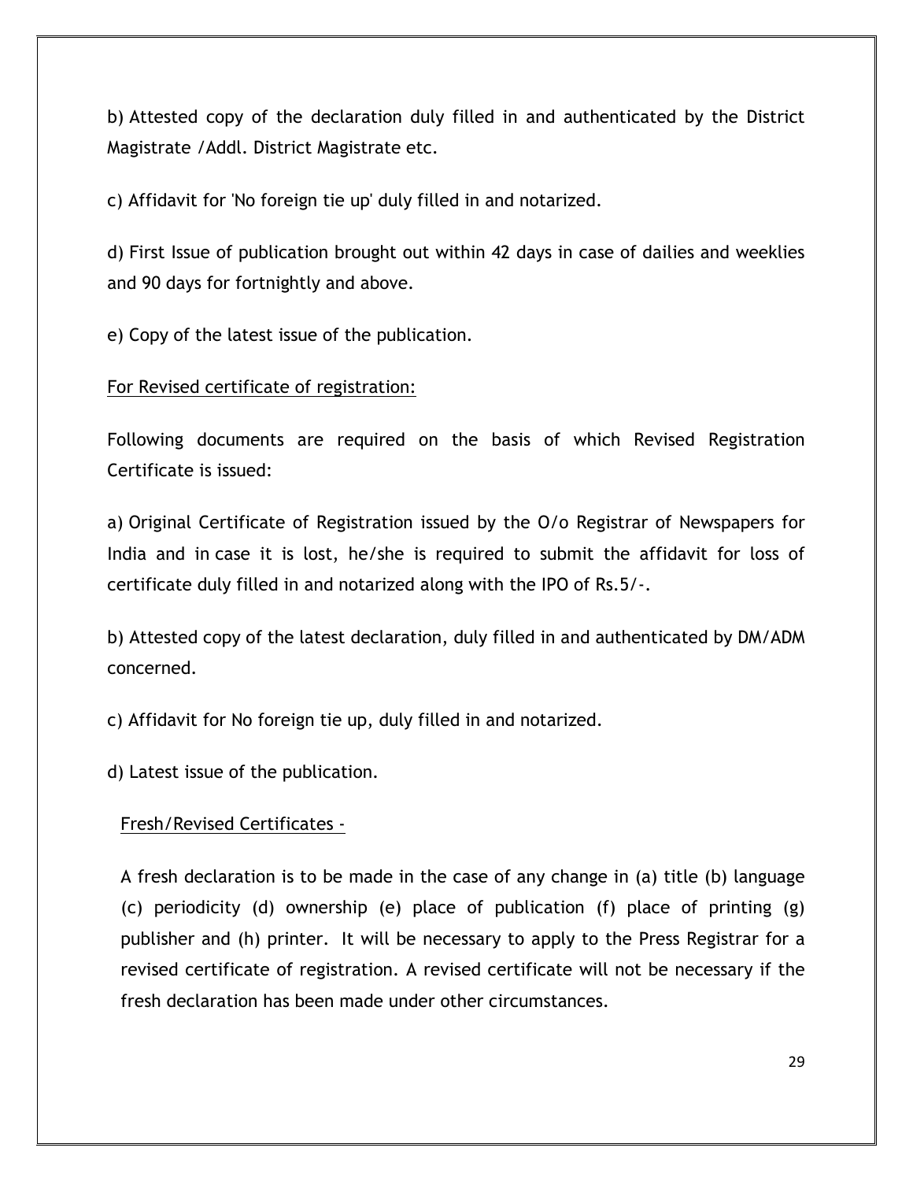b) Attested copy of the declaration duly filled in and authenticated by the District Magistrate /Addl. District Magistrate etc.

c) Affidavit for 'No foreign tie up' duly filled in and notarized.

d) First Issue of publication brought out within 42 days in case of dailies and weeklies and 90 days for fortnightly and above.

e) Copy of the latest issue of the publication.

<u>For Revised certificate of registration:</u>

Following documents are required on the basis of which Revised Registration Certificate is issued:

a) Original Certificate of Registration issued by the O/o Registrar of Newspapers for India and in case it is lost, he/she is required to submit the affidavit for loss of certificate duly filled in and notarized along with the IPO of Rs.5/-.

b) Attested copy of the latest declaration, duly filled in and authenticated by DM/ADM concerned.

c) Affidavit for No foreign tie up, duly filled in and notarized.

d) Latest issue of the publication.

<u>Fresh/Revised Certificates -</u>

A fresh declaration is to be made in the case of any change in (a) title (b) language (c) periodicity (d) ownership (e) place of publication (f) place of printing (g) publisher and (h) printer. It will be necessary to apply to the Press Registrar for a revised certificate of registration. A revised certificate will not be necessary if the fresh declaration has been made under other circumstances.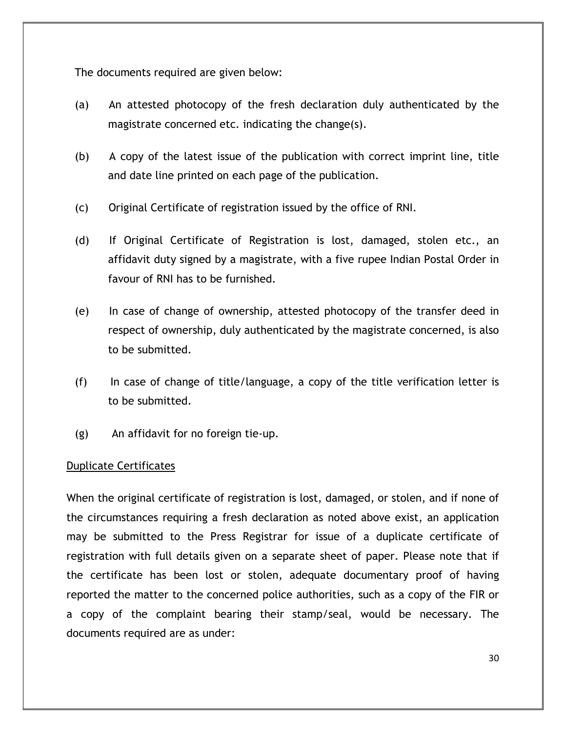The documents required are given below:

(a) An attested photocopy of the fresh declaration duly authenticated by the magistrate concerned etc. indicating the change(s).

(b) A copy of the latest issue of the publication with correct imprint line, title and date line printed on each page of the publication.

(c) Original Certificate of registration issued by the office of RNI.

(d) If Original Certificate of Registration is lost, damaged, stolen etc., an affidavit duty signed by a magistrate, with a five rupee Indian Postal Order in favour of RNI has to be furnished.

(e) In case of change of ownership, attested photocopy of the transfer deed in respect of ownership, duly authenticated by the magistrate concerned, is also to be submitted.

(f) In case of change of title/language, a copy of the title verification letter is to be submitted.

(g) An affidavit for no foreign tie-up.

<u>Duplicate Certificates</u>

When the original certificate of registration is lost, damaged, or stolen, and if none of the circumstances requiring a fresh declaration as noted above exist, an application may be submitted to the Press Registrar for issue of a duplicate certificate of registration with full details given on a separate sheet of paper. Please note that if the certificate has been lost or stolen, adequate documentary proof of having reported the matter to the concerned police authorities, such as a copy of the FIR or a copy of the complaint bearing their stamp/seal, would be necessary. The documents required are as under: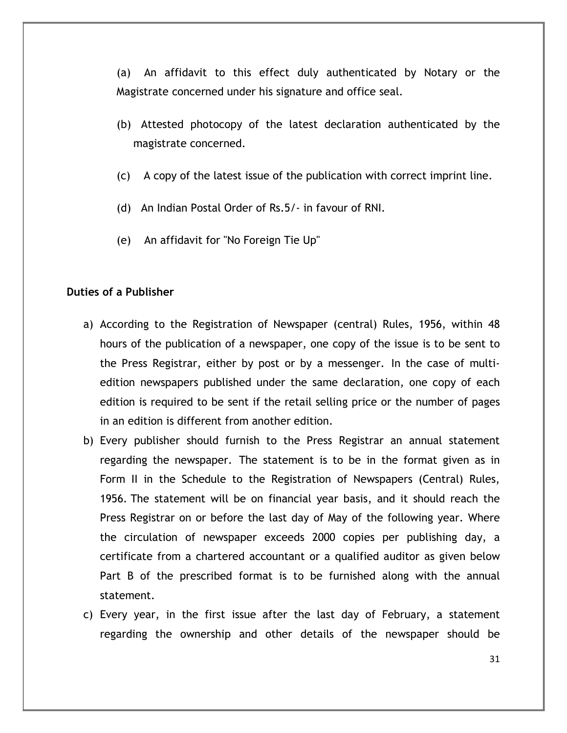(a) An affidavit to this effect duly authenticated by Notary or the Magistrate concerned under his signature and office seal.

(b) Attested photocopy of the latest declaration authenticated by the magistrate concerned.

(c) A copy of the latest issue of the publication with correct imprint line.

(d) An Indian Postal Order of Rs.5/- in favour of RNI.

(e) An affidavit for "No Foreign Tie Up"

**Duties of a Publisher**

a) According to the Registration of Newspaper (central) Rules, 1956, within 48 hours of the publication of a newspaper, one copy of the issue is to be sent to the Press Registrar, either by post or by a messenger. In the case of multi-edition newspapers published under the same declaration, one copy of each edition is required to be sent if the retail selling price or the number of pages in an edition is different from another edition.

b) Every publisher should furnish to the Press Registrar an annual statement regarding the newspaper. The statement is to be in the format given as in Form II in the Schedule to the Registration of Newspapers (Central) Rules, 1956. The statement will be on financial year basis, and it should reach the Press Registrar on or before the last day of May of the following year. Where the circulation of newspaper exceeds 2000 copies per publishing day, a certificate from a chartered accountant or a qualified auditor as given below Part B of the prescribed format is to be furnished along with the annual statement.

c) Every year, in the first issue after the last day of February, a statement regarding the ownership and other details of the newspaper should be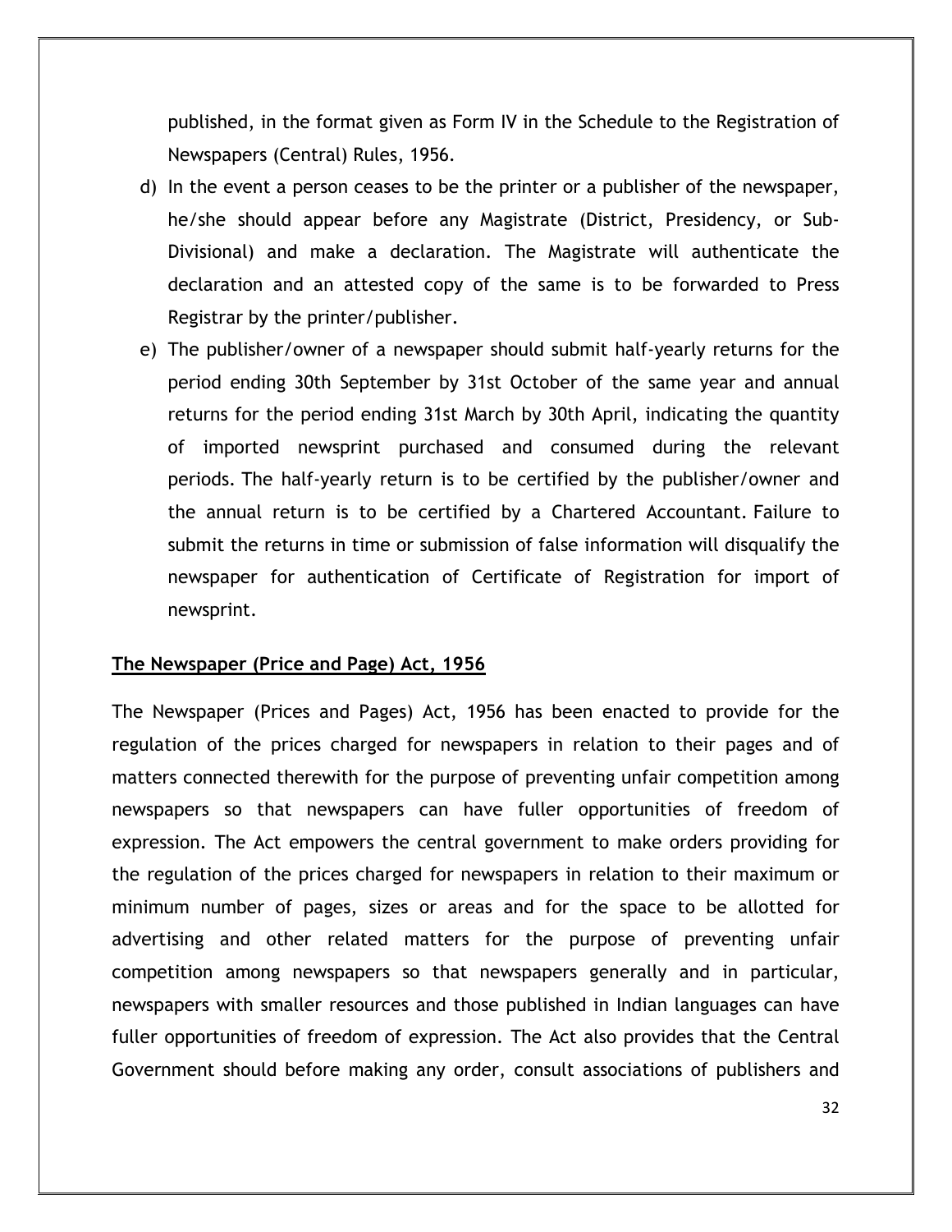published, in the format given as Form IV in the Schedule to the Registration of Newspapers (Central) Rules, 1956.

d) In the event a person ceases to be the printer or a publisher of the newspaper, he/she should appear before any Magistrate (District, Presidency, or Sub-Divisional) and make a declaration. The Magistrate will authenticate the declaration and an attested copy of the same is to be forwarded to Press Registrar by the printer/publisher.

e) The publisher/owner of a newspaper should submit half-yearly returns for the period ending 30th September by 31st October of the same year and annual returns for the period ending 31st March by 30th April, indicating the quantity of imported newsprint purchased and consumed during the relevant periods. The half-yearly return is to be certified by the publisher/owner and the annual return is to be certified by a Chartered Accountant. Failure to submit the returns in time or submission of false information will disqualify the newspaper for authentication of Certificate of Registration for import of newsprint.

**The Newspaper (Price and Page) Act, 1956**

The Newspaper (Prices and Pages) Act, 1956 has been enacted to provide for the regulation of the prices charged for newspapers in relation to their pages and of matters connected therewith for the purpose of preventing unfair competition among newspapers so that newspapers can have fuller opportunities of freedom of expression. The Act empowers the central government to make orders providing for the regulation of the prices charged for newspapers in relation to their maximum or minimum number of pages, sizes or areas and for the space to be allotted for advertising and other related matters for the purpose of preventing unfair competition among newspapers so that newspapers generally and in particular, newspapers with smaller resources and those published in Indian languages can have fuller opportunities of freedom of expression. The Act also provides that the Central Government should before making any order, consult associations of publishers and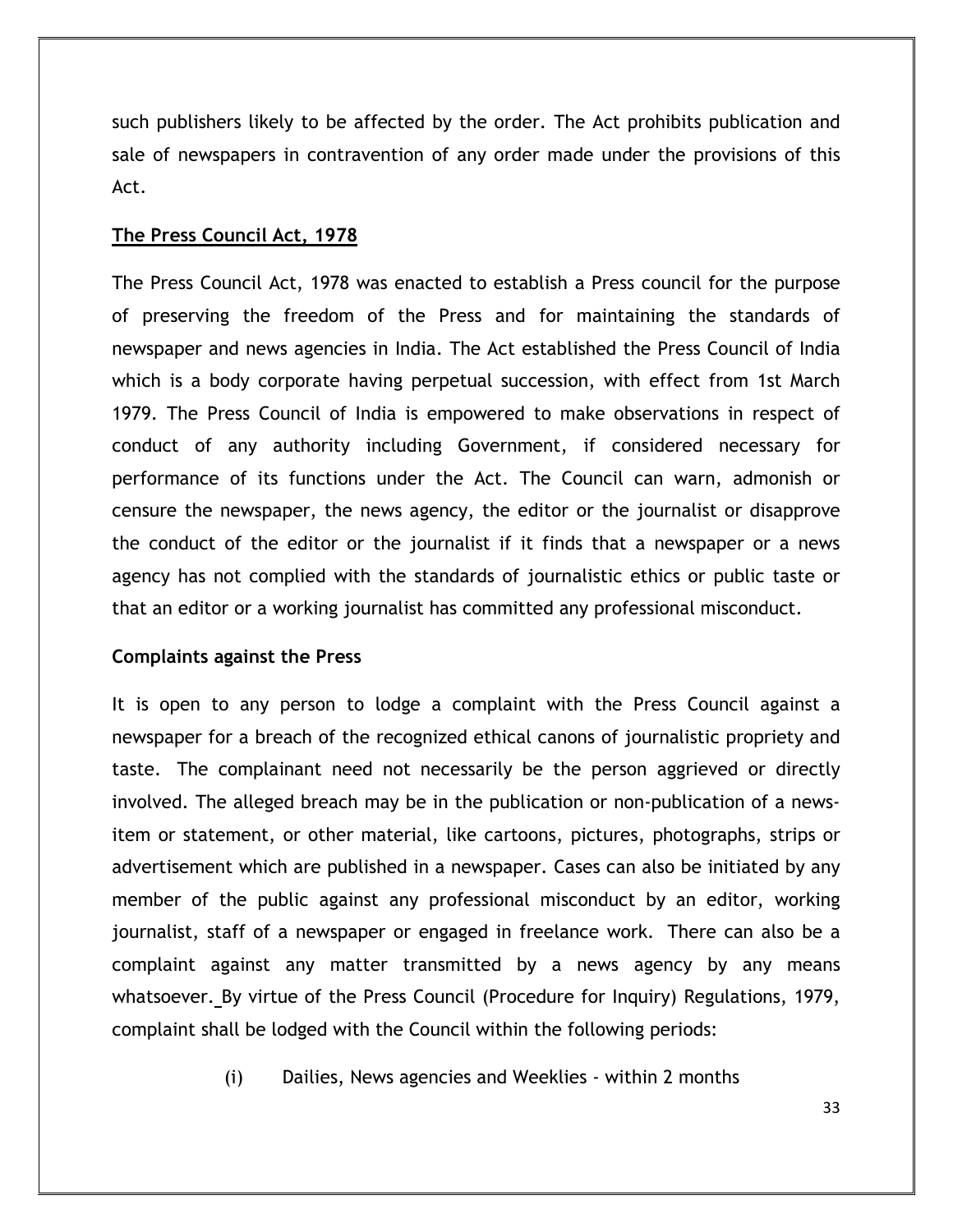such publishers likely to be affected by the order. The Act prohibits publication and sale of newspapers in contravention of any order made under the provisions of this Act.

## The Press Council Act, 1978

The Press Council Act, 1978 was enacted to establish a Press council for the purpose of preserving the freedom of the Press and for maintaining the standards of newspaper and news agencies in India. The Act established the Press Council of India which is a body corporate having perpetual succession, with effect from 1st March 1979. The Press Council of India is empowered to make observations in respect of conduct of any authority including Government, if considered necessary for performance of its functions under the Act. The Council can warn, admonish or censure the newspaper, the news agency, the editor or the journalist or disapprove the conduct of the editor or the journalist if it finds that a newspaper or a news agency has not complied with the standards of journalistic ethics or public taste or that an editor or a working journalist has committed any professional misconduct.

### Complaints against the Press

It is open to any person to lodge a complaint with the Press Council against a newspaper for a breach of the recognized ethical canons of journalistic propriety and taste. The complainant need not necessarily be the person aggrieved or directly involved. The alleged breach may be in the publication or non-publication of a news-item or statement, or other material, like cartoons, pictures, photographs, strips or advertisement which are published in a newspaper. Cases can also be initiated by any member of the public against any professional misconduct by an editor, working journalist, staff of a newspaper or engaged in freelance work. There can also be a complaint against any matter transmitted by a news agency by any means whatsoever. By virtue of the Press Council (Procedure for Inquiry) Regulations, 1979, complaint shall be lodged with the Council within the following periods:

(i) Dailies, News agencies and Weeklies - within 2 months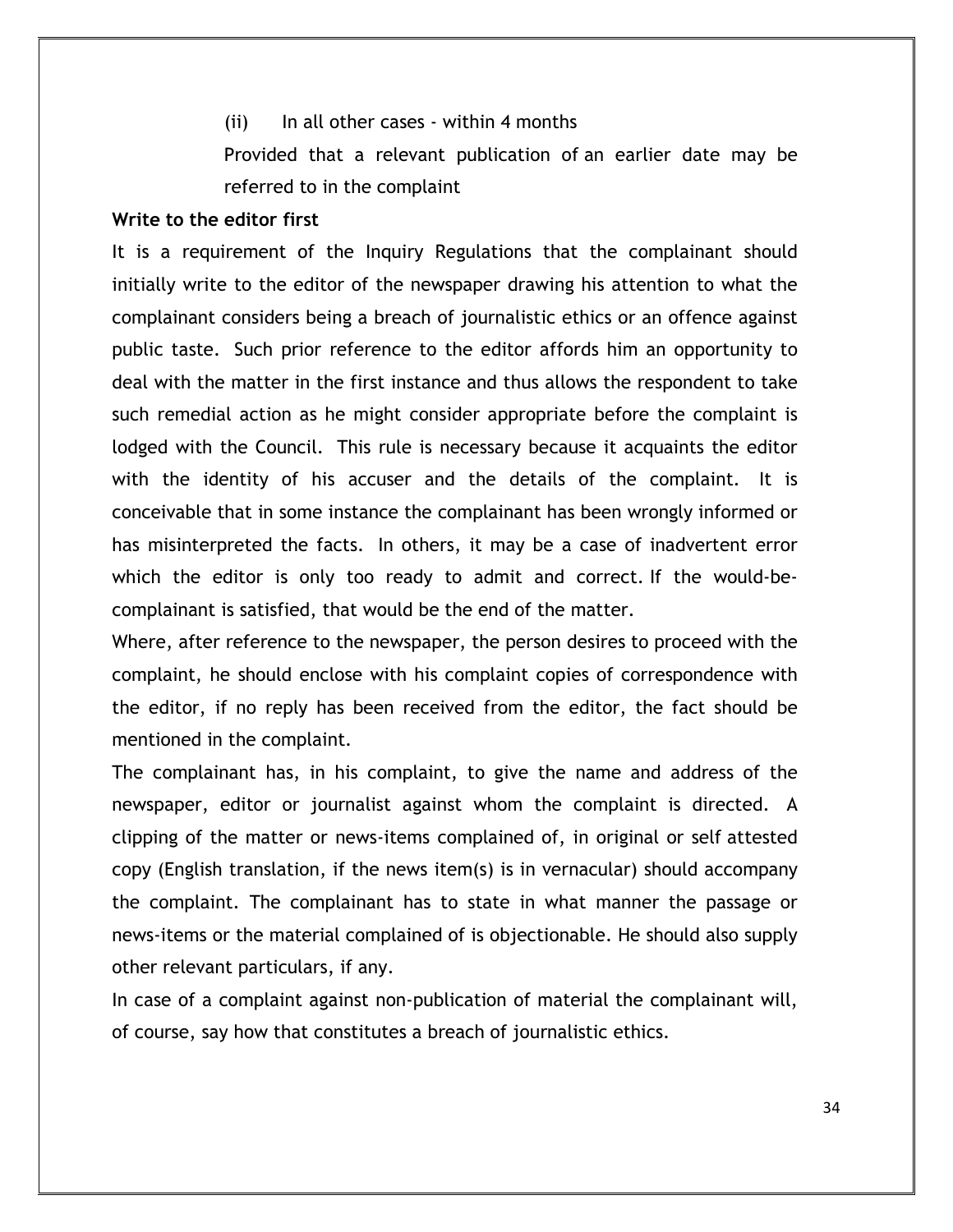(ii) In all other cases - within 4 months

Provided that a relevant publication of an earlier date may be referred to in the complaint

**Write to the editor first**

It is a requirement of the Inquiry Regulations that the complainant should initially write to the editor of the newspaper drawing his attention to what the complainant considers being a breach of journalistic ethics or an offence against public taste. Such prior reference to the editor affords him an opportunity to deal with the matter in the first instance and thus allows the respondent to take such remedial action as he might consider appropriate before the complaint is lodged with the Council. This rule is necessary because it acquaints the editor with the identity of his accuser and the details of the complaint. It is conceivable that in some instance the complainant has been wrongly informed or has misinterpreted the facts. In others, it may be a case of inadvertent error which the editor is only too ready to admit and correct. If the would-be-complainant is satisfied, that would be the end of the matter.

Where, after reference to the newspaper, the person desires to proceed with the complaint, he should enclose with his complaint copies of correspondence with the editor, if no reply has been received from the editor, the fact should be mentioned in the complaint.

The complainant has, in his complaint, to give the name and address of the newspaper, editor or journalist against whom the complaint is directed. A clipping of the matter or news-items complained of, in original or self attested copy (English translation, if the news item(s) is in vernacular) should accompany the complaint. The complainant has to state in what manner the passage or news-items or the material complained of is objectionable. He should also supply other relevant particulars, if any.

In case of a complaint against non-publication of material the complainant will, of course, say how that constitutes a breach of journalistic ethics.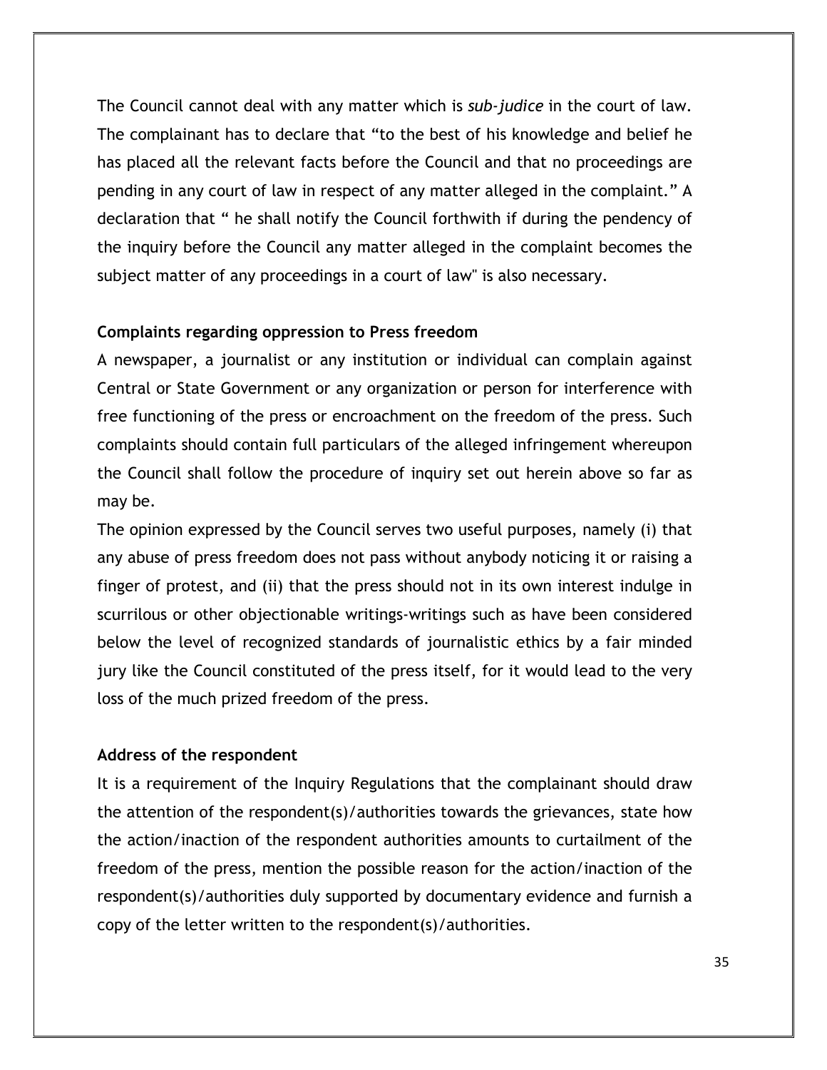The Council cannot deal with any matter which is *sub-judice* in the court of law. The complainant has to declare that "to the best of his knowledge and belief he has placed all the relevant facts before the Council and that no proceedings are pending in any court of law in respect of any matter alleged in the complaint." A declaration that " he shall notify the Council forthwith if during the pendency of the inquiry before the Council any matter alleged in the complaint becomes the subject matter of any proceedings in a court of law" is also necessary.

**Complaints regarding oppression to Press freedom**

A newspaper, a journalist or any institution or individual can complain against Central or State Government or any organization or person for interference with free functioning of the press or encroachment on the freedom of the press. Such complaints should contain full particulars of the alleged infringement whereupon the Council shall follow the procedure of inquiry set out herein above so far as may be.

The opinion expressed by the Council serves two useful purposes, namely (i) that any abuse of press freedom does not pass without anybody noticing it or raising a finger of protest, and (ii) that the press should not in its own interest indulge in scurrilous or other objectionable writings-writings such as have been considered below the level of recognized standards of journalistic ethics by a fair minded jury like the Council constituted of the press itself, for it would lead to the very loss of the much prized freedom of the press.

**Address of the respondent**

It is a requirement of the Inquiry Regulations that the complainant should draw the attention of the respondent(s)/authorities towards the grievances, state how the action/inaction of the respondent authorities amounts to curtailment of the freedom of the press, mention the possible reason for the action/inaction of the respondent(s)/authorities duly supported by documentary evidence and furnish a copy of the letter written to the respondent(s)/authorities.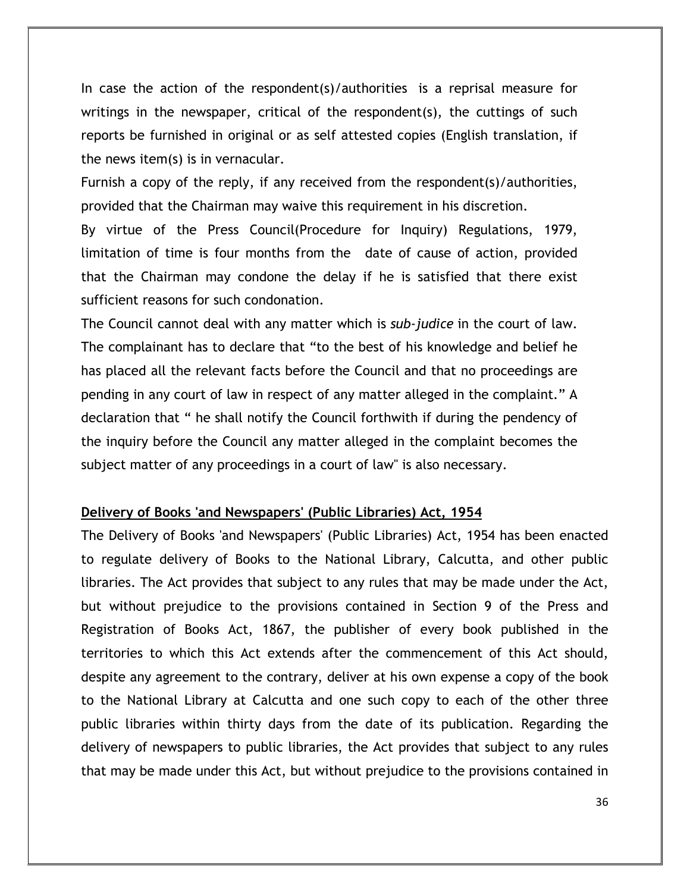In case the action of the respondent(s)/authorities is a reprisal measure for writings in the newspaper, critical of the respondent(s), the cuttings of such reports be furnished in original or as self attested copies (English translation, if the news item(s) is in vernacular.

Furnish a copy of the reply, if any received from the respondent(s)/authorities, provided that the Chairman may waive this requirement in his discretion.

By virtue of the Press Council(Procedure for Inquiry) Regulations, 1979, limitation of time is four months from the date of cause of action, provided that the Chairman may condone the delay if he is satisfied that there exist sufficient reasons for such condonation.

The Council cannot deal with any matter which is *sub-judice* in the court of law. The complainant has to declare that "to the best of his knowledge and belief he has placed all the relevant facts before the Council and that no proceedings are pending in any court of law in respect of any matter alleged in the complaint." A declaration that " he shall notify the Council forthwith if during the pendency of the inquiry before the Council any matter alleged in the complaint becomes the subject matter of any proceedings in a court of law" is also necessary.

**Delivery of Books 'and Newspapers' (Public Libraries) Act, 1954**

The Delivery of Books 'and Newspapers' (Public Libraries) Act, 1954 has been enacted to regulate delivery of Books to the National Library, Calcutta, and other public libraries. The Act provides that subject to any rules that may be made under the Act, but without prejudice to the provisions contained in Section 9 of the Press and Registration of Books Act, 1867, the publisher of every book published in the territories to which this Act extends after the commencement of this Act should, despite any agreement to the contrary, deliver at his own expense a copy of the book to the National Library at Calcutta and one such copy to each of the other three public libraries within thirty days from the date of its publication. Regarding the delivery of newspapers to public libraries, the Act provides that subject to any rules that may be made under this Act, but without prejudice to the provisions contained in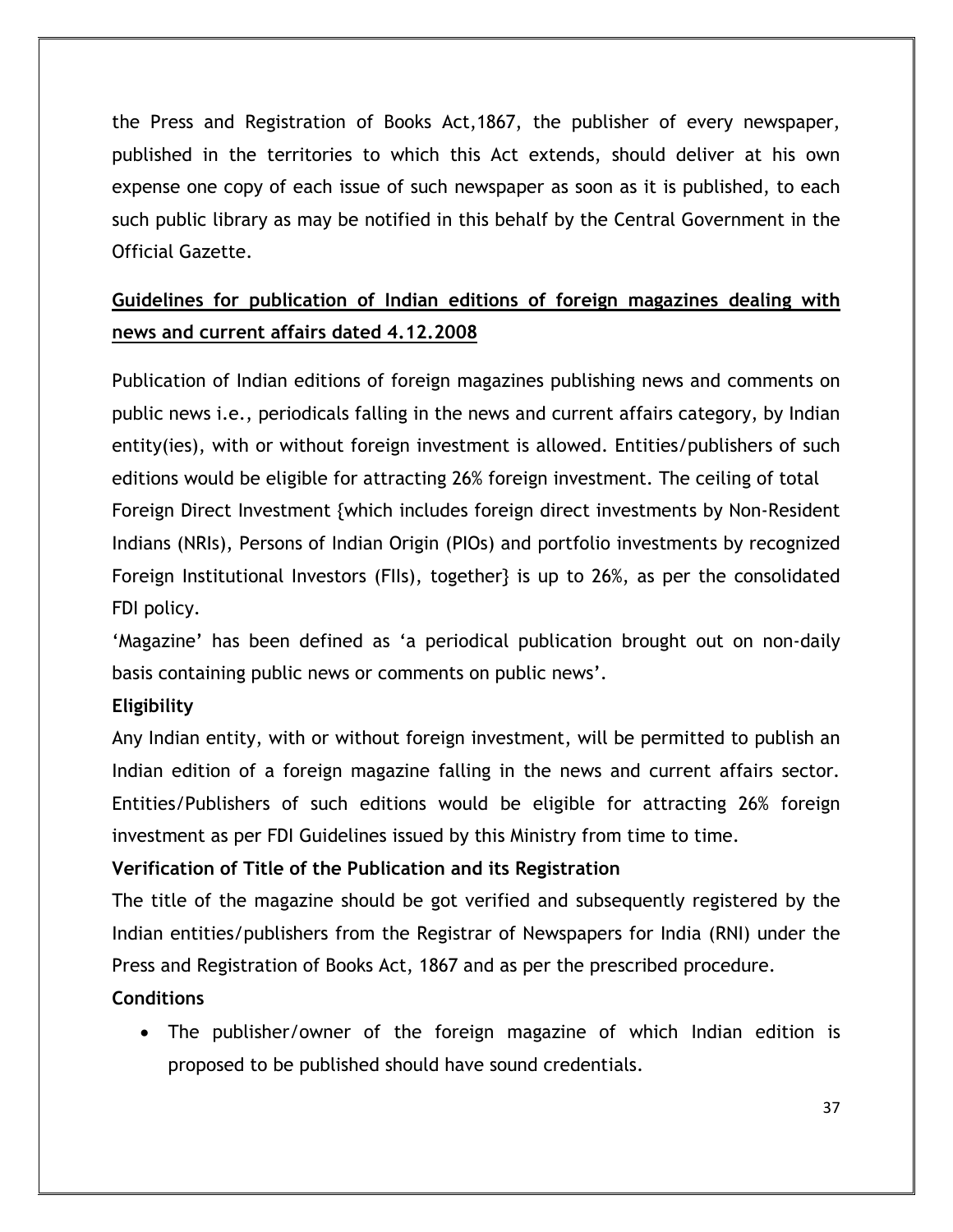the Press and Registration of Books Act,1867, the publisher of every newspaper, published in the territories to which this Act extends, should deliver at his own expense one copy of each issue of such newspaper as soon as it is published, to each such public library as may be notified in this behalf by the Central Government in the Official Gazette.

**Guidelines for publication of Indian editions of foreign magazines dealing with news and current affairs dated 4.12.2008**

Publication of Indian editions of foreign magazines publishing news and comments on public news i.e., periodicals falling in the news and current affairs category, by Indian entity(ies), with or without foreign investment is allowed. Entities/publishers of such editions would be eligible for attracting 26% foreign investment. The ceiling of total Foreign Direct Investment {which includes foreign direct investments by Non-Resident Indians (NRIs), Persons of Indian Origin (PIOs) and portfolio investments by recognized Foreign Institutional Investors (FIIs), together} is up to 26%, as per the consolidated FDI policy.

'Magazine' has been defined as 'a periodical publication brought out on non-daily basis containing public news or comments on public news'.

**Eligibility**

Any Indian entity, with or without foreign investment, will be permitted to publish an Indian edition of a foreign magazine falling in the news and current affairs sector. Entities/Publishers of such editions would be eligible for attracting 26% foreign investment as per FDI Guidelines issued by this Ministry from time to time.

**Verification of Title of the Publication and its Registration**

The title of the magazine should be got verified and subsequently registered by the Indian entities/publishers from the Registrar of Newspapers for India (RNI) under the Press and Registration of Books Act, 1867 and as per the prescribed procedure.

**Conditions**

- The publisher/owner of the foreign magazine of which Indian edition is proposed to be published should have sound credentials.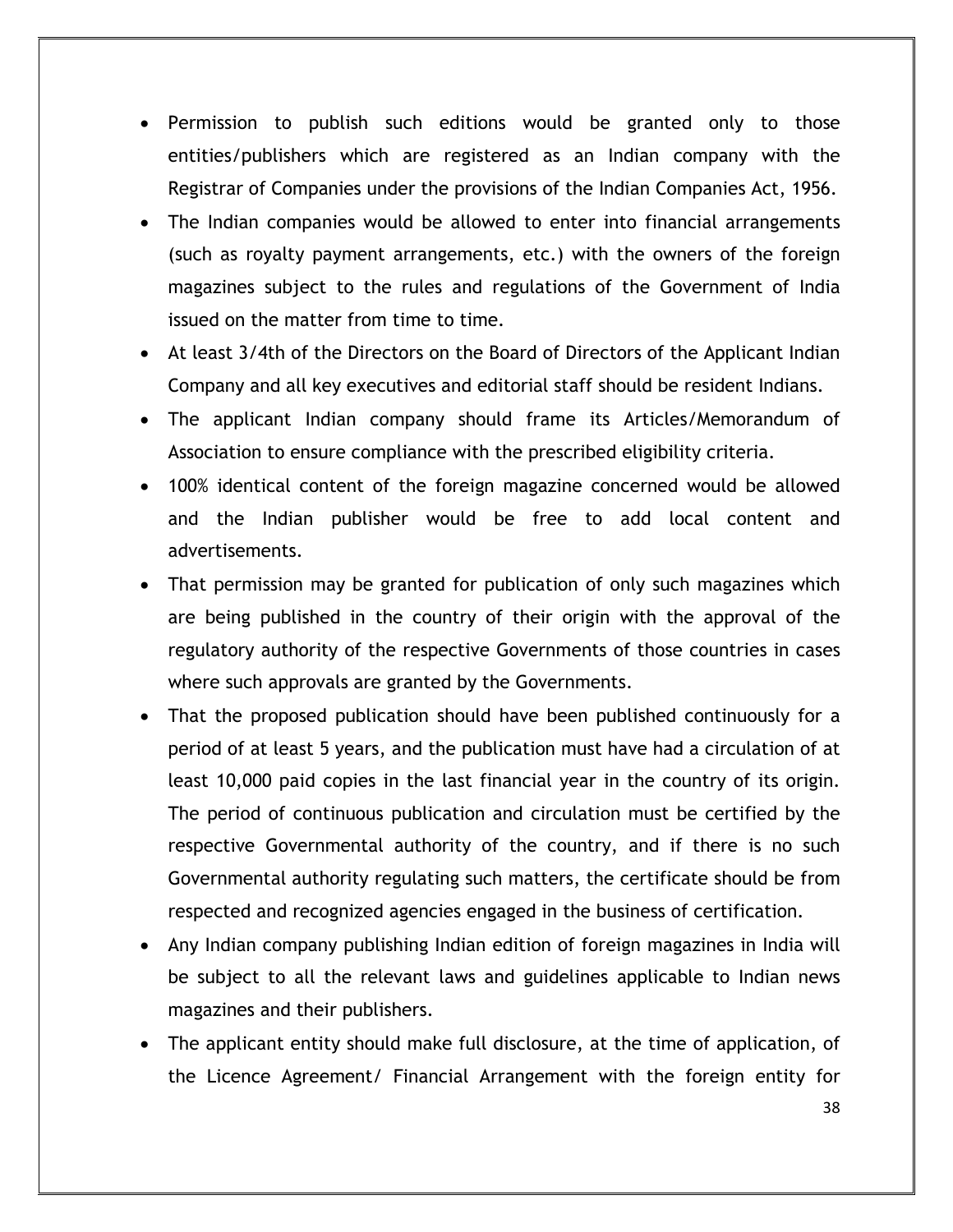- Permission to publish such editions would be granted only to those entities/publishers which are registered as an Indian company with the Registrar of Companies under the provisions of the Indian Companies Act, 1956.
- The Indian companies would be allowed to enter into financial arrangements (such as royalty payment arrangements, etc.) with the owners of the foreign magazines subject to the rules and regulations of the Government of India issued on the matter from time to time.
- At least 3/4th of the Directors on the Board of Directors of the Applicant Indian Company and all key executives and editorial staff should be resident Indians.
- The applicant Indian company should frame its Articles/Memorandum of Association to ensure compliance with the prescribed eligibility criteria.
- 100% identical content of the foreign magazine concerned would be allowed and the Indian publisher would be free to add local content and advertisements.
- That permission may be granted for publication of only such magazines which are being published in the country of their origin with the approval of the regulatory authority of the respective Governments of those countries in cases where such approvals are granted by the Governments.
- That the proposed publication should have been published continuously for a period of at least 5 years, and the publication must have had a circulation of at least 10,000 paid copies in the last financial year in the country of its origin. The period of continuous publication and circulation must be certified by the respective Governmental authority of the country, and if there is no such Governmental authority regulating such matters, the certificate should be from respected and recognized agencies engaged in the business of certification.
- Any Indian company publishing Indian edition of foreign magazines in India will be subject to all the relevant laws and guidelines applicable to Indian news magazines and their publishers.
- The applicant entity should make full disclosure, at the time of application, of the Licence Agreement/ Financial Arrangement with the foreign entity for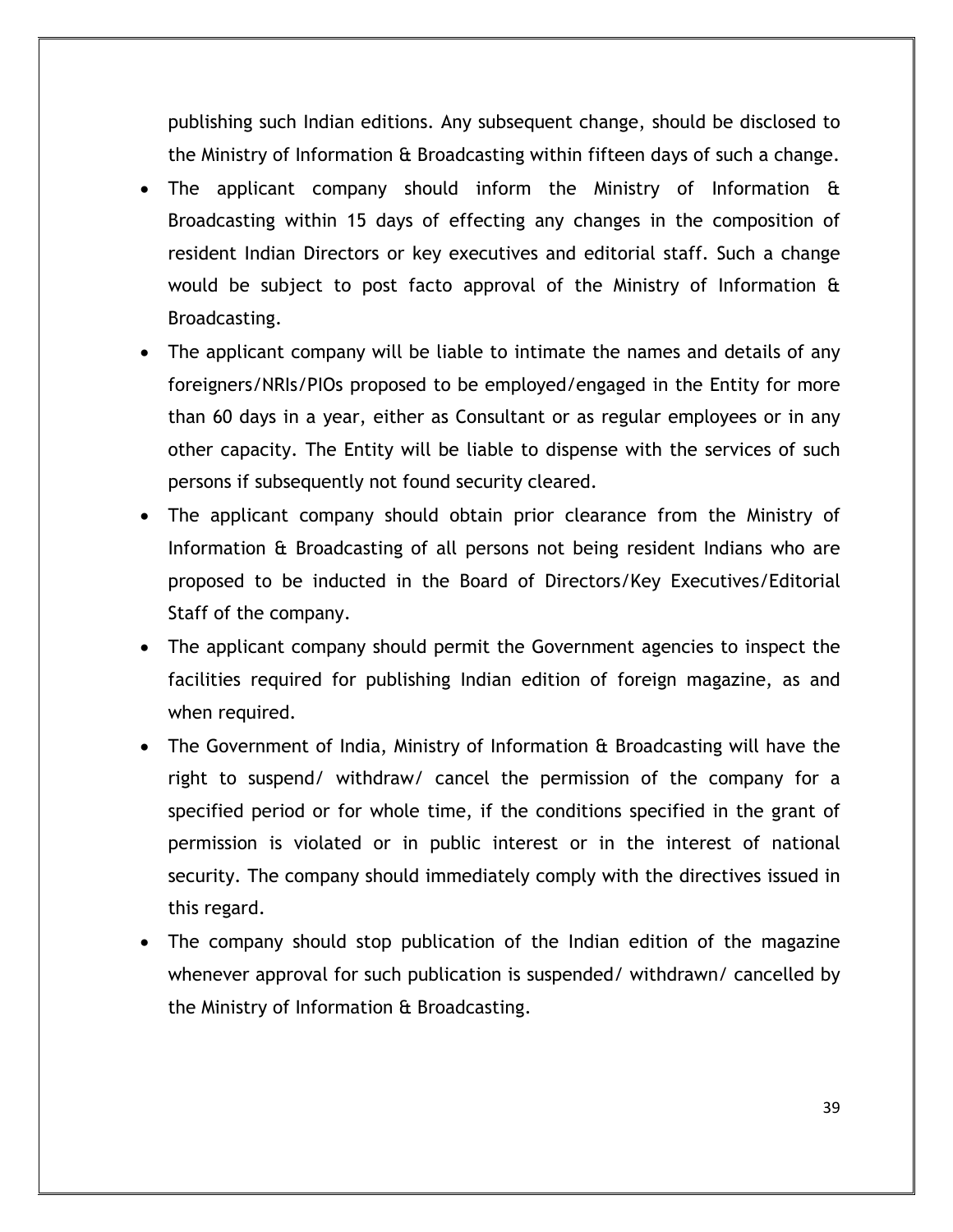publishing such Indian editions. Any subsequent change, should be disclosed to the Ministry of Information & Broadcasting within fifteen days of such a change.

- The applicant company should inform the Ministry of Information & Broadcasting within 15 days of effecting any changes in the composition of resident Indian Directors or key executives and editorial staff. Such a change would be subject to post facto approval of the Ministry of Information & Broadcasting.
- The applicant company will be liable to intimate the names and details of any foreigners/NRIs/PIOs proposed to be employed/engaged in the Entity for more than 60 days in a year, either as Consultant or as regular employees or in any other capacity. The Entity will be liable to dispense with the services of such persons if subsequently not found security cleared.
- The applicant company should obtain prior clearance from the Ministry of Information & Broadcasting of all persons not being resident Indians who are proposed to be inducted in the Board of Directors/Key Executives/Editorial Staff of the company.
- The applicant company should permit the Government agencies to inspect the facilities required for publishing Indian edition of foreign magazine, as and when required.
- The Government of India, Ministry of Information & Broadcasting will have the right to suspend/ withdraw/ cancel the permission of the company for a specified period or for whole time, if the conditions specified in the grant of permission is violated or in public interest or in the interest of national security. The company should immediately comply with the directives issued in this regard.
- The company should stop publication of the Indian edition of the magazine whenever approval for such publication is suspended/ withdrawn/ cancelled by the Ministry of Information & Broadcasting.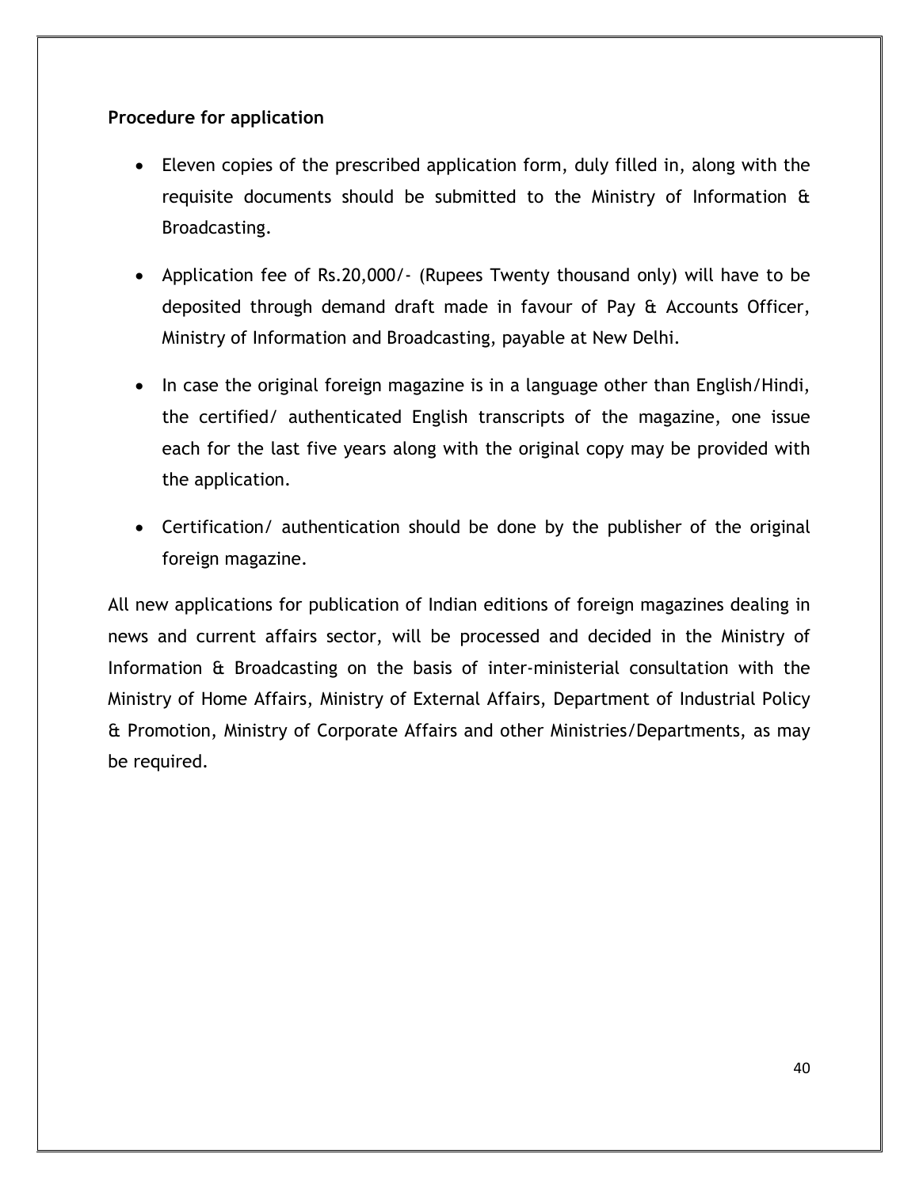**Procedure for application**

- Eleven copies of the prescribed application form, duly filled in, along with the requisite documents should be submitted to the Ministry of Information & Broadcasting.
- Application fee of Rs.20,000/- (Rupees Twenty thousand only) will have to be deposited through demand draft made in favour of Pay & Accounts Officer, Ministry of Information and Broadcasting, payable at New Delhi.
- In case the original foreign magazine is in a language other than English/Hindi, the certified/ authenticated English transcripts of the magazine, one issue each for the last five years along with the original copy may be provided with the application.
- Certification/ authentication should be done by the publisher of the original foreign magazine.

All new applications for publication of Indian editions of foreign magazines dealing in news and current affairs sector, will be processed and decided in the Ministry of Information & Broadcasting on the basis of inter-ministerial consultation with the Ministry of Home Affairs, Ministry of External Affairs, Department of Industrial Policy & Promotion, Ministry of Corporate Affairs and other Ministries/Departments, as may be required.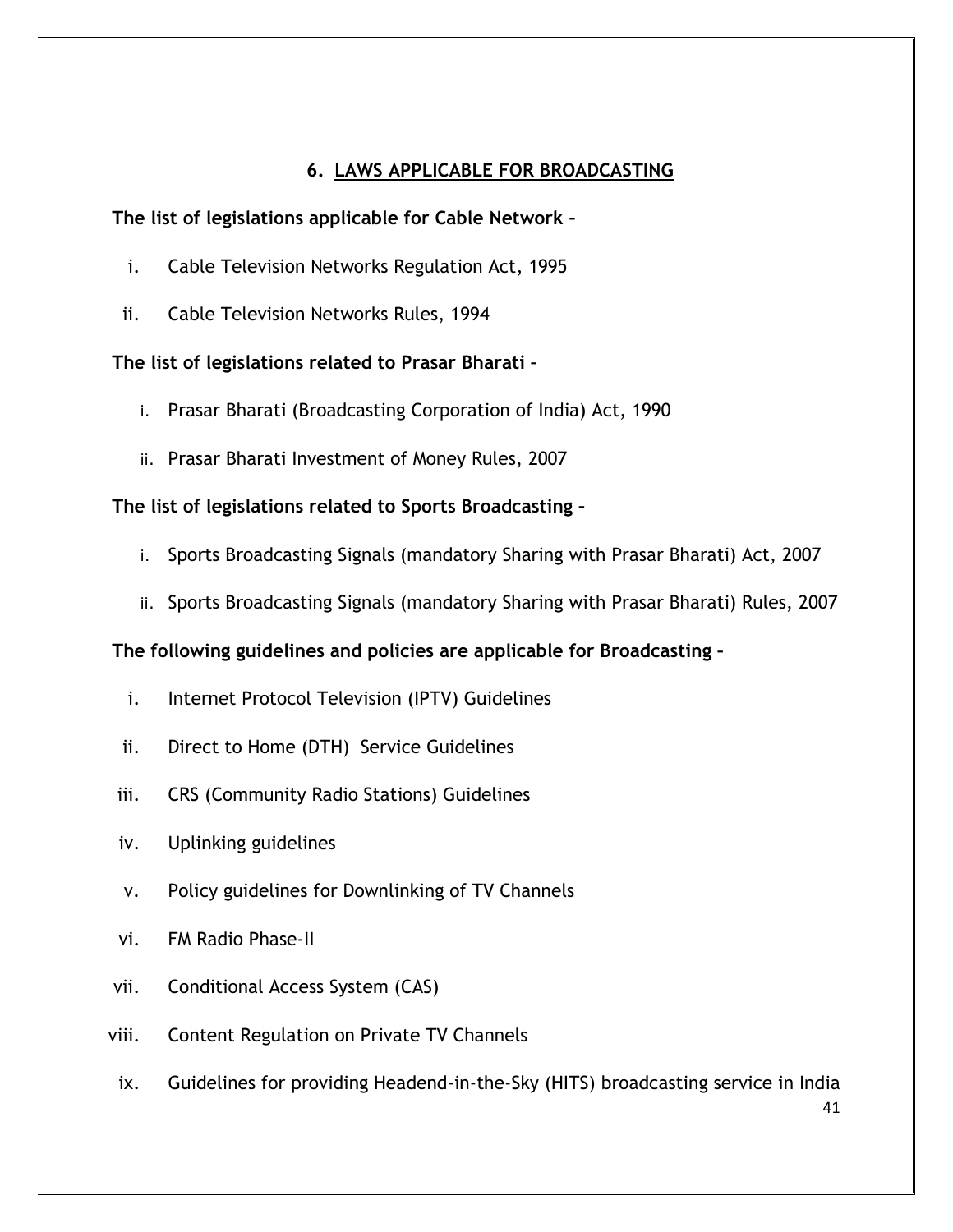## 6. LAWS APPLICABLE FOR BROADCASTING

**The list of legislations applicable for Cable Network –**

i. Cable Television Networks Regulation Act, 1995

ii. Cable Television Networks Rules, 1994

**The list of legislations related to Prasar Bharati –**

i. Prasar Bharati (Broadcasting Corporation of India) Act, 1990

ii. Prasar Bharati Investment of Money Rules, 2007

**The list of legislations related to Sports Broadcasting –**

i. Sports Broadcasting Signals (mandatory Sharing with Prasar Bharati) Act, 2007

ii. Sports Broadcasting Signals (mandatory Sharing with Prasar Bharati) Rules, 2007

**The following guidelines and policies are applicable for Broadcasting –**

i. Internet Protocol Television (IPTV) Guidelines

ii. Direct to Home (DTH) Service Guidelines

iii. CRS (Community Radio Stations) Guidelines

iv. Uplinking guidelines

v. Policy guidelines for Downlinking of TV Channels

vi. FM Radio Phase-II

vii. Conditional Access System (CAS)

viii. Content Regulation on Private TV Channels

ix. Guidelines for providing Headend-in-the-Sky (HITS) broadcasting service in India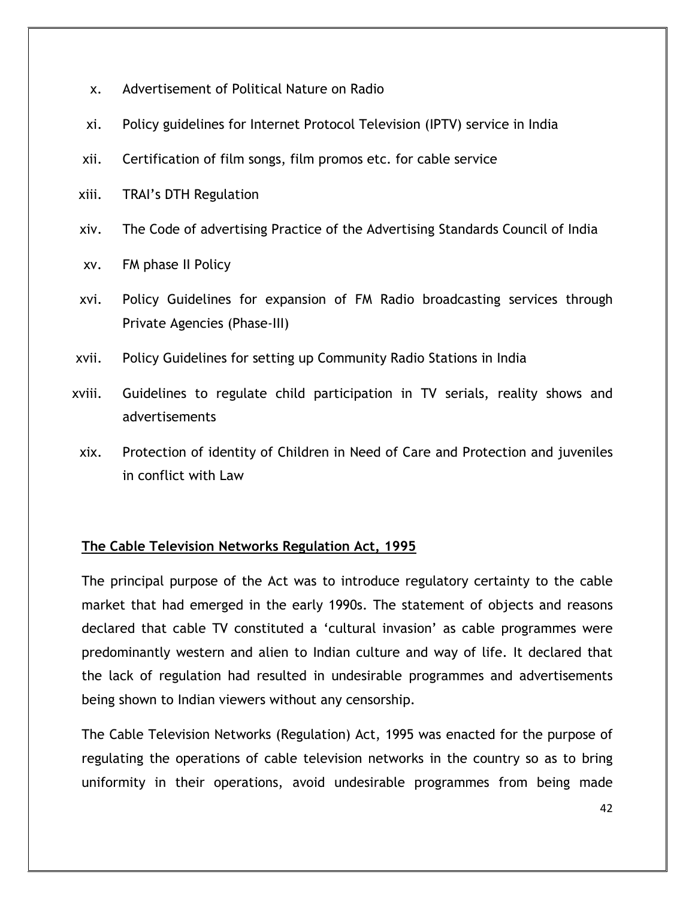x. Advertisement of Political Nature on Radio

xi. Policy guidelines for Internet Protocol Television (IPTV) service in India

xii. Certification of film songs, film promos etc. for cable service

xiii. TRAI's DTH Regulation

xiv. The Code of advertising Practice of the Advertising Standards Council of India

xv. FM phase II Policy

xvi. Policy Guidelines for expansion of FM Radio broadcasting services through Private Agencies (Phase-III)

xvii. Policy Guidelines for setting up Community Radio Stations in India

xviii. Guidelines to regulate child participation in TV serials, reality shows and advertisements

xix. Protection of identity of Children in Need of Care and Protection and juveniles in conflict with Law

**The Cable Television Networks Regulation Act, 1995**

The principal purpose of the Act was to introduce regulatory certainty to the cable market that had emerged in the early 1990s. The statement of objects and reasons declared that cable TV constituted a 'cultural invasion' as cable programmes were predominantly western and alien to Indian culture and way of life. It declared that the lack of regulation had resulted in undesirable programmes and advertisements being shown to Indian viewers without any censorship.

The Cable Television Networks (Regulation) Act, 1995 was enacted for the purpose of regulating the operations of cable television networks in the country so as to bring uniformity in their operations, avoid undesirable programmes from being made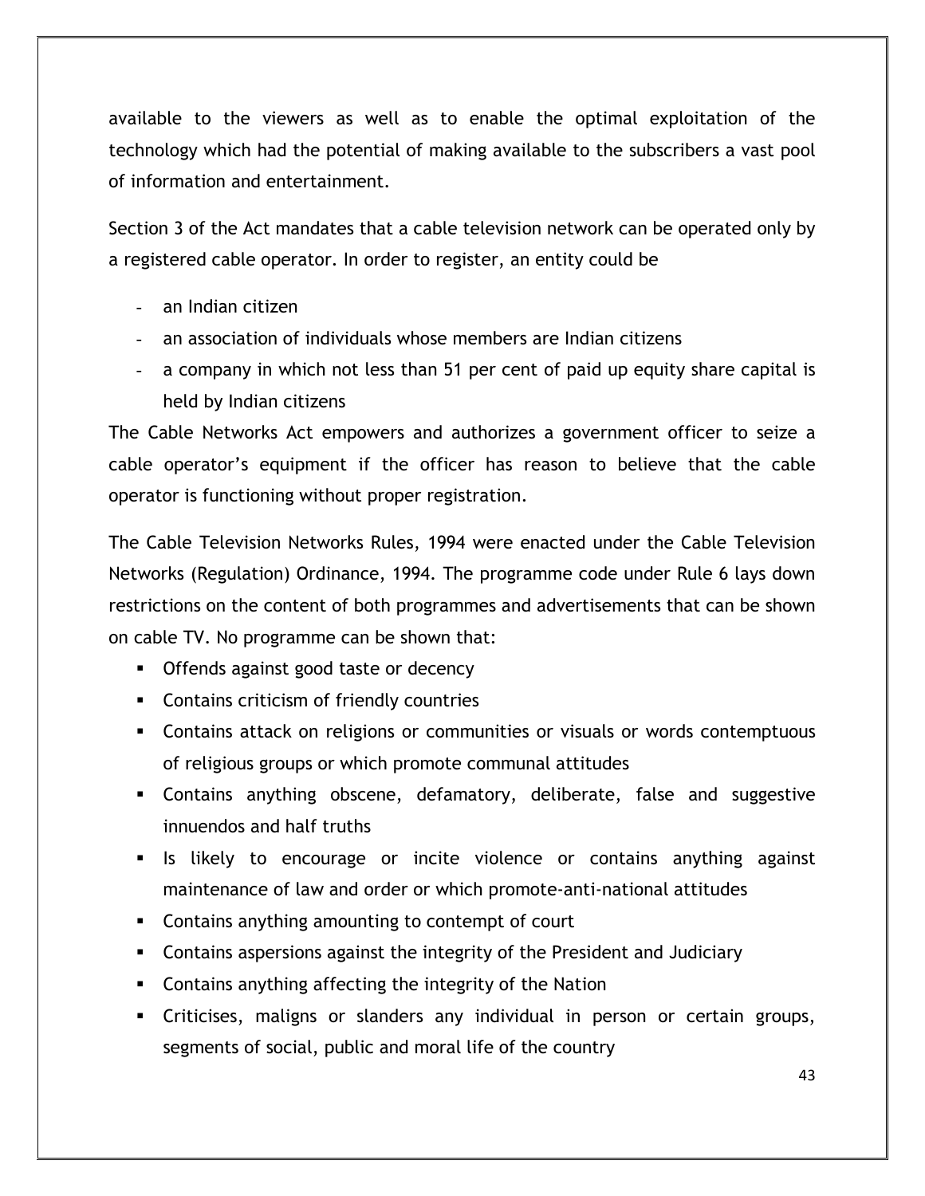available to the viewers as well as to enable the optimal exploitation of the technology which had the potential of making available to the subscribers a vast pool of information and entertainment.

Section 3 of the Act mandates that a cable television network can be operated only by a registered cable operator. In order to register, an entity could be

- an Indian citizen
- an association of individuals whose members are Indian citizens
- a company in which not less than 51 per cent of paid up equity share capital is held by Indian citizens

The Cable Networks Act empowers and authorizes a government officer to seize a cable operator's equipment if the officer has reason to believe that the cable operator is functioning without proper registration.

The Cable Television Networks Rules, 1994 were enacted under the Cable Television Networks (Regulation) Ordinance, 1994. The programme code under Rule 6 lays down restrictions on the content of both programmes and advertisements that can be shown on cable TV. No programme can be shown that:

- Offends against good taste or decency
- Contains criticism of friendly countries
- Contains attack on religions or communities or visuals or words contemptuous of religious groups or which promote communal attitudes
- Contains anything obscene, defamatory, deliberate, false and suggestive innuendos and half truths
- Is likely to encourage or incite violence or contains anything against maintenance of law and order or which promote-anti-national attitudes
- Contains anything amounting to contempt of court
- Contains aspersions against the integrity of the President and Judiciary
- Contains anything affecting the integrity of the Nation
- Criticises, maligns or slanders any individual in person or certain groups, segments of social, public and moral life of the country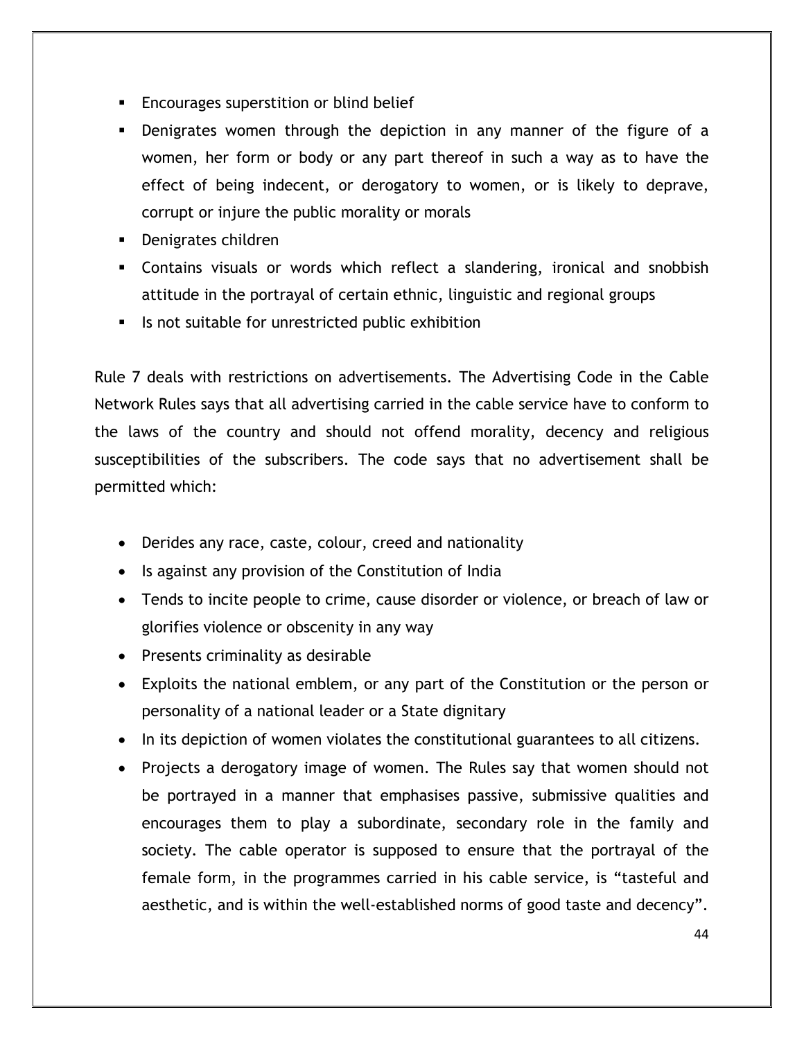- Encourages superstition or blind belief
- Denigrates women through the depiction in any manner of the figure of a women, her form or body or any part thereof in such a way as to have the effect of being indecent, or derogatory to women, or is likely to deprave, corrupt or injure the public morality or morals
- Denigrates children
- Contains visuals or words which reflect a slandering, ironical and snobbish attitude in the portrayal of certain ethnic, linguistic and regional groups
- Is not suitable for unrestricted public exhibition

Rule 7 deals with restrictions on advertisements. The Advertising Code in the Cable Network Rules says that all advertising carried in the cable service have to conform to the laws of the country and should not offend morality, decency and religious susceptibilities of the subscribers. The code says that no advertisement shall be permitted which:

- Derides any race, caste, colour, creed and nationality
- Is against any provision of the Constitution of India
- Tends to incite people to crime, cause disorder or violence, or breach of law or glorifies violence or obscenity in any way
- Presents criminality as desirable
- Exploits the national emblem, or any part of the Constitution or the person or personality of a national leader or a State dignitary
- In its depiction of women violates the constitutional guarantees to all citizens.
- Projects a derogatory image of women. The Rules say that women should not be portrayed in a manner that emphasises passive, submissive qualities and encourages them to play a subordinate, secondary role in the family and society. The cable operator is supposed to ensure that the portrayal of the female form, in the programmes carried in his cable service, is "tasteful and aesthetic, and is within the well-established norms of good taste and decency".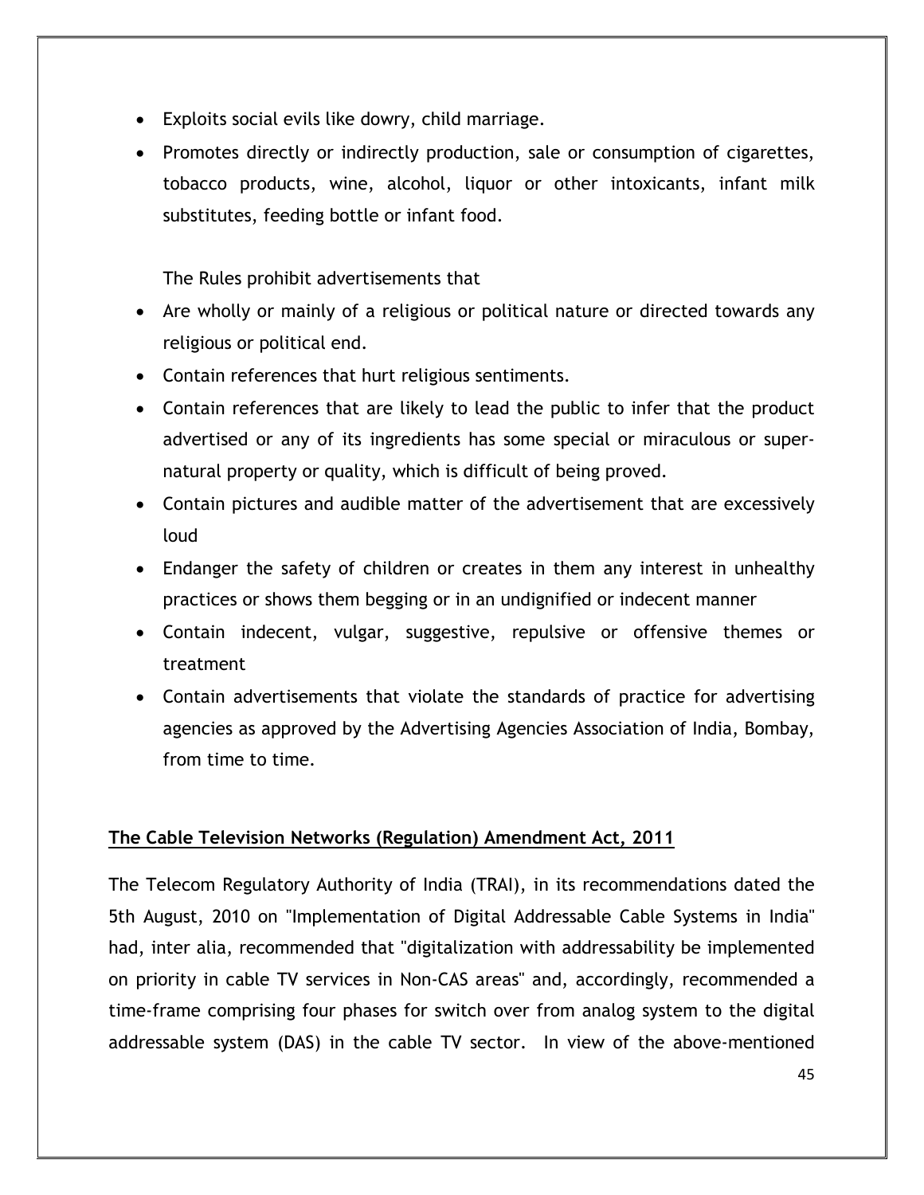- Exploits social evils like dowry, child marriage.
- Promotes directly or indirectly production, sale or consumption of cigarettes, tobacco products, wine, alcohol, liquor or other intoxicants, infant milk substitutes, feeding bottle or infant food.

The Rules prohibit advertisements that

- Are wholly or mainly of a religious or political nature or directed towards any religious or political end.
- Contain references that hurt religious sentiments.
- Contain references that are likely to lead the public to infer that the product advertised or any of its ingredients has some special or miraculous or super-natural property or quality, which is difficult of being proved.
- Contain pictures and audible matter of the advertisement that are excessively loud
- Endanger the safety of children or creates in them any interest in unhealthy practices or shows them begging or in an undignified or indecent manner
- Contain indecent, vulgar, suggestive, repulsive or offensive themes or treatment
- Contain advertisements that violate the standards of practice for advertising agencies as approved by the Advertising Agencies Association of India, Bombay, from time to time.

**The Cable Television Networks (Regulation) Amendment Act, 2011**

The Telecom Regulatory Authority of India (TRAI), in its recommendations dated the 5th August, 2010 on "Implementation of Digital Addressable Cable Systems in India" had, inter alia, recommended that "digitalization with addressability be implemented on priority in cable TV services in Non-CAS areas" and, accordingly, recommended a time-frame comprising four phases for switch over from analog system to the digital addressable system (DAS) in the cable TV sector. In view of the above-mentioned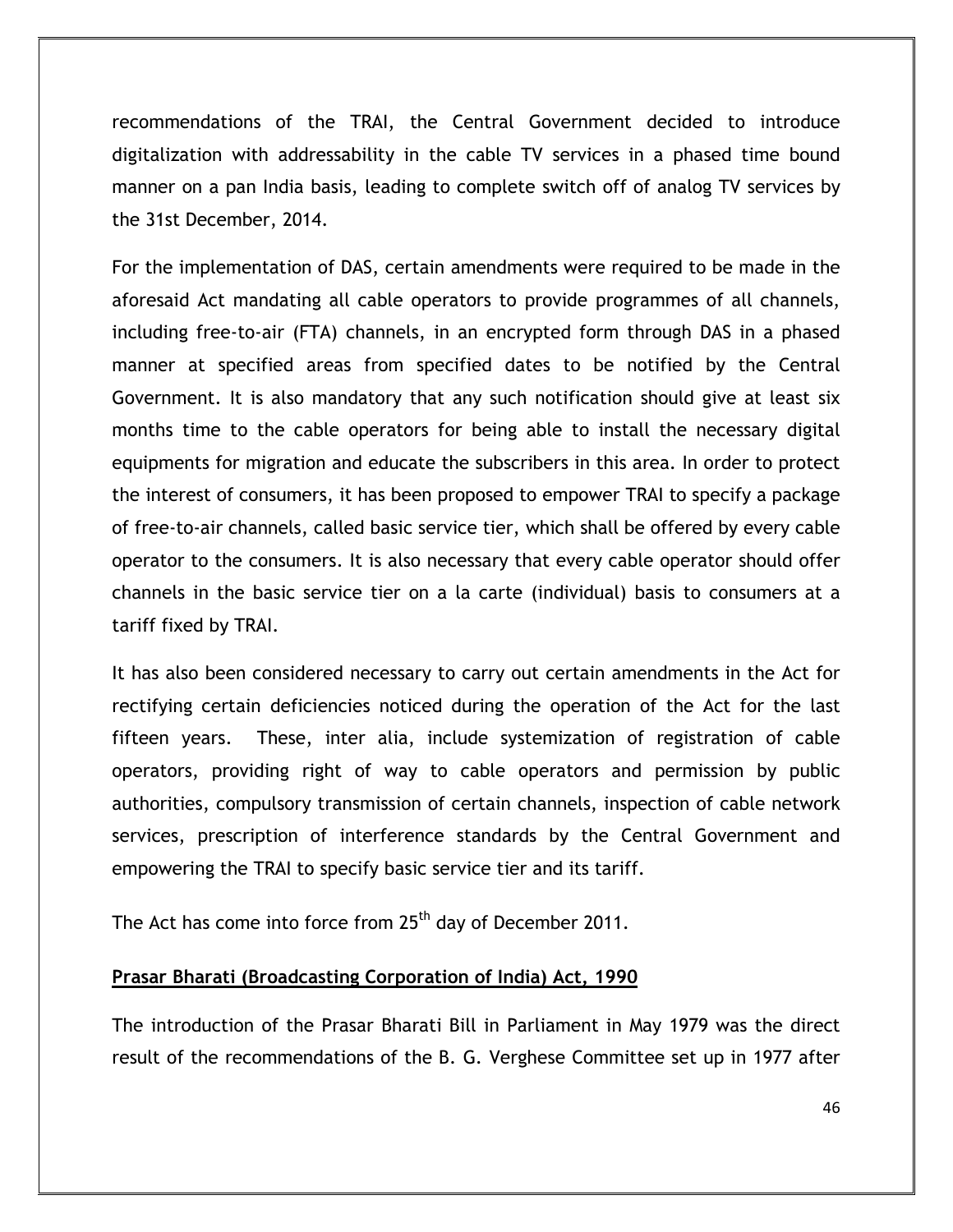recommendations of the TRAI, the Central Government decided to introduce digitalization with addressability in the cable TV services in a phased time bound manner on a pan India basis, leading to complete switch off of analog TV services by the 31st December, 2014.

For the implementation of DAS, certain amendments were required to be made in the aforesaid Act mandating all cable operators to provide programmes of all channels, including free-to-air (FTA) channels, in an encrypted form through DAS in a phased manner at specified areas from specified dates to be notified by the Central Government. It is also mandatory that any such notification should give at least six months time to the cable operators for being able to install the necessary digital equipments for migration and educate the subscribers in this area. In order to protect the interest of consumers, it has been proposed to empower TRAI to specify a package of free-to-air channels, called basic service tier, which shall be offered by every cable operator to the consumers. It is also necessary that every cable operator should offer channels in the basic service tier on a la carte (individual) basis to consumers at a tariff fixed by TRAI.

It has also been considered necessary to carry out certain amendments in the Act for rectifying certain deficiencies noticed during the operation of the Act for the last fifteen years. These, inter alia, include systemization of registration of cable operators, providing right of way to cable operators and permission by public authorities, compulsory transmission of certain channels, inspection of cable network services, prescription of interference standards by the Central Government and empowering the TRAI to specify basic service tier and its tariff.

The Act has come into force from 25th day of December 2011.

**Prasar Bharati (Broadcasting Corporation of India) Act, 1990**

The introduction of the Prasar Bharati Bill in Parliament in May 1979 was the direct result of the recommendations of the B. G. Verghese Committee set up in 1977 after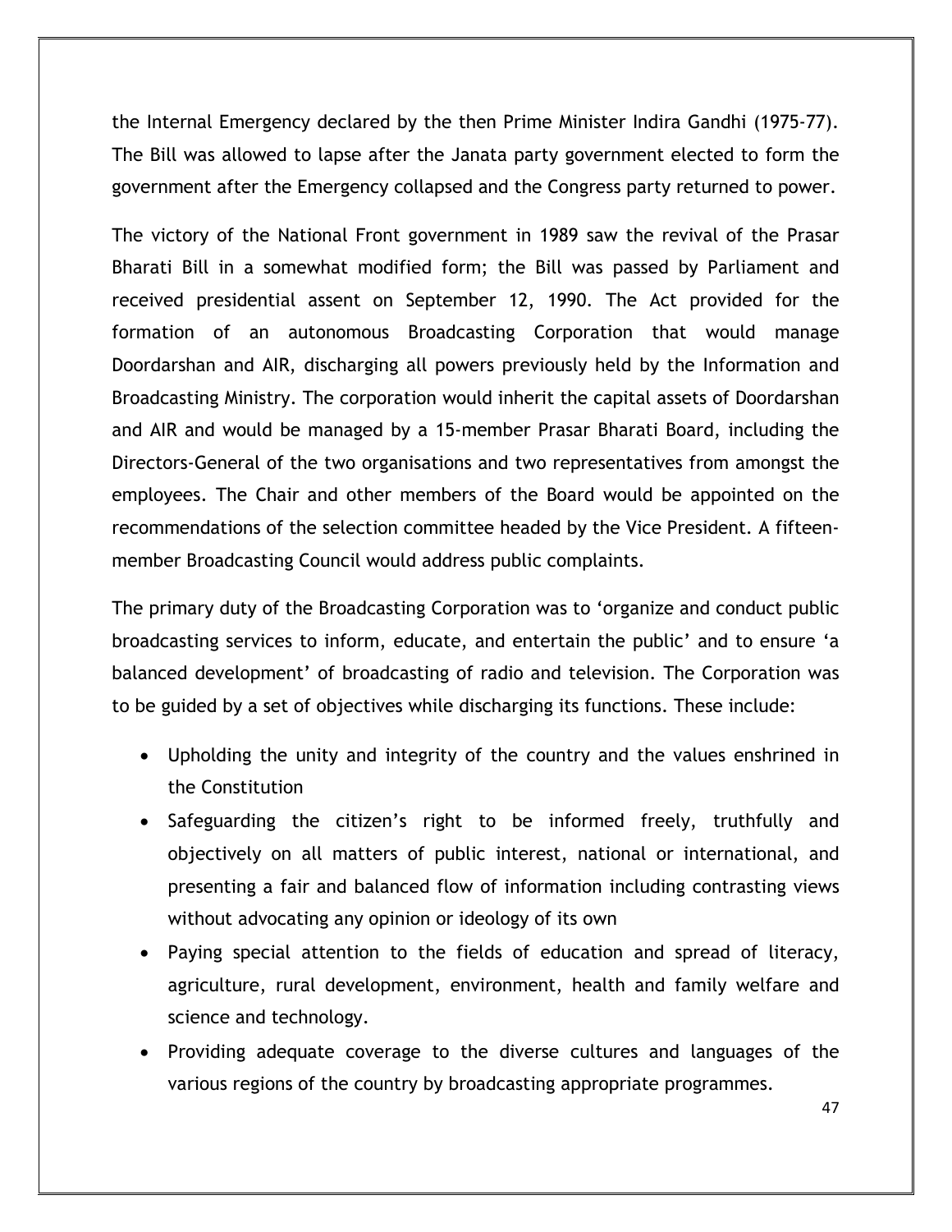the Internal Emergency declared by the then Prime Minister Indira Gandhi (1975-77). The Bill was allowed to lapse after the Janata party government elected to form the government after the Emergency collapsed and the Congress party returned to power.

The victory of the National Front government in 1989 saw the revival of the Prasar Bharati Bill in a somewhat modified form; the Bill was passed by Parliament and received presidential assent on September 12, 1990. The Act provided for the formation of an autonomous Broadcasting Corporation that would manage Doordarshan and AIR, discharging all powers previously held by the Information and Broadcasting Ministry. The corporation would inherit the capital assets of Doordarshan and AIR and would be managed by a 15-member Prasar Bharati Board, including the Directors-General of the two organisations and two representatives from amongst the employees. The Chair and other members of the Board would be appointed on the recommendations of the selection committee headed by the Vice President. A fifteen-member Broadcasting Council would address public complaints.

The primary duty of the Broadcasting Corporation was to 'organize and conduct public broadcasting services to inform, educate, and entertain the public' and to ensure 'a balanced development' of broadcasting of radio and television. The Corporation was to be guided by a set of objectives while discharging its functions. These include:

- Upholding the unity and integrity of the country and the values enshrined in the Constitution
- Safeguarding the citizen's right to be informed freely, truthfully and objectively on all matters of public interest, national or international, and presenting a fair and balanced flow of information including contrasting views without advocating any opinion or ideology of its own
- Paying special attention to the fields of education and spread of literacy, agriculture, rural development, environment, health and family welfare and science and technology.
- Providing adequate coverage to the diverse cultures and languages of the various regions of the country by broadcasting appropriate programmes.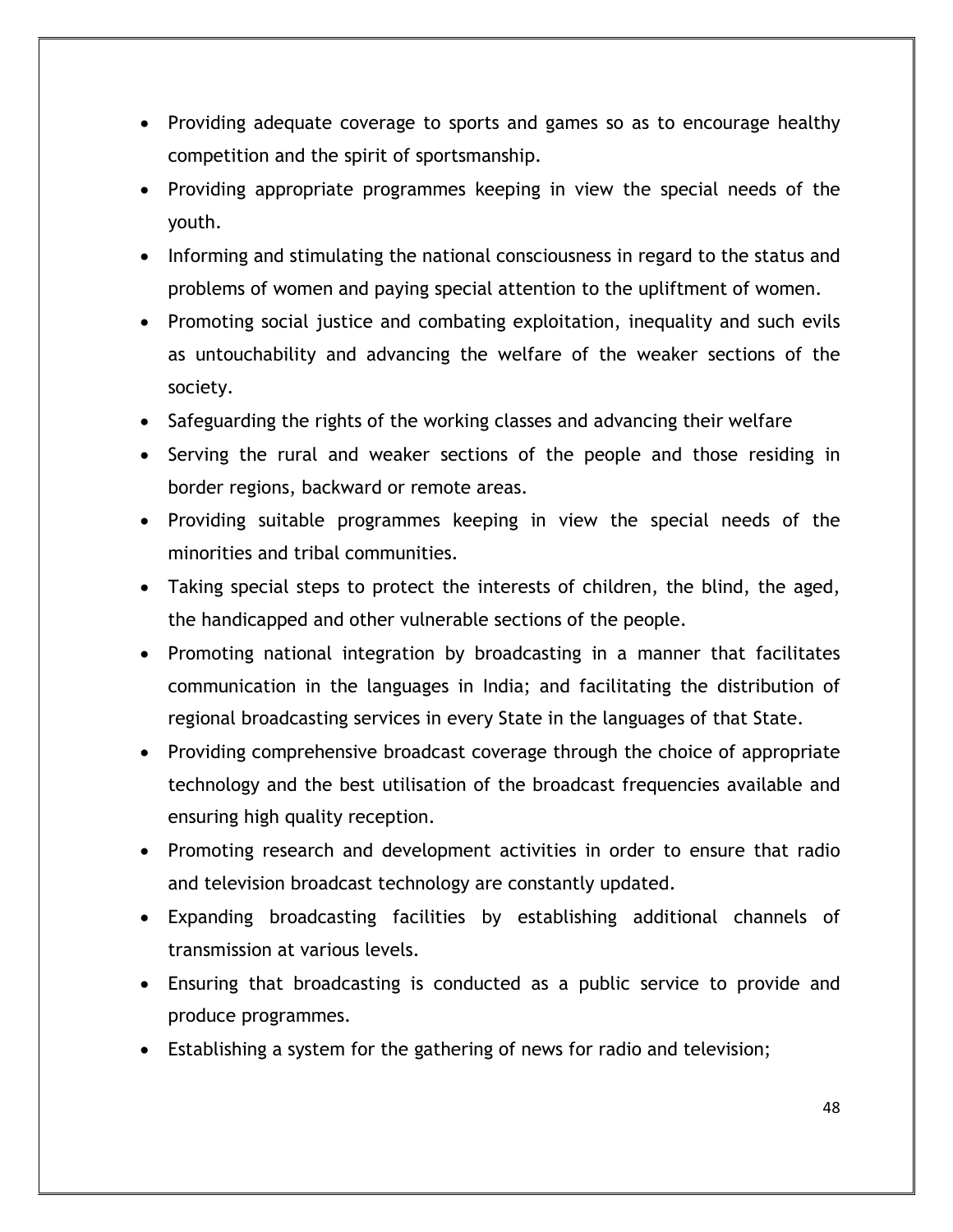- Providing adequate coverage to sports and games so as to encourage healthy competition and the spirit of sportsmanship.
- Providing appropriate programmes keeping in view the special needs of the youth.
- Informing and stimulating the national consciousness in regard to the status and problems of women and paying special attention to the upliftment of women.
- Promoting social justice and combating exploitation, inequality and such evils as untouchability and advancing the welfare of the weaker sections of the society.
- Safeguarding the rights of the working classes and advancing their welfare
- Serving the rural and weaker sections of the people and those residing in border regions, backward or remote areas.
- Providing suitable programmes keeping in view the special needs of the minorities and tribal communities.
- Taking special steps to protect the interests of children, the blind, the aged, the handicapped and other vulnerable sections of the people.
- Promoting national integration by broadcasting in a manner that facilitates communication in the languages in India; and facilitating the distribution of regional broadcasting services in every State in the languages of that State.
- Providing comprehensive broadcast coverage through the choice of appropriate technology and the best utilisation of the broadcast frequencies available and ensuring high quality reception.
- Promoting research and development activities in order to ensure that radio and television broadcast technology are constantly updated.
- Expanding broadcasting facilities by establishing additional channels of transmission at various levels.
- Ensuring that broadcasting is conducted as a public service to provide and produce programmes.
- Establishing a system for the gathering of news for radio and television;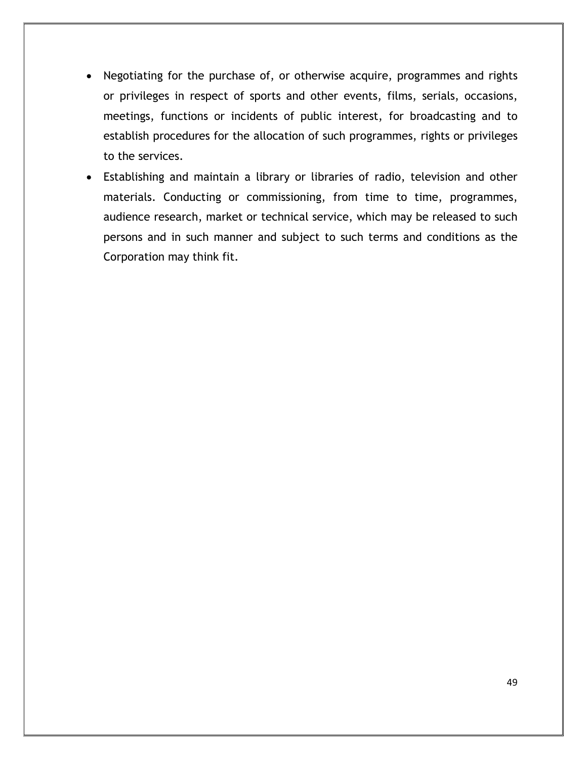- Negotiating for the purchase of, or otherwise acquire, programmes and rights or privileges in respect of sports and other events, films, serials, occasions, meetings, functions or incidents of public interest, for broadcasting and to establish procedures for the allocation of such programmes, rights or privileges to the services.
- Establishing and maintain a library or libraries of radio, television and other materials. Conducting or commissioning, from time to time, programmes, audience research, market or technical service, which may be released to such persons and in such manner and subject to such terms and conditions as the Corporation may think fit.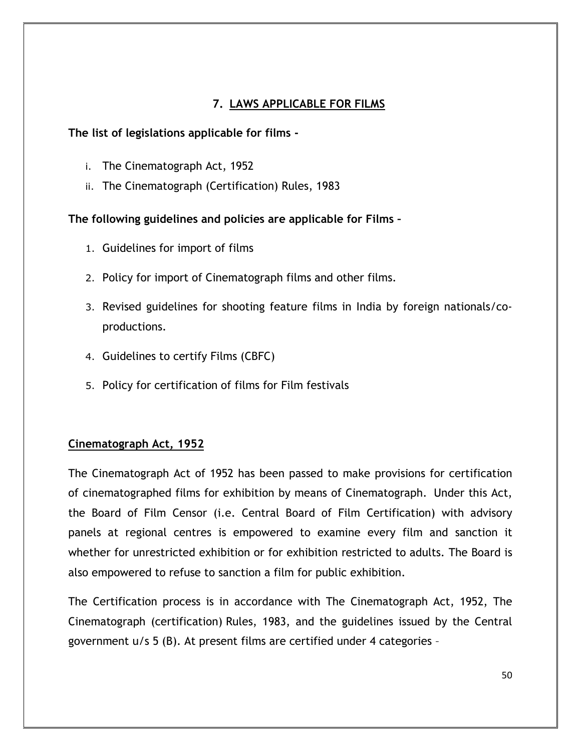## 7. LAWS APPLICABLE FOR FILMS

**The list of legislations applicable for films -**

i. The Cinematograph Act, 1952
ii. The Cinematograph (Certification) Rules, 1983

**The following guidelines and policies are applicable for Films –**

1. Guidelines for import of films
2. Policy for import of Cinematograph films and other films.
3. Revised guidelines for shooting feature films in India by foreign nationals/co-productions.
4. Guidelines to certify Films (CBFC)
5. Policy for certification of films for Film festivals

### Cinematograph Act, 1952

The Cinematograph Act of 1952 has been passed to make provisions for certification of cinematographed films for exhibition by means of Cinematograph. Under this Act, the Board of Film Censor (i.e. Central Board of Film Certification) with advisory panels at regional centres is empowered to examine every film and sanction it whether for unrestricted exhibition or for exhibition restricted to adults. The Board is also empowered to refuse to sanction a film for public exhibition.

The Certification process is in accordance with The Cinematograph Act, 1952, The Cinematograph (certification) Rules, 1983, and the guidelines issued by the Central government u/s 5 (B). At present films are certified under 4 categories –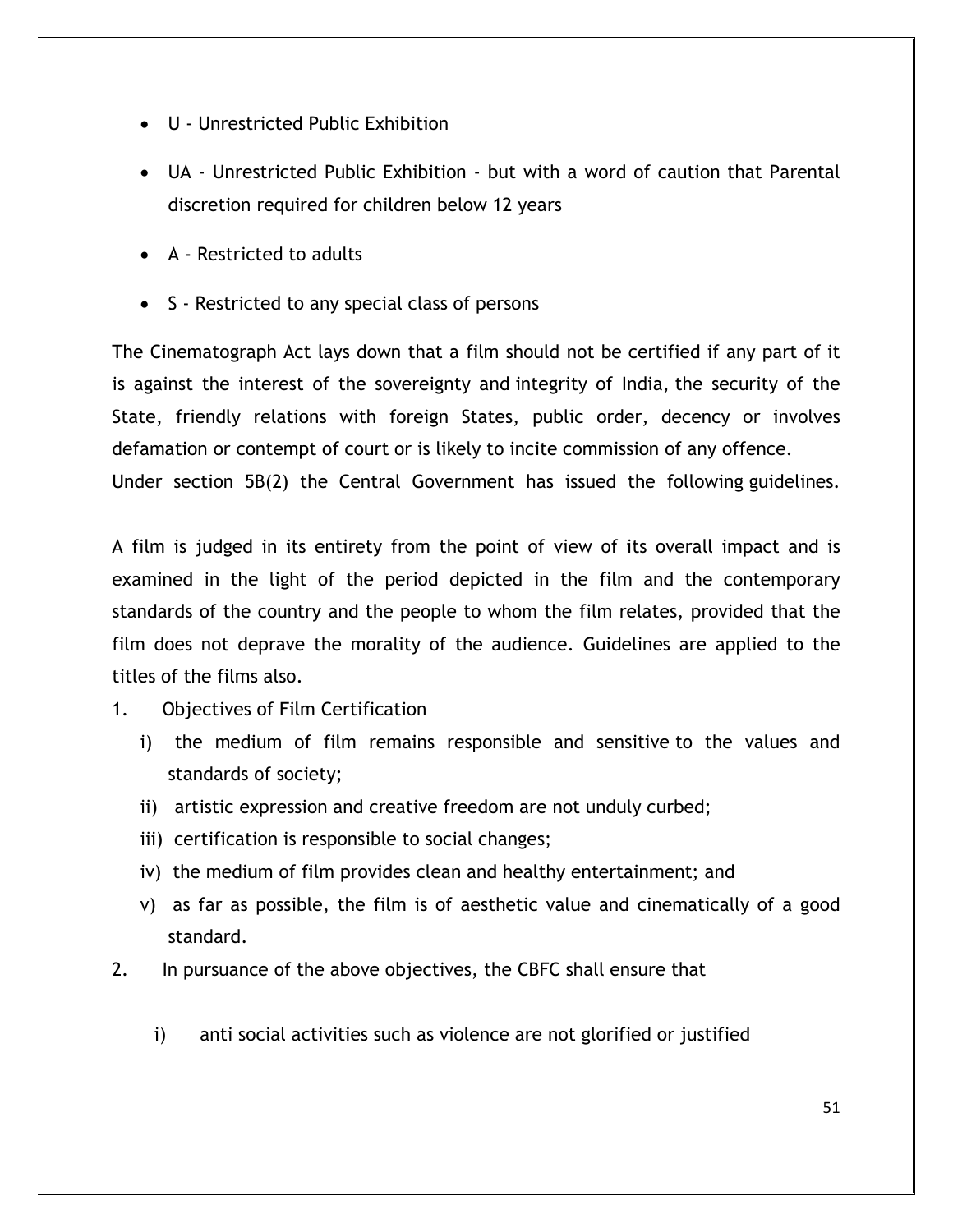- U - Unrestricted Public Exhibition
- UA - Unrestricted Public Exhibition - but with a word of caution that Parental discretion required for children below 12 years
- A - Restricted to adults
- S - Restricted to any special class of persons

The Cinematograph Act lays down that a film should not be certified if any part of it is against the interest of the sovereignty and integrity of India, the security of the State, friendly relations with foreign States, public order, decency or involves defamation or contempt of court or is likely to incite commission of any offence.
Under section 5B(2) the Central Government has issued the following guidelines.

A film is judged in its entirety from the point of view of its overall impact and is examined in the light of the period depicted in the film and the contemporary standards of the country and the people to whom the film relates, provided that the film does not deprave the morality of the audience. Guidelines are applied to the titles of the films also.

1. Objectives of Film Certification
   - i) the medium of film remains responsible and sensitive to the values and standards of society;
   - ii) artistic expression and creative freedom are not unduly curbed;
   - iii) certification is responsible to social changes;
   - iv) the medium of film provides clean and healthy entertainment; and
   - v) as far as possible, the film is of aesthetic value and cinematically of a good standard.
2. In pursuance of the above objectives, the CBFC shall ensure that
   - i) anti social activities such as violence are not glorified or justified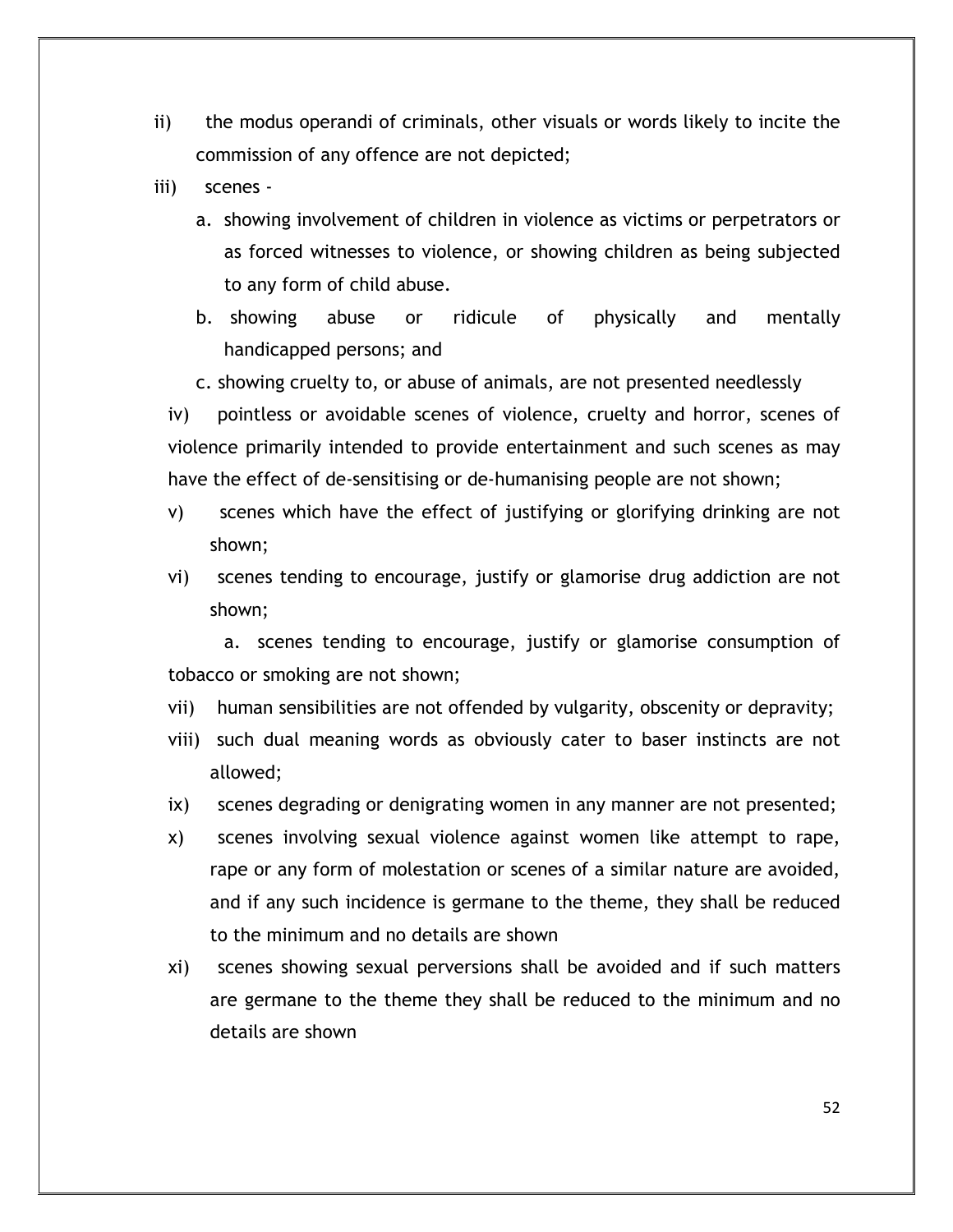ii) the modus operandi of criminals, other visuals or words likely to incite the commission of any offence are not depicted;

iii) scenes -

   a. showing involvement of children in violence as victims or perpetrators or as forced witnesses to violence, or showing children as being subjected to any form of child abuse.

   b. showing abuse or ridicule of physically and mentally handicapped persons; and

   c. showing cruelty to, or abuse of animals, are not presented needlessly

iv) pointless or avoidable scenes of violence, cruelty and horror, scenes of violence primarily intended to provide entertainment and such scenes as may have the effect of de-sensitising or de-humanising people are not shown;

v) scenes which have the effect of justifying or glorifying drinking are not shown;

vi) scenes tending to encourage, justify or glamorise drug addiction are not shown;

   a. scenes tending to encourage, justify or glamorise consumption of tobacco or smoking are not shown;

vii) human sensibilities are not offended by vulgarity, obscenity or depravity;

viii) such dual meaning words as obviously cater to baser instincts are not allowed;

ix) scenes degrading or denigrating women in any manner are not presented;

x) scenes involving sexual violence against women like attempt to rape, rape or any form of molestation or scenes of a similar nature are avoided, and if any such incidence is germane to the theme, they shall be reduced to the minimum and no details are shown

xi) scenes showing sexual perversions shall be avoided and if such matters are germane to the theme they shall be reduced to the minimum and no details are shown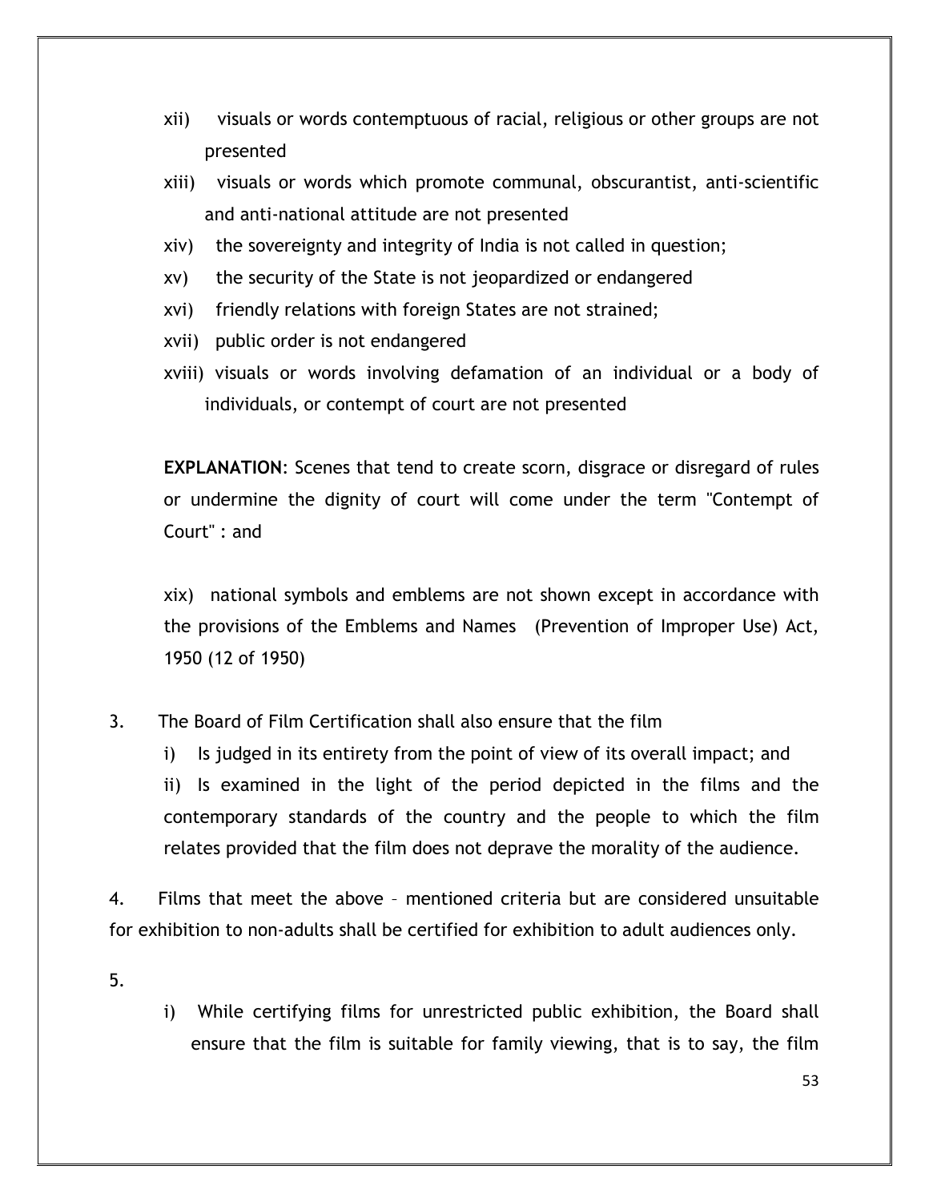xii) visuals or words contemptuous of racial, religious or other groups are not presented

xiii) visuals or words which promote communal, obscurantist, anti-scientific and anti-national attitude are not presented

xiv) the sovereignty and integrity of India is not called in question;

xv) the security of the State is not jeopardized or endangered

xvi) friendly relations with foreign States are not strained;

xvii) public order is not endangered

xviii) visuals or words involving defamation of an individual or a body of individuals, or contempt of court are not presented

**EXPLANATION**: Scenes that tend to create scorn, disgrace or disregard of rules or undermine the dignity of court will come under the term "Contempt of Court" : and

xix) national symbols and emblems are not shown except in accordance with the provisions of the Emblems and Names (Prevention of Improper Use) Act, 1950 (12 of 1950)

3. The Board of Film Certification shall also ensure that the film

   i) Is judged in its entirety from the point of view of its overall impact; and

   ii) Is examined in the light of the period depicted in the films and the contemporary standards of the country and the people to which the film relates provided that the film does not deprave the morality of the audience.

4. Films that meet the above – mentioned criteria but are considered unsuitable for exhibition to non-adults shall be certified for exhibition to adult audiences only.

5.

   i) While certifying films for unrestricted public exhibition, the Board shall ensure that the film is suitable for family viewing, that is to say, the film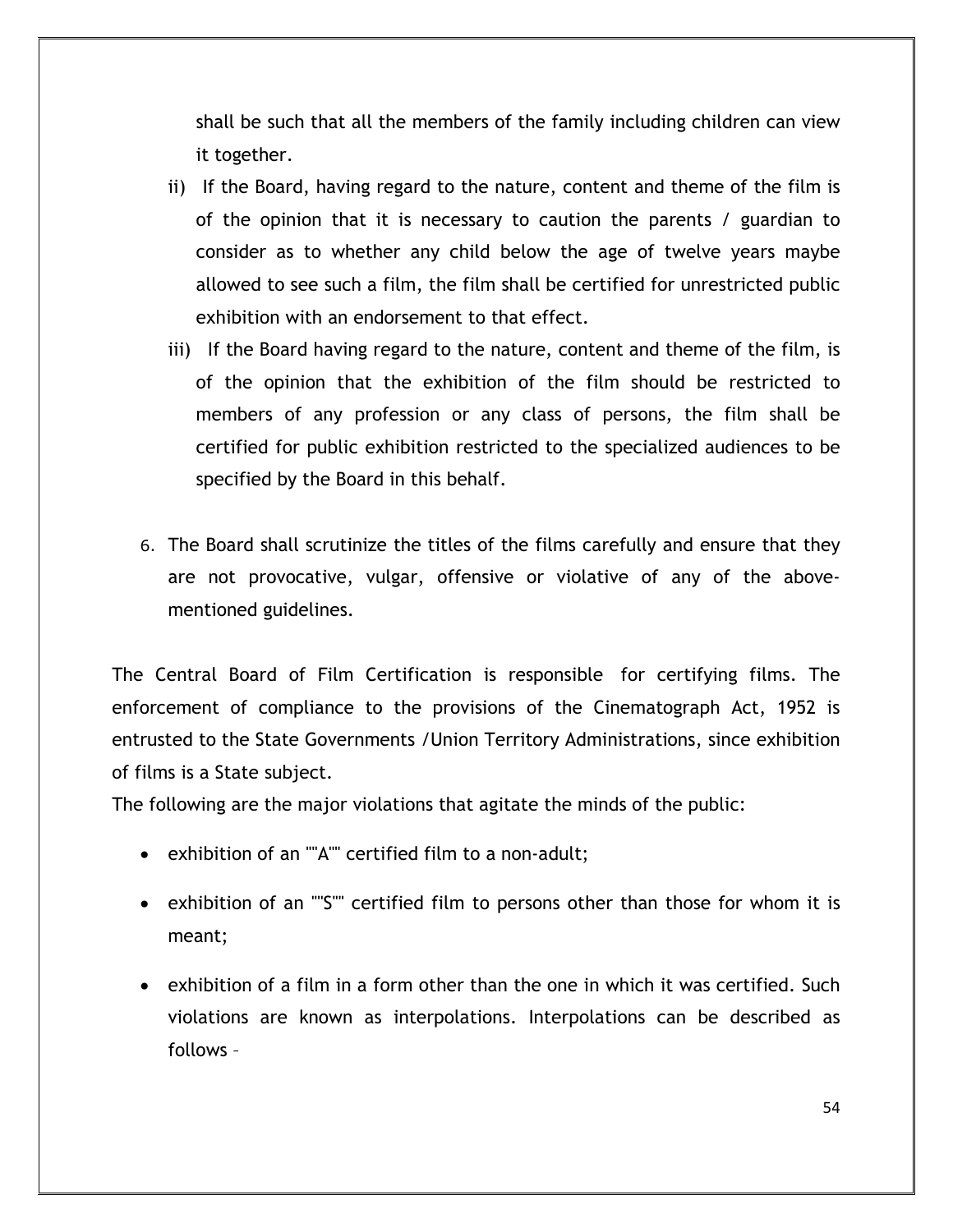shall be such that all the members of the family including children can view it together.

ii) If the Board, having regard to the nature, content and theme of the film is of the opinion that it is necessary to caution the parents / guardian to consider as to whether any child below the age of twelve years maybe allowed to see such a film, the film shall be certified for unrestricted public exhibition with an endorsement to that effect.

iii) If the Board having regard to the nature, content and theme of the film, is of the opinion that the exhibition of the film should be restricted to members of any profession or any class of persons, the film shall be certified for public exhibition restricted to the specialized audiences to be specified by the Board in this behalf.

6. The Board shall scrutinize the titles of the films carefully and ensure that they are not provocative, vulgar, offensive or violative of any of the above-mentioned guidelines.

The Central Board of Film Certification is responsible for certifying films. The enforcement of compliance to the provisions of the Cinematograph Act, 1952 is entrusted to the State Governments /Union Territory Administrations, since exhibition of films is a State subject.

The following are the major violations that agitate the minds of the public:

- exhibition of an ""A"" certified film to a non-adult;
- exhibition of an ""S"" certified film to persons other than those for whom it is meant;
- exhibition of a film in a form other than the one in which it was certified. Such violations are known as interpolations. Interpolations can be described as follows –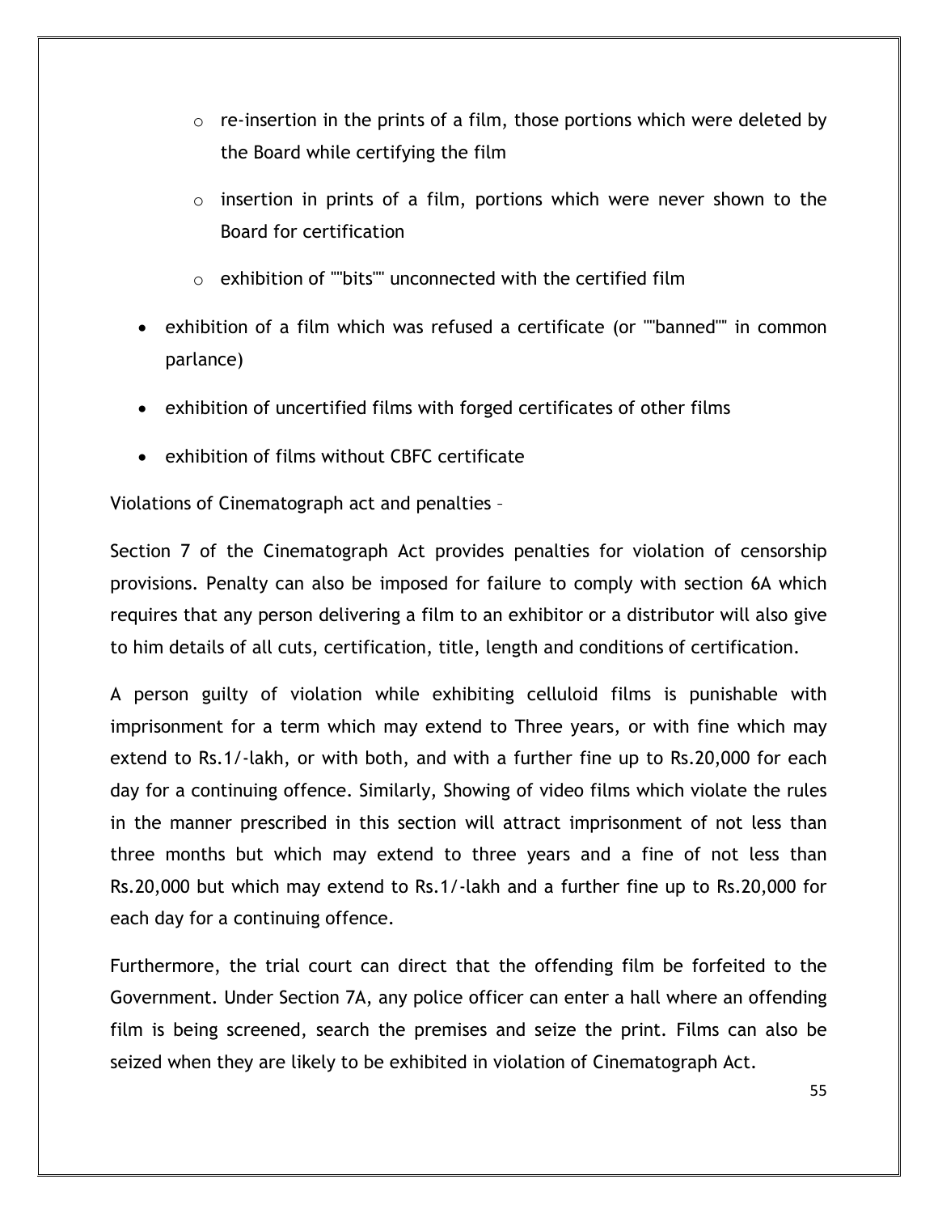- re-insertion in the prints of a film, those portions which were deleted by the Board while certifying the film
    - insertion in prints of a film, portions which were never shown to the Board for certification
    - exhibition of ""bits"" unconnected with the certified film
- exhibition of a film which was refused a certificate (or ""banned"" in common parlance)
- exhibition of uncertified films with forged certificates of other films
- exhibition of films without CBFC certificate

Violations of Cinematograph act and penalties –

Section 7 of the Cinematograph Act provides penalties for violation of censorship provisions. Penalty can also be imposed for failure to comply with section 6A which requires that any person delivering a film to an exhibitor or a distributor will also give to him details of all cuts, certification, title, length and conditions of certification.

A person guilty of violation while exhibiting celluloid films is punishable with imprisonment for a term which may extend to Three years, or with fine which may extend to Rs.1/-lakh, or with both, and with a further fine up to Rs.20,000 for each day for a continuing offence. Similarly, Showing of video films which violate the rules in the manner prescribed in this section will attract imprisonment of not less than three months but which may extend to three years and a fine of not less than Rs.20,000 but which may extend to Rs.1/-lakh and a further fine up to Rs.20,000 for each day for a continuing offence.

Furthermore, the trial court can direct that the offending film be forfeited to the Government. Under Section 7A, any police officer can enter a hall where an offending film is being screened, search the premises and seize the print. Films can also be seized when they are likely to be exhibited in violation of Cinematograph Act.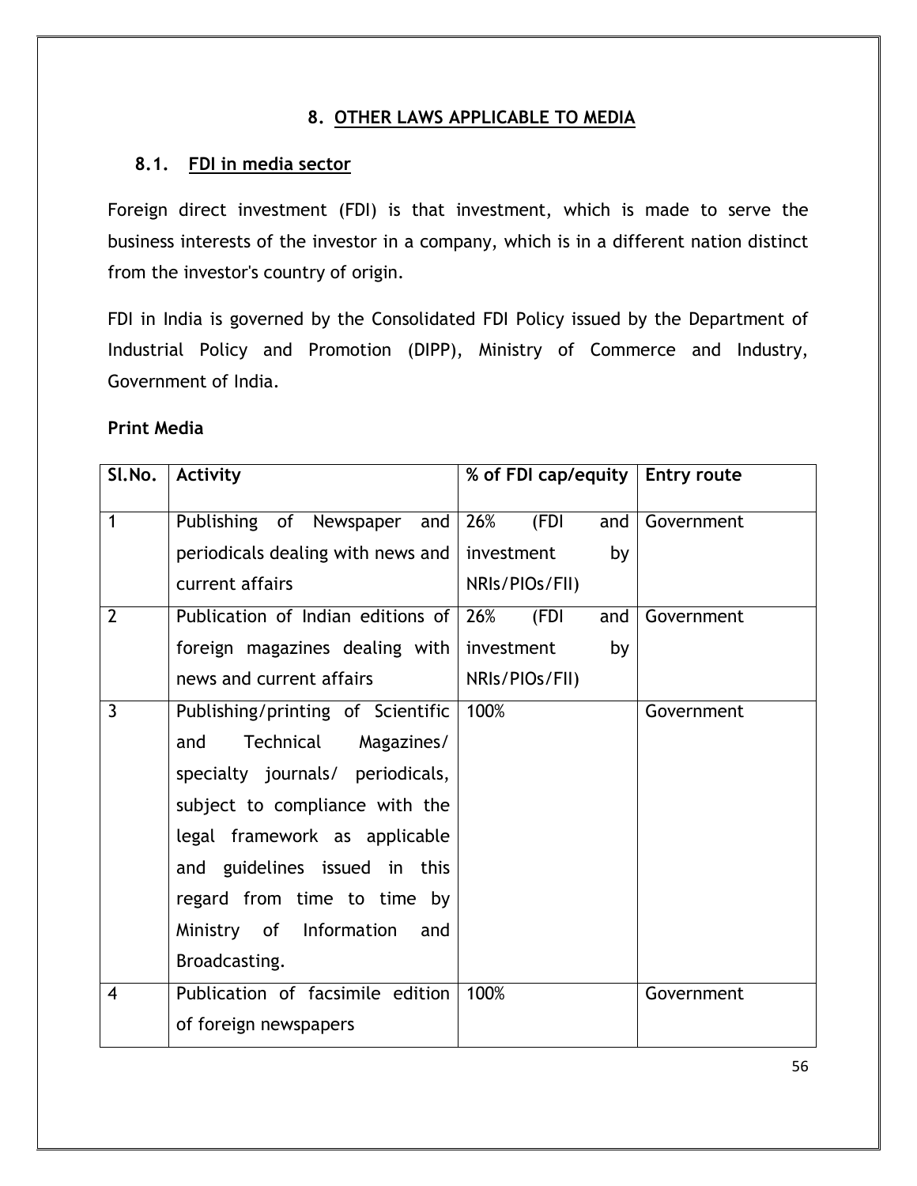## 8. OTHER LAWS APPLICABLE TO MEDIA

### 8.1. FDI in media sector

Foreign direct investment (FDI) is that investment, which is made to serve the business interests of the investor in a company, which is in a different nation distinct from the investor's country of origin.

FDI in India is governed by the Consolidated FDI Policy issued by the Department of Industrial Policy and Promotion (DIPP), Ministry of Commerce and Industry, Government of India.

**Print Media**

| Sl.No. | Activity | % of FDI cap/equity | Entry route |
|---|---|---|---|
| 1 | Publishing of Newspaper and periodicals dealing with news and current affairs | 26% (FDI and investment by NRIs/PIOs/FII) | Government |
| 2 | Publication of Indian editions of foreign magazines dealing with news and current affairs | 26% (FDI and investment by NRIs/PIOs/FII) | Government |
| 3 | Publishing/printing of Scientific and Technical Magazines/ specialty journals/ periodicals, subject to compliance with the legal framework as applicable and guidelines issued in this regard from time to time by Ministry of Information and Broadcasting. | 100% | Government |
| 4 | Publication of facsimile edition of foreign newspapers | 100% | Government |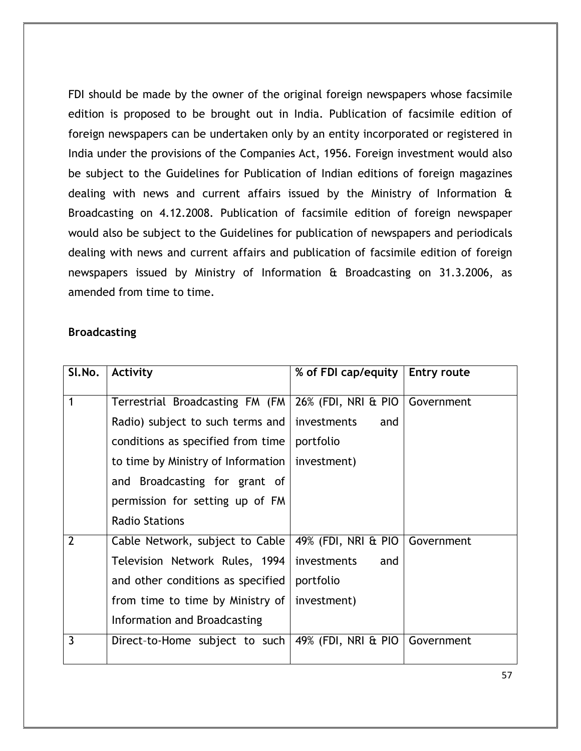FDI should be made by the owner of the original foreign newspapers whose facsimile edition is proposed to be brought out in India. Publication of facsimile edition of foreign newspapers can be undertaken only by an entity incorporated or registered in India under the provisions of the Companies Act, 1956. Foreign investment would also be subject to the Guidelines for Publication of Indian editions of foreign magazines dealing with news and current affairs issued by the Ministry of Information & Broadcasting on 4.12.2008. Publication of facsimile edition of foreign newspaper would also be subject to the Guidelines for publication of newspapers and periodicals dealing with news and current affairs and publication of facsimile edition of foreign newspapers issued by Ministry of Information & Broadcasting on 31.3.2006, as amended from time to time.

**Broadcasting**

| Sl.No. | Activity | % of FDI cap/equity | Entry route |
|---|---|---|---|
| 1 | Terrestrial Broadcasting FM (FM Radio) subject to such terms and conditions as specified from time to time by Ministry of Information and Broadcasting for grant of permission for setting up of FM Radio Stations | 26% (FDI, NRI & PIO investments and portfolio investment) | Government |
| 2 | Cable Network, subject to Cable Television Network Rules, 1994 and other conditions as specified from time to time by Ministry of Information and Broadcasting | 49% (FDI, NRI & PIO investments and portfolio investment) | Government |
| 3 | Direct–to-Home subject to such | 49% (FDI, NRI & PIO | Government |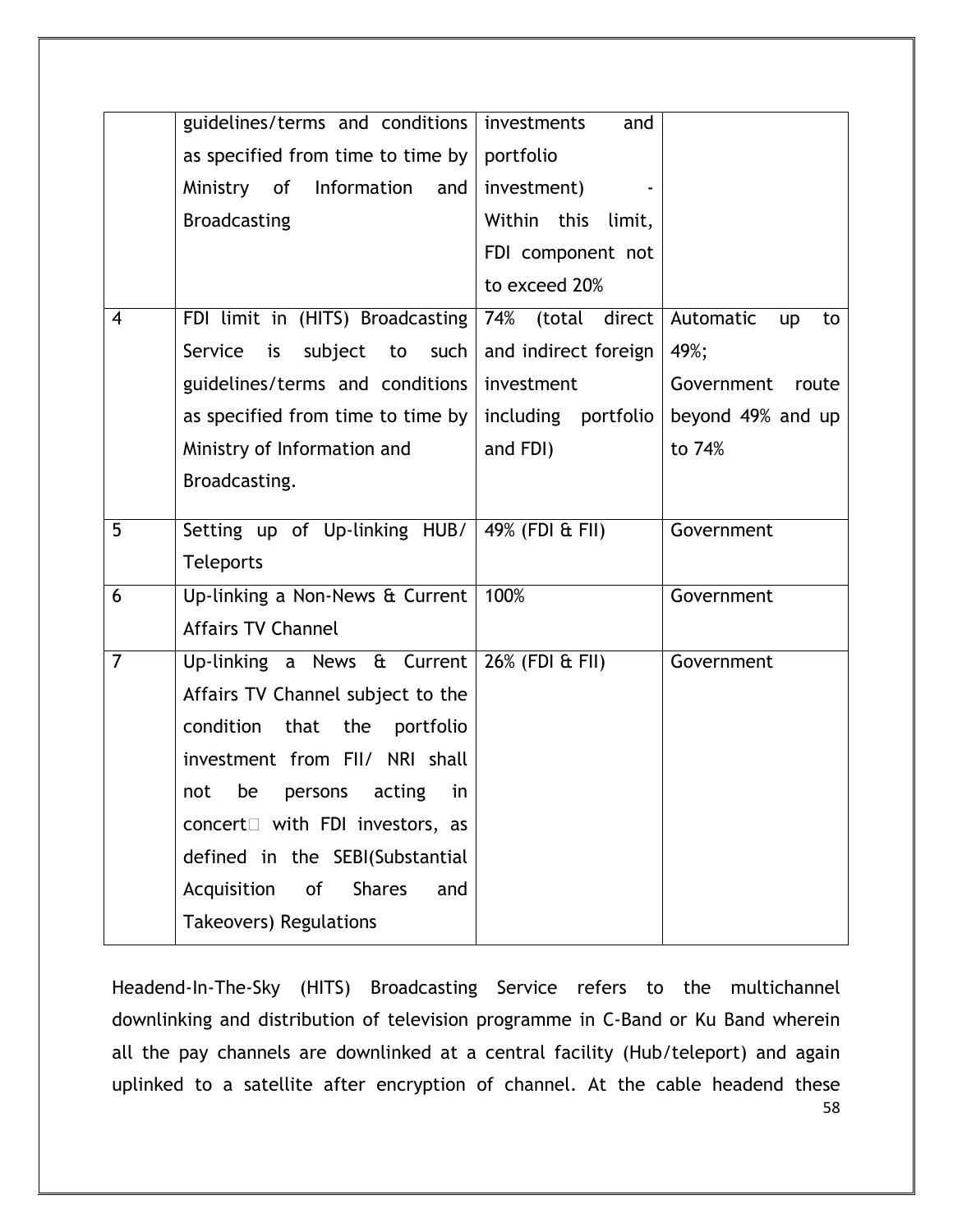| | | | |
|---|---|---|---|
| | guidelines/terms and conditions as specified from time to time by Ministry of Information and Broadcasting | investments and portfolio investment) - Within this limit, FDI component not to exceed 20% | |
| 4 | FDI limit in (HITS) Broadcasting Service is subject to such guidelines/terms and conditions as specified from time to time by Ministry of Information and Broadcasting. | 74% (total direct and indirect foreign investment including portfolio and FDI) | Automatic up to 49%; Government route beyond 49% and up to 74% |
| 5 | Setting up of Up-linking HUB/ Teleports | 49% (FDI & FII) | Government |
| 6 | Up-linking a Non-News & Current Affairs TV Channel | 100% | Government |
| 7 | Up-linking a News & Current Affairs TV Channel subject to the condition that the portfolio investment from FII/ NRI shall not be persons acting in concert with FDI investors, as defined in the SEBI(Substantial Acquisition of Shares and Takeovers) Regulations | 26% (FDI & FII) | Government |

Headend-In-The-Sky (HITS) Broadcasting Service refers to the multichannel downlinking and distribution of television programme in C-Band or Ku Band wherein all the pay channels are downlinked at a central facility (Hub/teleport) and again uplinked to a satellite after encryption of channel. At the cable headend these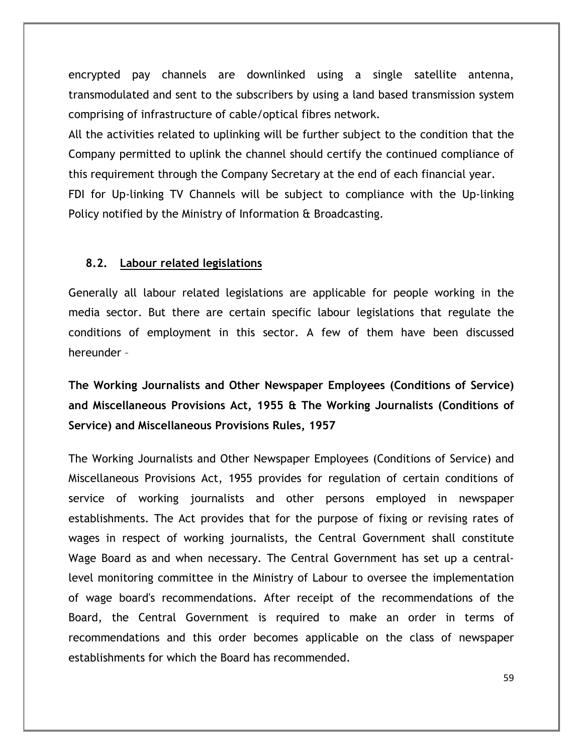encrypted pay channels are downlinked using a single satellite antenna, transmodulated and sent to the subscribers by using a land based transmission system comprising of infrastructure of cable/optical fibres network.

All the activities related to uplinking will be further subject to the condition that the Company permitted to uplink the channel should certify the continued compliance of this requirement through the Company Secretary at the end of each financial year.

FDI for Up-linking TV Channels will be subject to compliance with the Up-linking Policy notified by the Ministry of Information & Broadcasting.

## 8.2. Labour related legislations

Generally all labour related legislations are applicable for people working in the media sector. But there are certain specific labour legislations that regulate the conditions of employment in this sector. A few of them have been discussed hereunder –

**The Working Journalists and Other Newspaper Employees (Conditions of Service) and Miscellaneous Provisions Act, 1955 & The Working Journalists (Conditions of Service) and Miscellaneous Provisions Rules, 1957**

The Working Journalists and Other Newspaper Employees (Conditions of Service) and Miscellaneous Provisions Act, 1955 provides for regulation of certain conditions of service of working journalists and other persons employed in newspaper establishments. The Act provides that for the purpose of fixing or revising rates of wages in respect of working journalists, the Central Government shall constitute Wage Board as and when necessary. The Central Government has set up a central-level monitoring committee in the Ministry of Labour to oversee the implementation of wage board's recommendations. After receipt of the recommendations of the Board, the Central Government is required to make an order in terms of recommendations and this order becomes applicable on the class of newspaper establishments for which the Board has recommended.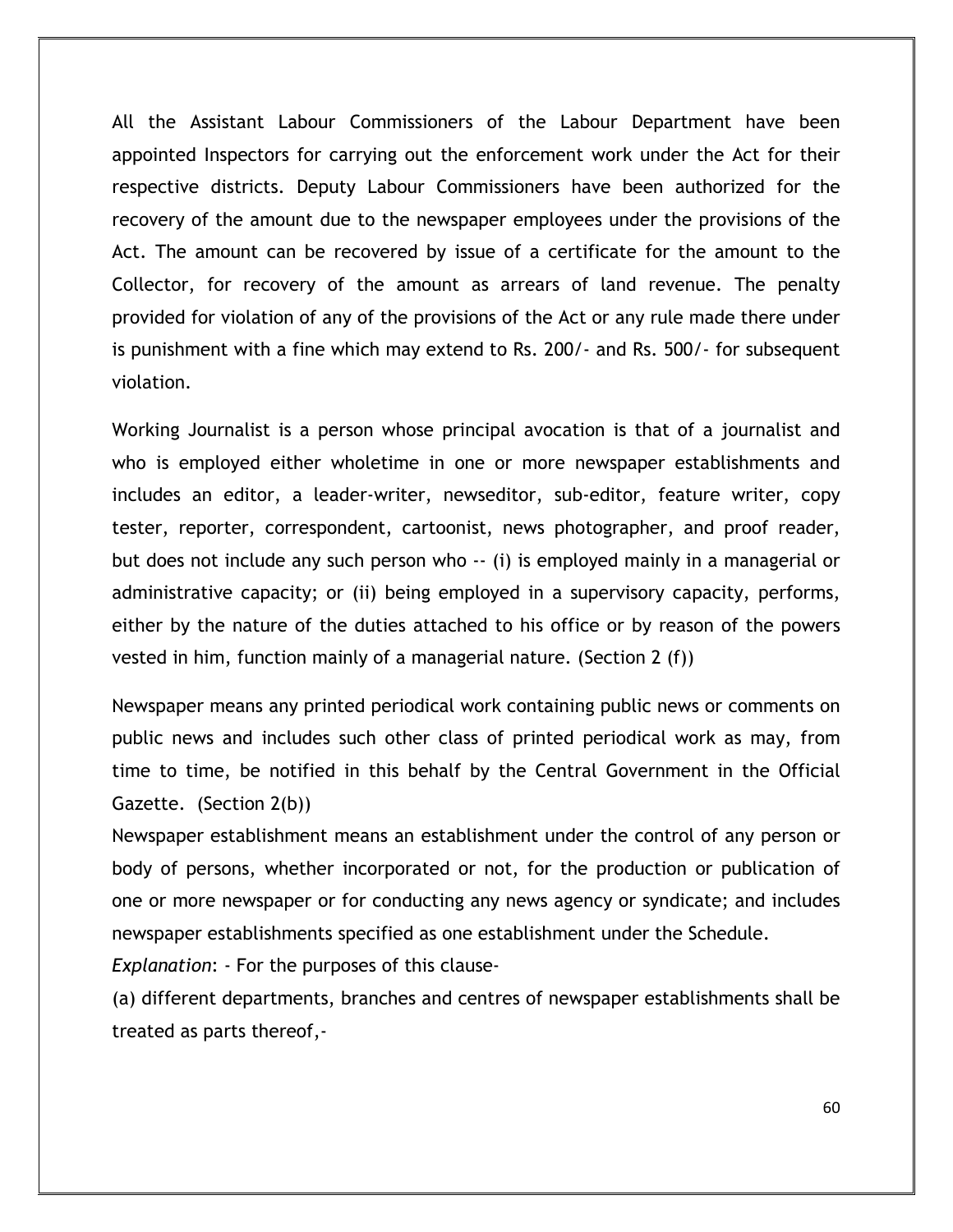All the Assistant Labour Commissioners of the Labour Department have been appointed Inspectors for carrying out the enforcement work under the Act for their respective districts. Deputy Labour Commissioners have been authorized for the recovery of the amount due to the newspaper employees under the provisions of the Act. The amount can be recovered by issue of a certificate for the amount to the Collector, for recovery of the amount as arrears of land revenue. The penalty provided for violation of any of the provisions of the Act or any rule made there under is punishment with a fine which may extend to Rs. 200/- and Rs. 500/- for subsequent violation.

Working Journalist is a person whose principal avocation is that of a journalist and who is employed either wholetime in one or more newspaper establishments and includes an editor, a leader-writer, newseditor, sub-editor, feature writer, copy tester, reporter, correspondent, cartoonist, news photographer, and proof reader, but does not include any such person who -- (i) is employed mainly in a managerial or administrative capacity; or (ii) being employed in a supervisory capacity, performs, either by the nature of the duties attached to his office or by reason of the powers vested in him, function mainly of a managerial nature. (Section 2 (f))

Newspaper means any printed periodical work containing public news or comments on public news and includes such other class of printed periodical work as may, from time to time, be notified in this behalf by the Central Government in the Official Gazette. (Section 2(b))

Newspaper establishment means an establishment under the control of any person or body of persons, whether incorporated or not, for the production or publication of one or more newspaper or for conducting any news agency or syndicate; and includes newspaper establishments specified as one establishment under the Schedule.

*Explanation*: - For the purposes of this clause-

(a) different departments, branches and centres of newspaper establishments shall be treated as parts thereof,-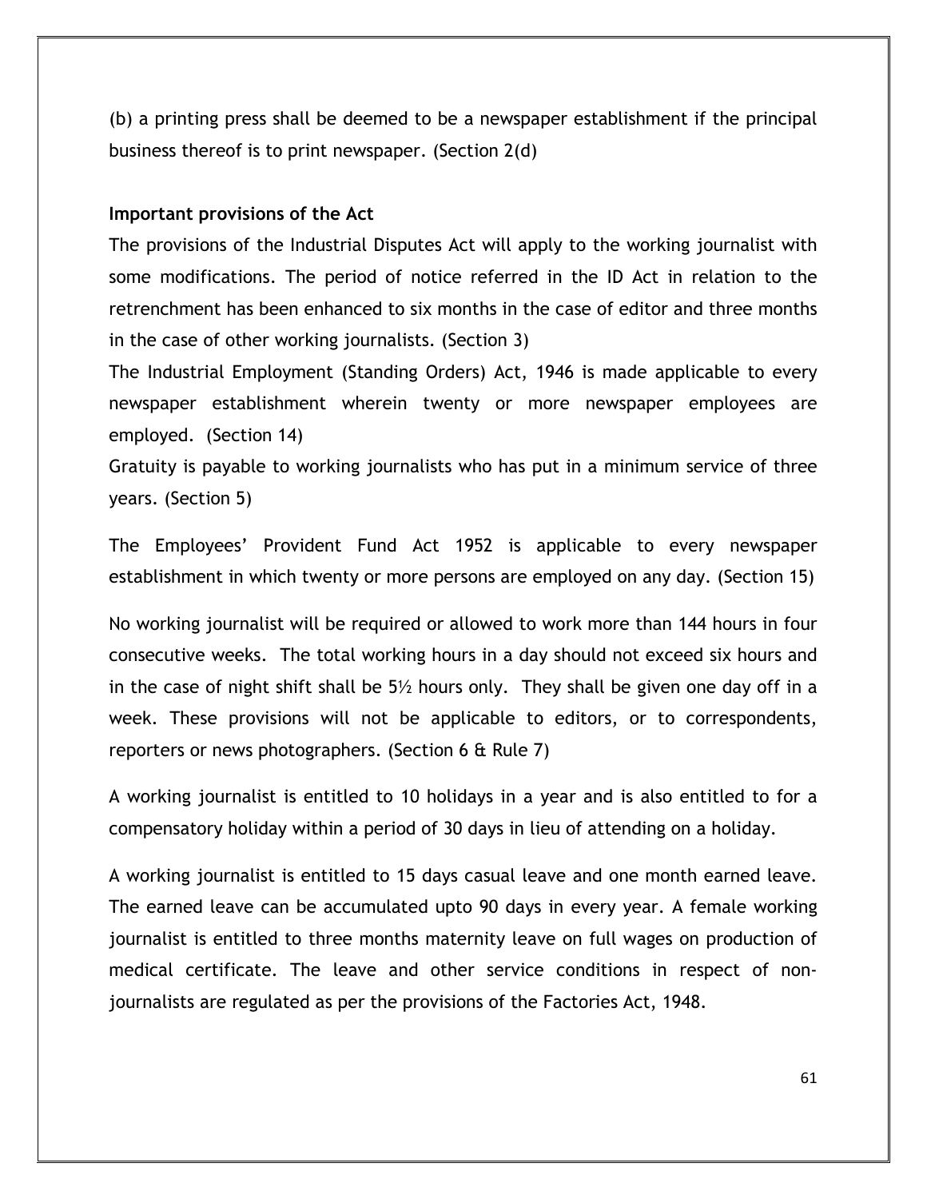(b) a printing press shall be deemed to be a newspaper establishment if the principal business thereof is to print newspaper. (Section 2(d)

**Important provisions of the Act**

The provisions of the Industrial Disputes Act will apply to the working journalist with some modifications. The period of notice referred in the ID Act in relation to the retrenchment has been enhanced to six months in the case of editor and three months in the case of other working journalists. (Section 3)

The Industrial Employment (Standing Orders) Act, 1946 is made applicable to every newspaper establishment wherein twenty or more newspaper employees are employed. (Section 14)

Gratuity is payable to working journalists who has put in a minimum service of three years. (Section 5)

The Employees' Provident Fund Act 1952 is applicable to every newspaper establishment in which twenty or more persons are employed on any day. (Section 15)

No working journalist will be required or allowed to work more than 144 hours in four consecutive weeks. The total working hours in a day should not exceed six hours and in the case of night shift shall be 5½ hours only. They shall be given one day off in a week. These provisions will not be applicable to editors, or to correspondents, reporters or news photographers. (Section 6 & Rule 7)

A working journalist is entitled to 10 holidays in a year and is also entitled to for a compensatory holiday within a period of 30 days in lieu of attending on a holiday.

A working journalist is entitled to 15 days casual leave and one month earned leave. The earned leave can be accumulated upto 90 days in every year. A female working journalist is entitled to three months maternity leave on full wages on production of medical certificate. The leave and other service conditions in respect of non-journalists are regulated as per the provisions of the Factories Act, 1948.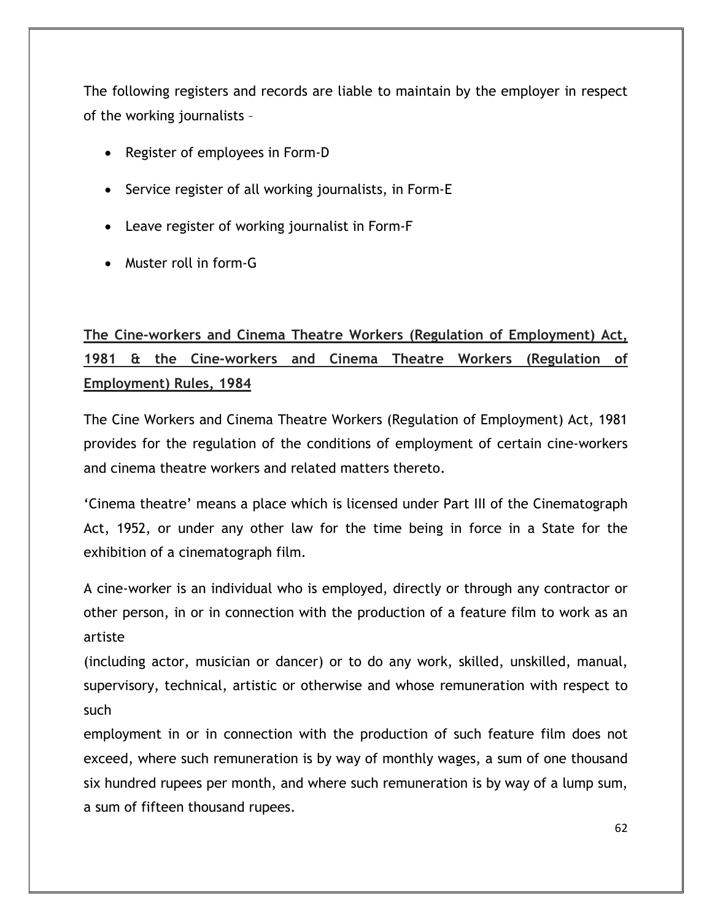The following registers and records are liable to maintain by the employer in respect of the working journalists –

- Register of employees in Form-D
- Service register of all working journalists, in Form-E
- Leave register of working journalist in Form-F
- Muster roll in form-G

## The Cine-workers and Cinema Theatre Workers (Regulation of Employment) Act, 1981 & the Cine-workers and Cinema Theatre Workers (Regulation of Employment) Rules, 1984

The Cine Workers and Cinema Theatre Workers (Regulation of Employment) Act, 1981 provides for the regulation of the conditions of employment of certain cine-workers and cinema theatre workers and related matters thereto.

'Cinema theatre' means a place which is licensed under Part III of the Cinematograph Act, 1952, or under any other law for the time being in force in a State for the exhibition of a cinematograph film.

A cine-worker is an individual who is employed, directly or through any contractor or other person, in or in connection with the production of a feature film to work as an artiste (including actor, musician or dancer) or to do any work, skilled, unskilled, manual, supervisory, technical, artistic or otherwise and whose remuneration with respect to such employment in or in connection with the production of such feature film does not exceed, where such remuneration is by way of monthly wages, a sum of one thousand six hundred rupees per month, and where such remuneration is by way of a lump sum, a sum of fifteen thousand rupees.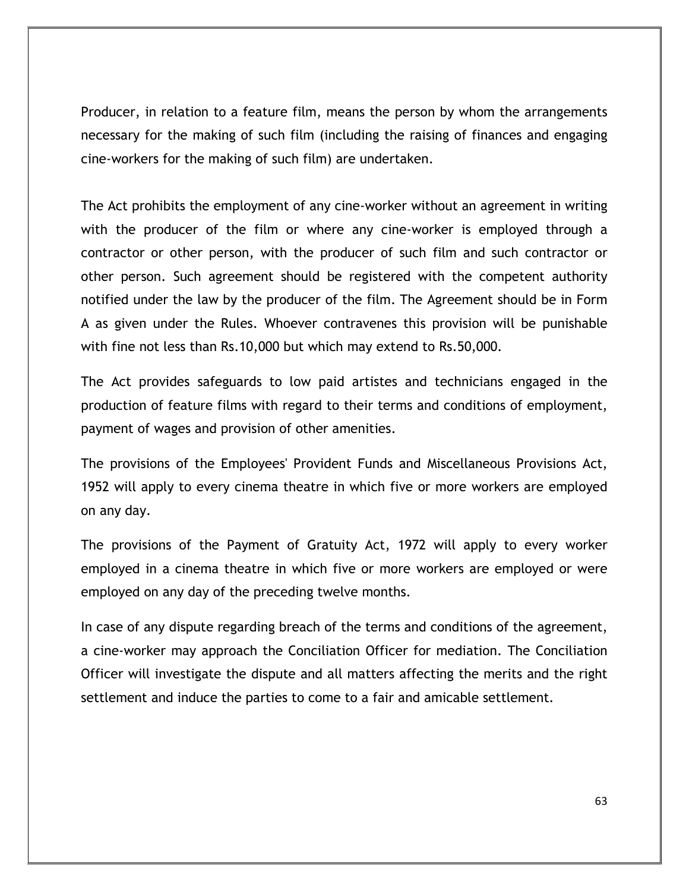Producer, in relation to a feature film, means the person by whom the arrangements necessary for the making of such film (including the raising of finances and engaging cine-workers for the making of such film) are undertaken.

The Act prohibits the employment of any cine-worker without an agreement in writing with the producer of the film or where any cine-worker is employed through a contractor or other person, with the producer of such film and such contractor or other person. Such agreement should be registered with the competent authority notified under the law by the producer of the film. The Agreement should be in Form A as given under the Rules. Whoever contravenes this provision will be punishable with fine not less than Rs.10,000 but which may extend to Rs.50,000.

The Act provides safeguards to low paid artistes and technicians engaged in the production of feature films with regard to their terms and conditions of employment, payment of wages and provision of other amenities.

The provisions of the Employees' Provident Funds and Miscellaneous Provisions Act, 1952 will apply to every cinema theatre in which five or more workers are employed on any day.

The provisions of the Payment of Gratuity Act, 1972 will apply to every worker employed in a cinema theatre in which five or more workers are employed or were employed on any day of the preceding twelve months.

In case of any dispute regarding breach of the terms and conditions of the agreement, a cine-worker may approach the Conciliation Officer for mediation. The Conciliation Officer will investigate the dispute and all matters affecting the merits and the right settlement and induce the parties to come to a fair and amicable settlement.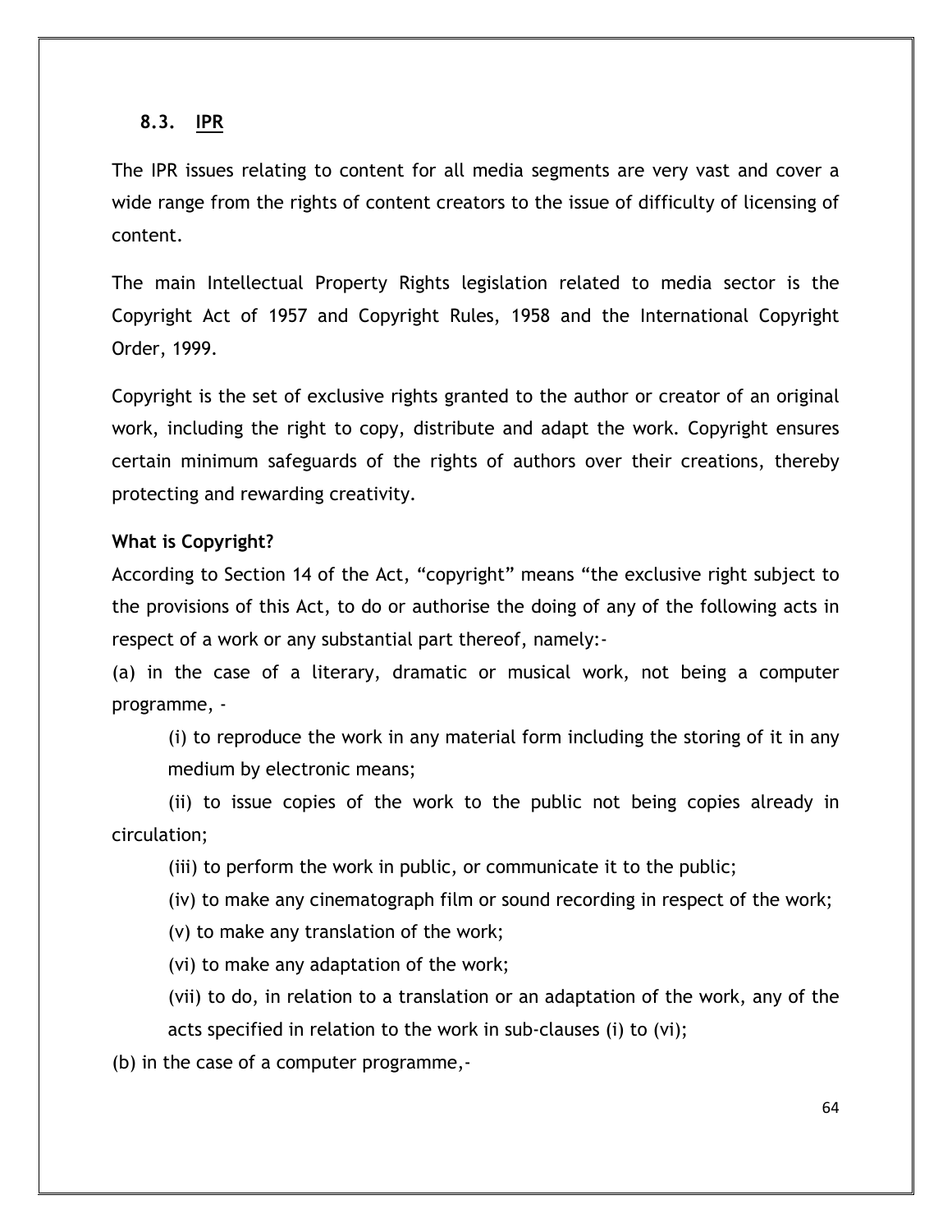## 8.3. IPR

The IPR issues relating to content for all media segments are very vast and cover a wide range from the rights of content creators to the issue of difficulty of licensing of content.

The main Intellectual Property Rights legislation related to media sector is the Copyright Act of 1957 and Copyright Rules, 1958 and the International Copyright Order, 1999.

Copyright is the set of exclusive rights granted to the author or creator of an original work, including the right to copy, distribute and adapt the work. Copyright ensures certain minimum safeguards of the rights of authors over their creations, thereby protecting and rewarding creativity.

**What is Copyright?**

According to Section 14 of the Act, "copyright" means "the exclusive right subject to the provisions of this Act, to do or authorise the doing of any of the following acts in respect of a work or any substantial part thereof, namely:-

(a) in the case of a literary, dramatic or musical work, not being a computer programme, -

(i) to reproduce the work in any material form including the storing of it in any medium by electronic means;

(ii) to issue copies of the work to the public not being copies already in circulation;

(iii) to perform the work in public, or communicate it to the public;

(iv) to make any cinematograph film or sound recording in respect of the work;

(v) to make any translation of the work;

(vi) to make any adaptation of the work;

(vii) to do, in relation to a translation or an adaptation of the work, any of the acts specified in relation to the work in sub-clauses (i) to (vi);

(b) in the case of a computer programme,-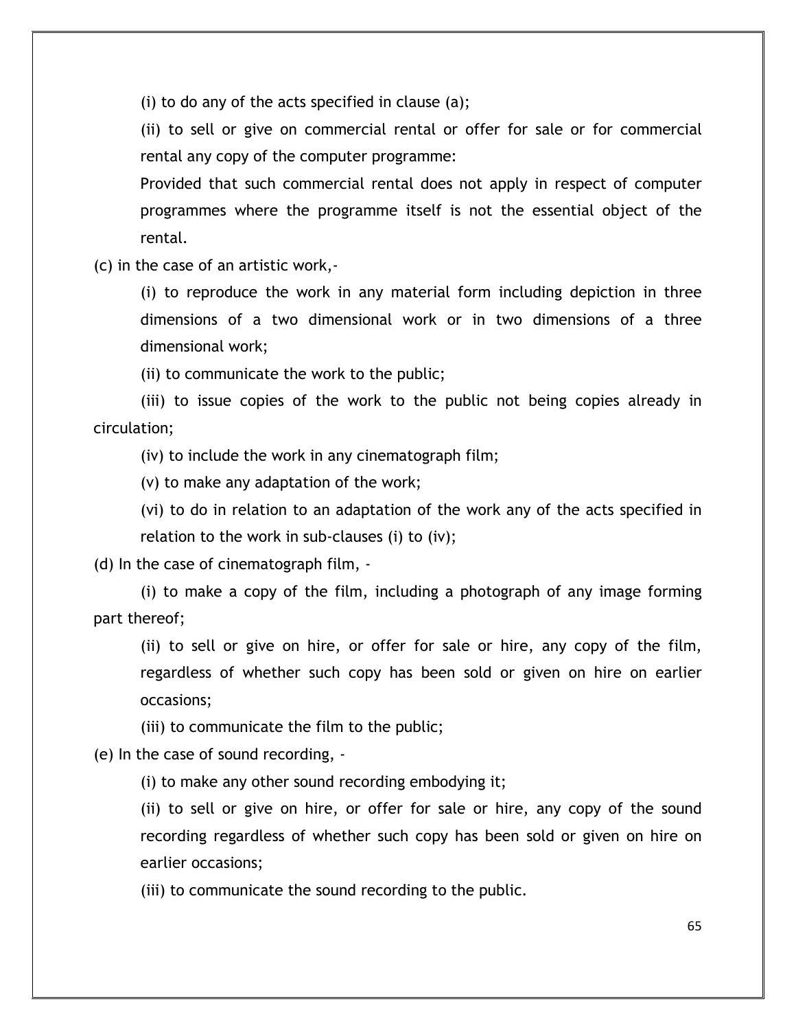(i) to do any of the acts specified in clause (a);

(ii) to sell or give on commercial rental or offer for sale or for commercial rental any copy of the computer programme:

Provided that such commercial rental does not apply in respect of computer programmes where the programme itself is not the essential object of the rental.

(c) in the case of an artistic work,-

(i) to reproduce the work in any material form including depiction in three dimensions of a two dimensional work or in two dimensions of a three dimensional work;

(ii) to communicate the work to the public;

(iii) to issue copies of the work to the public not being copies already in circulation;

(iv) to include the work in any cinematograph film;

(v) to make any adaptation of the work;

(vi) to do in relation to an adaptation of the work any of the acts specified in relation to the work in sub-clauses (i) to (iv);

(d) In the case of cinematograph film, -

(i) to make a copy of the film, including a photograph of any image forming part thereof;

(ii) to sell or give on hire, or offer for sale or hire, any copy of the film, regardless of whether such copy has been sold or given on hire on earlier occasions;

(iii) to communicate the film to the public;

(e) In the case of sound recording, -

(i) to make any other sound recording embodying it;

(ii) to sell or give on hire, or offer for sale or hire, any copy of the sound recording regardless of whether such copy has been sold or given on hire on earlier occasions;

(iii) to communicate the sound recording to the public.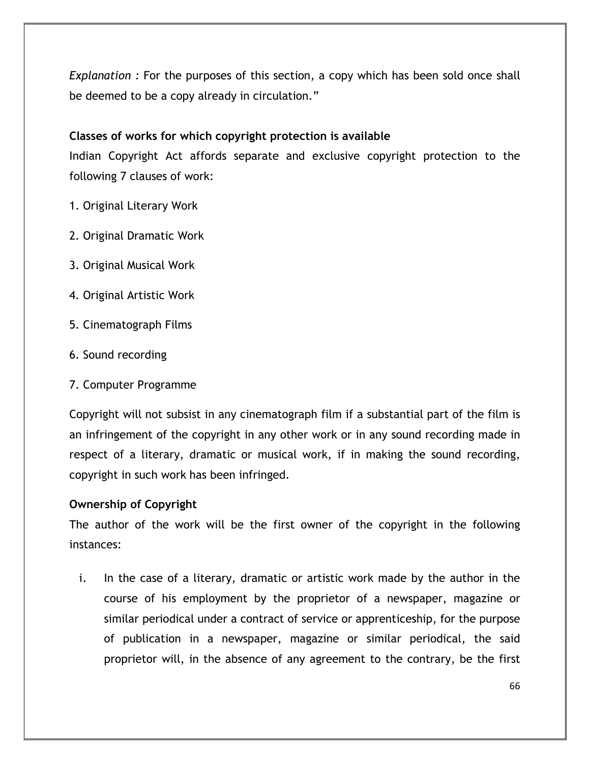*Explanation :* For the purposes of this section, a copy which has been sold once shall be deemed to be a copy already in circulation."

**Classes of works for which copyright protection is available**

Indian Copyright Act affords separate and exclusive copyright protection to the following 7 clauses of work:

1. Original Literary Work
2. Original Dramatic Work
3. Original Musical Work
4. Original Artistic Work
5. Cinematograph Films
6. Sound recording
7. Computer Programme

Copyright will not subsist in any cinematograph film if a substantial part of the film is an infringement of the copyright in any other work or in any sound recording made in respect of a literary, dramatic or musical work, if in making the sound recording, copyright in such work has been infringed.

**Ownership of Copyright**

The author of the work will be the first owner of the copyright in the following instances:

i. In the case of a literary, dramatic or artistic work made by the author in the course of his employment by the proprietor of a newspaper, magazine or similar periodical under a contract of service or apprenticeship, for the purpose of publication in a newspaper, magazine or similar periodical, the said proprietor will, in the absence of any agreement to the contrary, be the first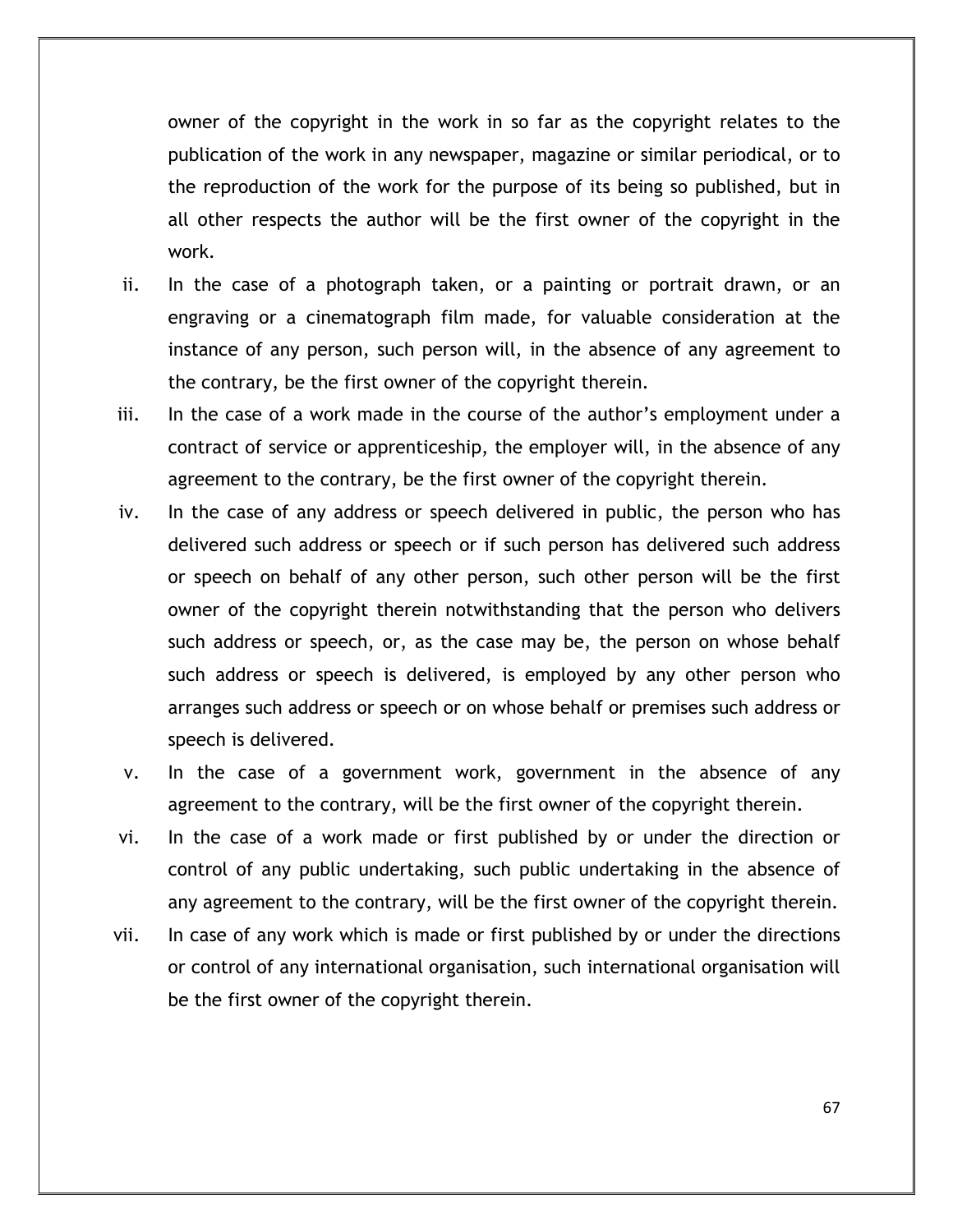owner of the copyright in the work in so far as the copyright relates to the publication of the work in any newspaper, magazine or similar periodical, or to the reproduction of the work for the purpose of its being so published, but in all other respects the author will be the first owner of the copyright in the work.

ii. In the case of a photograph taken, or a painting or portrait drawn, or an engraving or a cinematograph film made, for valuable consideration at the instance of any person, such person will, in the absence of any agreement to the contrary, be the first owner of the copyright therein.

iii. In the case of a work made in the course of the author's employment under a contract of service or apprenticeship, the employer will, in the absence of any agreement to the contrary, be the first owner of the copyright therein.

iv. In the case of any address or speech delivered in public, the person who has delivered such address or speech or if such person has delivered such address or speech on behalf of any other person, such other person will be the first owner of the copyright therein notwithstanding that the person who delivers such address or speech, or, as the case may be, the person on whose behalf such address or speech is delivered, is employed by any other person who arranges such address or speech or on whose behalf or premises such address or speech is delivered.

v. In the case of a government work, government in the absence of any agreement to the contrary, will be the first owner of the copyright therein.

vi. In the case of a work made or first published by or under the direction or control of any public undertaking, such public undertaking in the absence of any agreement to the contrary, will be the first owner of the copyright therein.

vii. In case of any work which is made or first published by or under the directions or control of any international organisation, such international organisation will be the first owner of the copyright therein.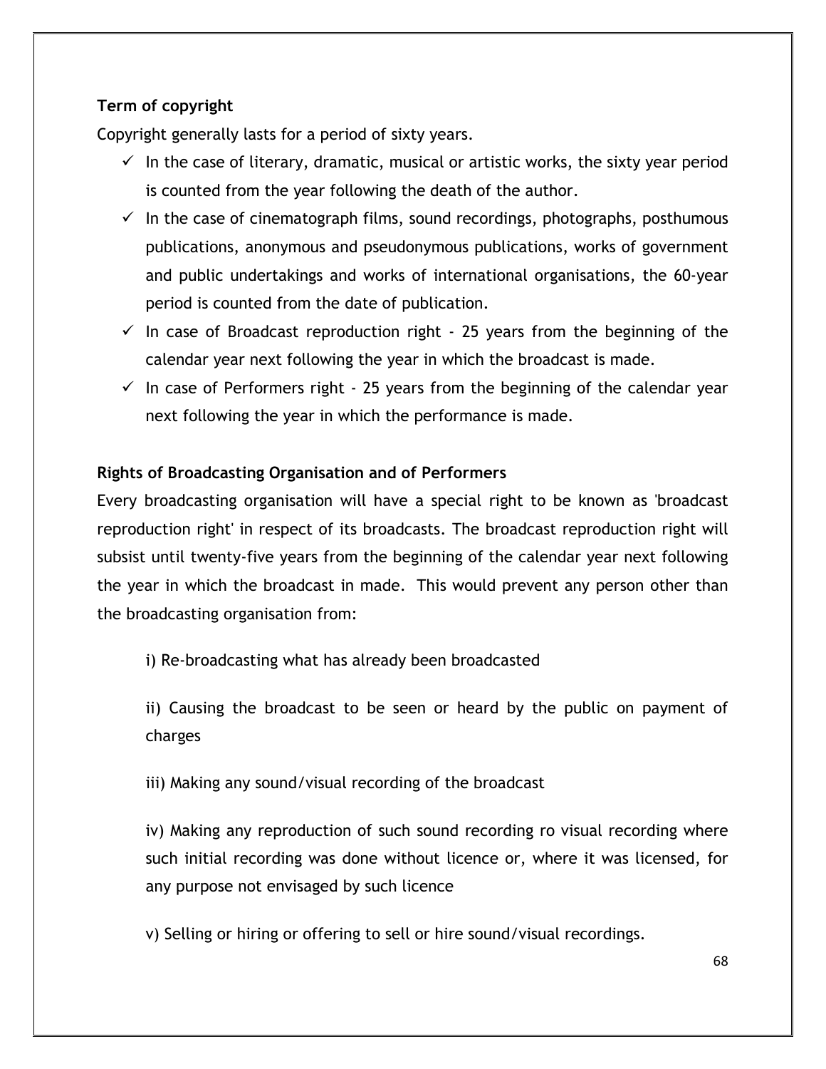**Term of copyright**

Copyright generally lasts for a period of sixty years.

- ✓ In the case of literary, dramatic, musical or artistic works, the sixty year period is counted from the year following the death of the author.
- ✓ In the case of cinematograph films, sound recordings, photographs, posthumous publications, anonymous and pseudonymous publications, works of government and public undertakings and works of international organisations, the 60-year period is counted from the date of publication.
- ✓ In case of Broadcast reproduction right - 25 years from the beginning of the calendar year next following the year in which the broadcast is made.
- ✓ In case of Performers right - 25 years from the beginning of the calendar year next following the year in which the performance is made.

**Rights of Broadcasting Organisation and of Performers**

Every broadcasting organisation will have a special right to be known as 'broadcast reproduction right' in respect of its broadcasts. The broadcast reproduction right will subsist until twenty-five years from the beginning of the calendar year next following the year in which the broadcast in made. This would prevent any person other than the broadcasting organisation from:

i) Re-broadcasting what has already been broadcasted

ii) Causing the broadcast to be seen or heard by the public on payment of charges

iii) Making any sound/visual recording of the broadcast

iv) Making any reproduction of such sound recording ro visual recording where such initial recording was done without licence or, where it was licensed, for any purpose not envisaged by such licence

v) Selling or hiring or offering to sell or hire sound/visual recordings.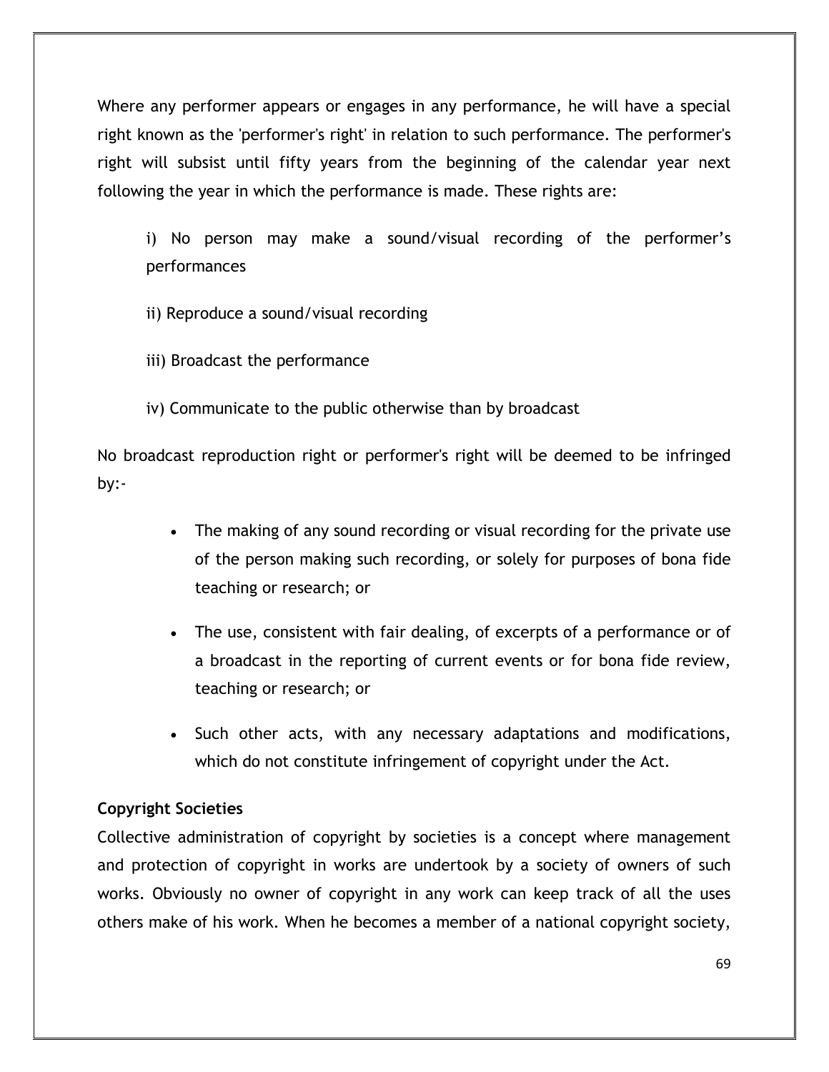Where any performer appears or engages in any performance, he will have a special right known as the 'performer's right' in relation to such performance. The performer's right will subsist until fifty years from the beginning of the calendar year next following the year in which the performance is made. These rights are:

i) No person may make a sound/visual recording of the performer's performances

ii) Reproduce a sound/visual recording

iii) Broadcast the performance

iv) Communicate to the public otherwise than by broadcast

No broadcast reproduction right or performer's right will be deemed to be infringed by:-

- The making of any sound recording or visual recording for the private use of the person making such recording, or solely for purposes of bona fide teaching or research; or
- The use, consistent with fair dealing, of excerpts of a performance or of a broadcast in the reporting of current events or for bona fide review, teaching or research; or
- Such other acts, with any necessary adaptations and modifications, which do not constitute infringement of copyright under the Act.

**Copyright Societies**

Collective administration of copyright by societies is a concept where management and protection of copyright in works are undertook by a society of owners of such works. Obviously no owner of copyright in any work can keep track of all the uses others make of his work. When he becomes a member of a national copyright society,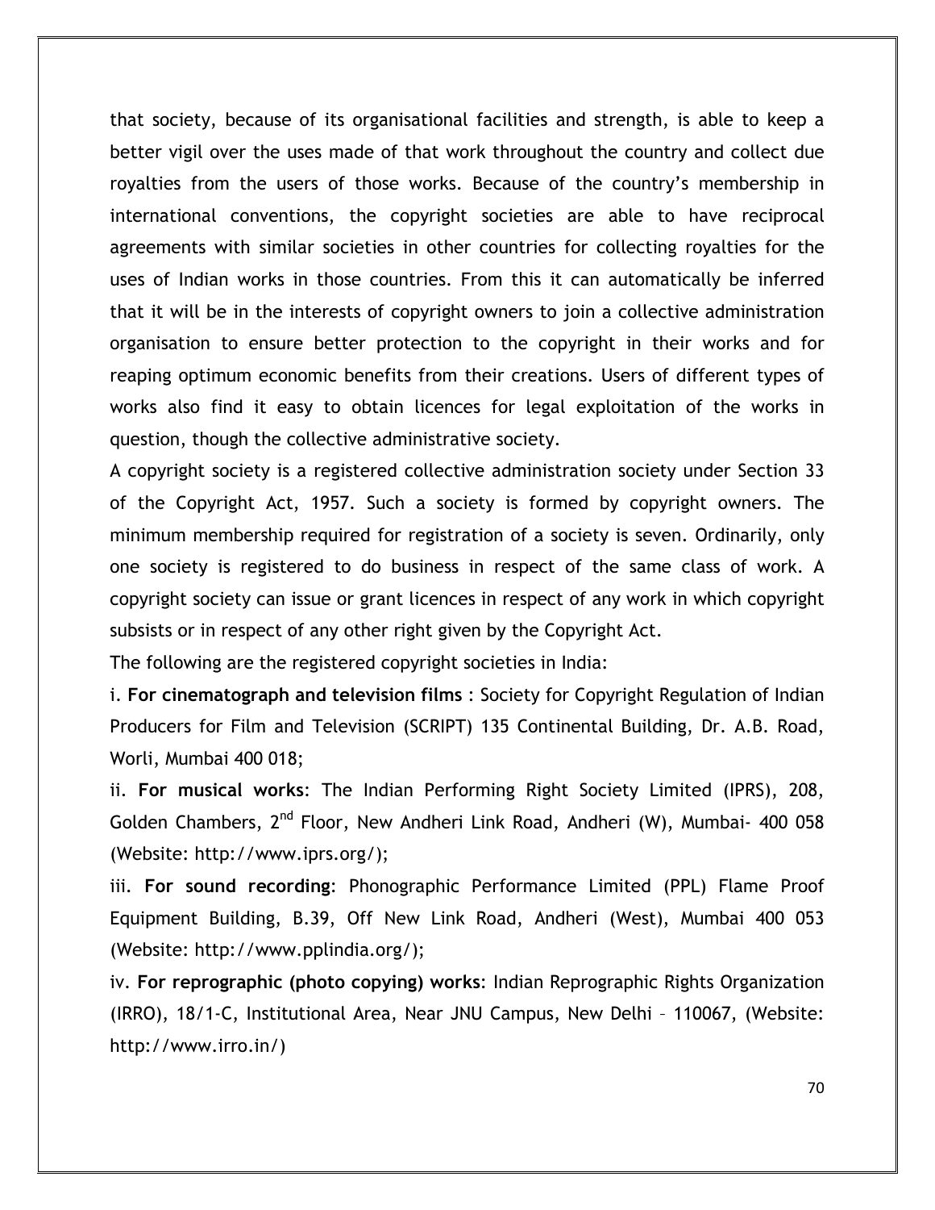that society, because of its organisational facilities and strength, is able to keep a better vigil over the uses made of that work throughout the country and collect due royalties from the users of those works. Because of the country's membership in international conventions, the copyright societies are able to have reciprocal agreements with similar societies in other countries for collecting royalties for the uses of Indian works in those countries. From this it can automatically be inferred that it will be in the interests of copyright owners to join a collective administration organisation to ensure better protection to the copyright in their works and for reaping optimum economic benefits from their creations. Users of different types of works also find it easy to obtain licences for legal exploitation of the works in question, though the collective administrative society.

A copyright society is a registered collective administration society under Section 33 of the Copyright Act, 1957. Such a society is formed by copyright owners. The minimum membership required for registration of a society is seven. Ordinarily, only one society is registered to do business in respect of the same class of work. A copyright society can issue or grant licences in respect of any work in which copyright subsists or in respect of any other right given by the Copyright Act.

The following are the registered copyright societies in India:

i. **For cinematograph and television films** : Society for Copyright Regulation of Indian Producers for Film and Television (SCRIPT) 135 Continental Building, Dr. A.B. Road, Worli, Mumbai 400 018;

ii. **For musical works**: The Indian Performing Right Society Limited (IPRS), 208, Golden Chambers, 2nd Floor, New Andheri Link Road, Andheri (W), Mumbai- 400 058 (Website: http://www.iprs.org/);

iii. **For sound recording**: Phonographic Performance Limited (PPL) Flame Proof Equipment Building, B.39, Off New Link Road, Andheri (West), Mumbai 400 053 (Website: http://www.pplindia.org/);

iv. **For reprographic (photo copying) works**: Indian Reprographic Rights Organization (IRRO), 18/1-C, Institutional Area, Near JNU Campus, New Delhi – 110067, (Website: http://www.irro.in/)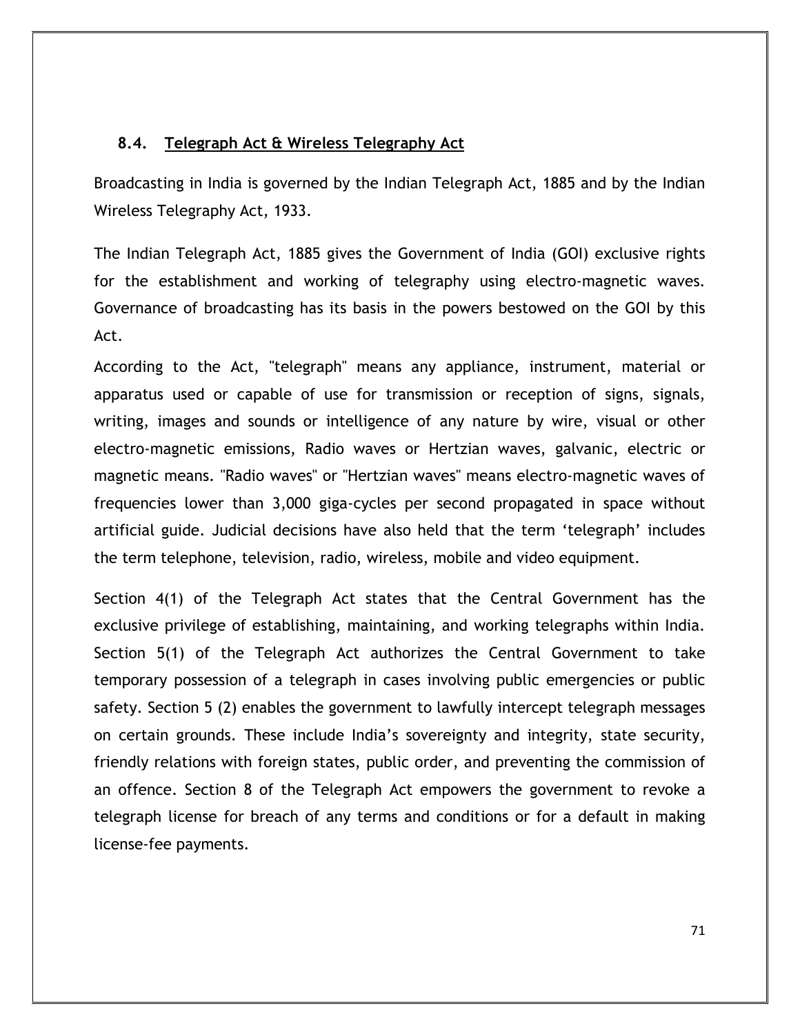### 8.4. Telegraph Act & Wireless Telegraphy Act

Broadcasting in India is governed by the Indian Telegraph Act, 1885 and by the Indian Wireless Telegraphy Act, 1933.

The Indian Telegraph Act, 1885 gives the Government of India (GOI) exclusive rights for the establishment and working of telegraphy using electro-magnetic waves. Governance of broadcasting has its basis in the powers bestowed on the GOI by this Act.

According to the Act, "telegraph" means any appliance, instrument, material or apparatus used or capable of use for transmission or reception of signs, signals, writing, images and sounds or intelligence of any nature by wire, visual or other electro-magnetic emissions, Radio waves or Hertzian waves, galvanic, electric or magnetic means. "Radio waves" or "Hertzian waves" means electro-magnetic waves of frequencies lower than 3,000 giga-cycles per second propagated in space without artificial guide. Judicial decisions have also held that the term 'telegraph' includes the term telephone, television, radio, wireless, mobile and video equipment.

Section 4(1) of the Telegraph Act states that the Central Government has the exclusive privilege of establishing, maintaining, and working telegraphs within India. Section 5(1) of the Telegraph Act authorizes the Central Government to take temporary possession of a telegraph in cases involving public emergencies or public safety. Section 5 (2) enables the government to lawfully intercept telegraph messages on certain grounds. These include India's sovereignty and integrity, state security, friendly relations with foreign states, public order, and preventing the commission of an offence. Section 8 of the Telegraph Act empowers the government to revoke a telegraph license for breach of any terms and conditions or for a default in making license-fee payments.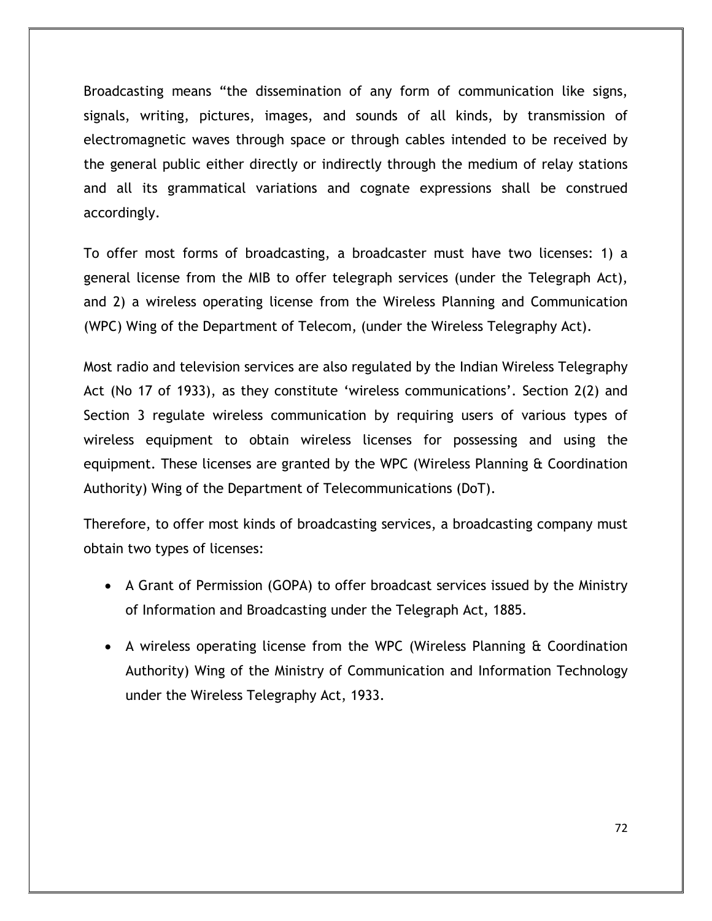Broadcasting means "the dissemination of any form of communication like signs, signals, writing, pictures, images, and sounds of all kinds, by transmission of electromagnetic waves through space or through cables intended to be received by the general public either directly or indirectly through the medium of relay stations and all its grammatical variations and cognate expressions shall be construed accordingly.

To offer most forms of broadcasting, a broadcaster must have two licenses: 1) a general license from the MIB to offer telegraph services (under the Telegraph Act), and 2) a wireless operating license from the Wireless Planning and Communication (WPC) Wing of the Department of Telecom, (under the Wireless Telegraphy Act).

Most radio and television services are also regulated by the Indian Wireless Telegraphy Act (No 17 of 1933), as they constitute 'wireless communications'. Section 2(2) and Section 3 regulate wireless communication by requiring users of various types of wireless equipment to obtain wireless licenses for possessing and using the equipment. These licenses are granted by the WPC (Wireless Planning & Coordination Authority) Wing of the Department of Telecommunications (DoT).

Therefore, to offer most kinds of broadcasting services, a broadcasting company must obtain two types of licenses:

- A Grant of Permission (GOPA) to offer broadcast services issued by the Ministry of Information and Broadcasting under the Telegraph Act, 1885.
- A wireless operating license from the WPC (Wireless Planning & Coordination Authority) Wing of the Ministry of Communication and Information Technology under the Wireless Telegraphy Act, 1933.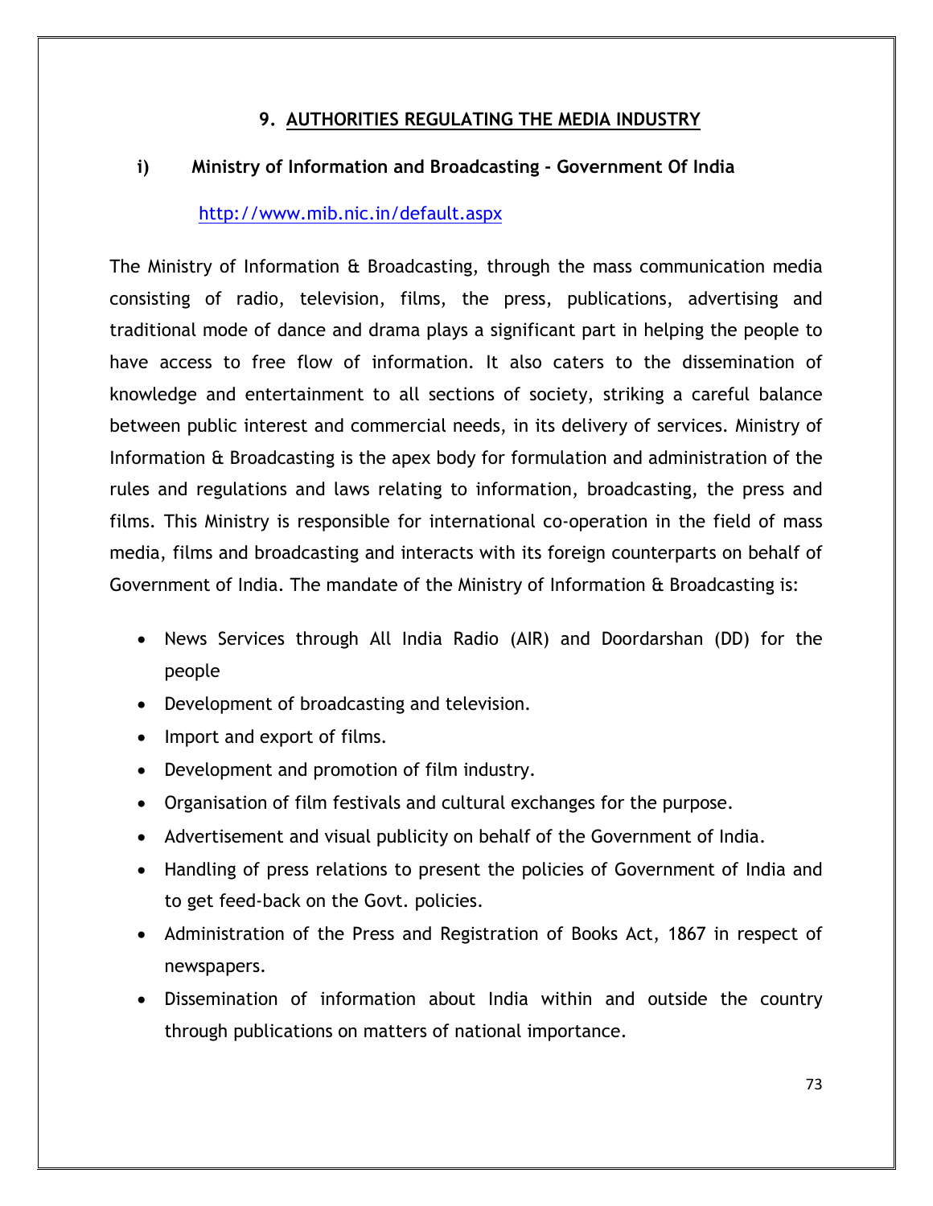## 9. AUTHORITIES REGULATING THE MEDIA INDUSTRY

### i) Ministry of Information and Broadcasting - Government Of India

http://www.mib.nic.in/default.aspx

The Ministry of Information & Broadcasting, through the mass communication media consisting of radio, television, films, the press, publications, advertising and traditional mode of dance and drama plays a significant part in helping the people to have access to free flow of information. It also caters to the dissemination of knowledge and entertainment to all sections of society, striking a careful balance between public interest and commercial needs, in its delivery of services. Ministry of Information & Broadcasting is the apex body for formulation and administration of the rules and regulations and laws relating to information, broadcasting, the press and films. This Ministry is responsible for international co-operation in the field of mass media, films and broadcasting and interacts with its foreign counterparts on behalf of Government of India. The mandate of the Ministry of Information & Broadcasting is:

- News Services through All India Radio (AIR) and Doordarshan (DD) for the people
- Development of broadcasting and television.
- Import and export of films.
- Development and promotion of film industry.
- Organisation of film festivals and cultural exchanges for the purpose.
- Advertisement and visual publicity on behalf of the Government of India.
- Handling of press relations to present the policies of Government of India and to get feed-back on the Govt. policies.
- Administration of the Press and Registration of Books Act, 1867 in respect of newspapers.
- Dissemination of information about India within and outside the country through publications on matters of national importance.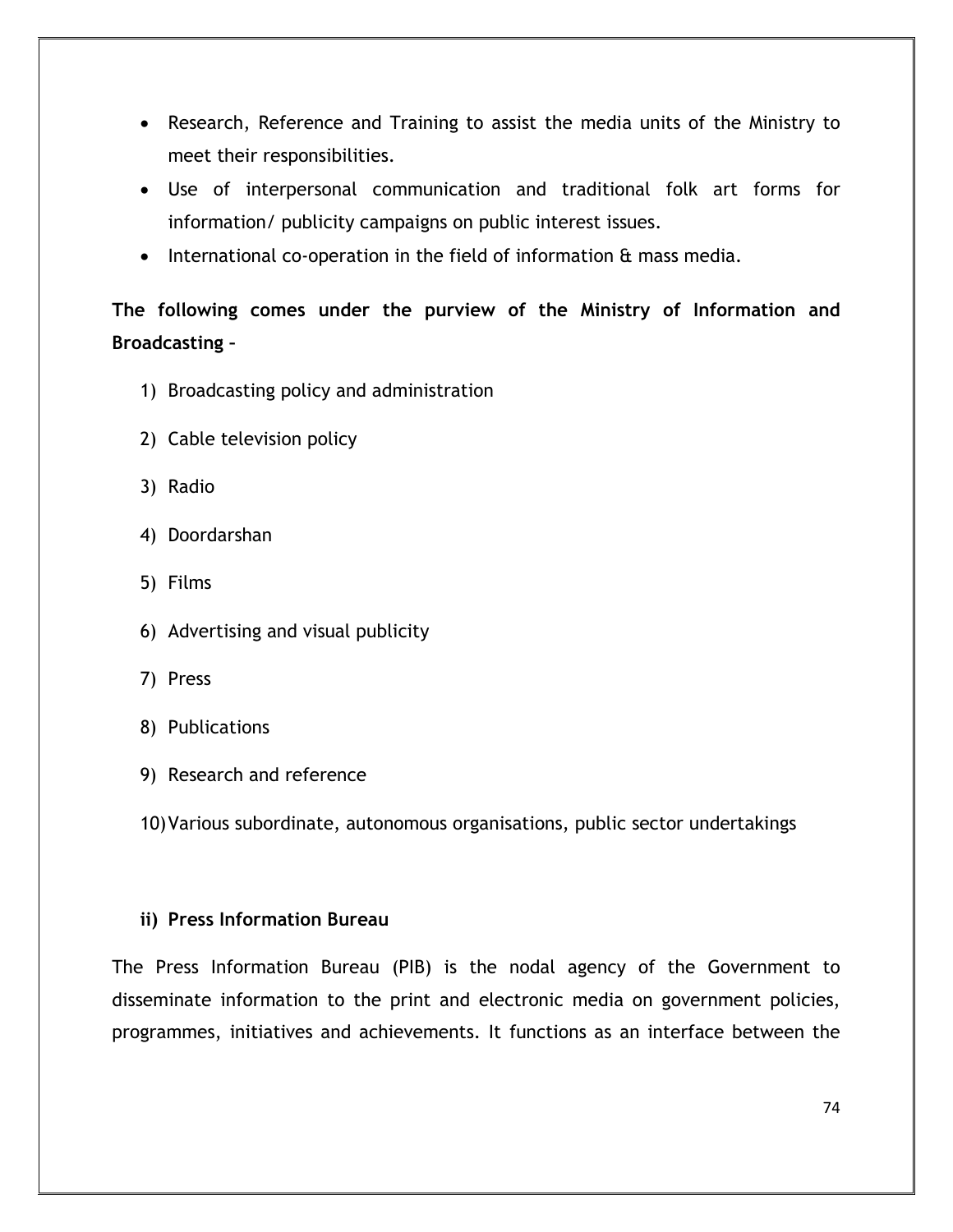- Research, Reference and Training to assist the media units of the Ministry to meet their responsibilities.
- Use of interpersonal communication and traditional folk art forms for information/ publicity campaigns on public interest issues.
- International co-operation in the field of information & mass media.

**The following comes under the purview of the Ministry of Information and Broadcasting –**

1) Broadcasting policy and administration
2) Cable television policy
3) Radio
4) Doordarshan
5) Films
6) Advertising and visual publicity
7) Press
8) Publications
9) Research and reference
10) Various subordinate, autonomous organisations, public sector undertakings

**ii) Press Information Bureau**

The Press Information Bureau (PIB) is the nodal agency of the Government to disseminate information to the print and electronic media on government policies, programmes, initiatives and achievements. It functions as an interface between the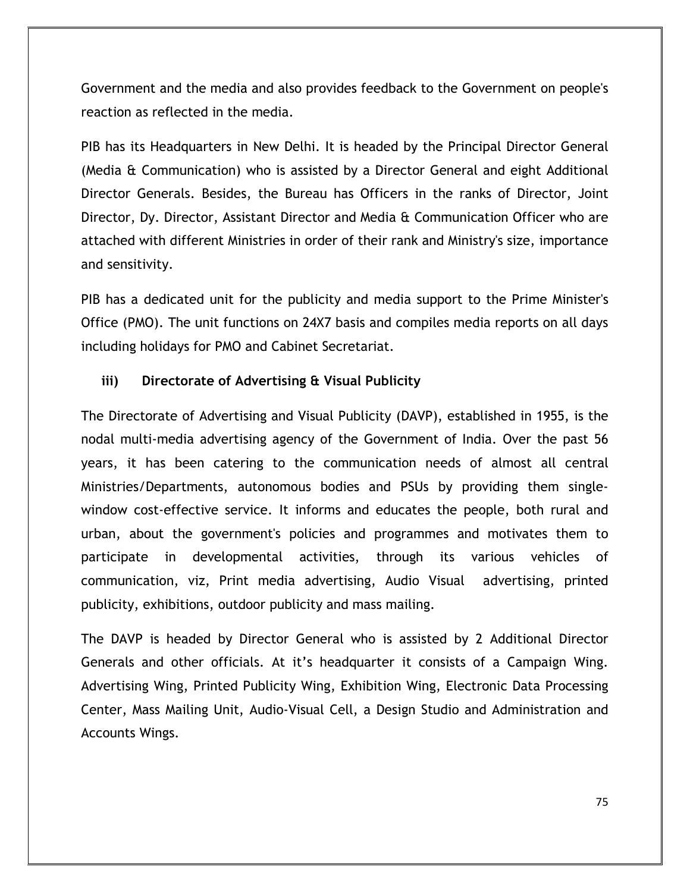Government and the media and also provides feedback to the Government on people's reaction as reflected in the media.

PIB has its Headquarters in New Delhi. It is headed by the Principal Director General (Media & Communication) who is assisted by a Director General and eight Additional Director Generals. Besides, the Bureau has Officers in the ranks of Director, Joint Director, Dy. Director, Assistant Director and Media & Communication Officer who are attached with different Ministries in order of their rank and Ministry's size, importance and sensitivity.

PIB has a dedicated unit for the publicity and media support to the Prime Minister's Office (PMO). The unit functions on 24X7 basis and compiles media reports on all days including holidays for PMO and Cabinet Secretariat.

### iii) Directorate of Advertising & Visual Publicity

The Directorate of Advertising and Visual Publicity (DAVP), established in 1955, is the nodal multi-media advertising agency of the Government of India. Over the past 56 years, it has been catering to the communication needs of almost all central Ministries/Departments, autonomous bodies and PSUs by providing them single-window cost-effective service. It informs and educates the people, both rural and urban, about the government's policies and programmes and motivates them to participate in developmental activities, through its various vehicles of communication, viz, Print media advertising, Audio Visual advertising, printed publicity, exhibitions, outdoor publicity and mass mailing.

The DAVP is headed by Director General who is assisted by 2 Additional Director Generals and other officials. At it's headquarter it consists of a Campaign Wing. Advertising Wing, Printed Publicity Wing, Exhibition Wing, Electronic Data Processing Center, Mass Mailing Unit, Audio-Visual Cell, a Design Studio and Administration and Accounts Wings.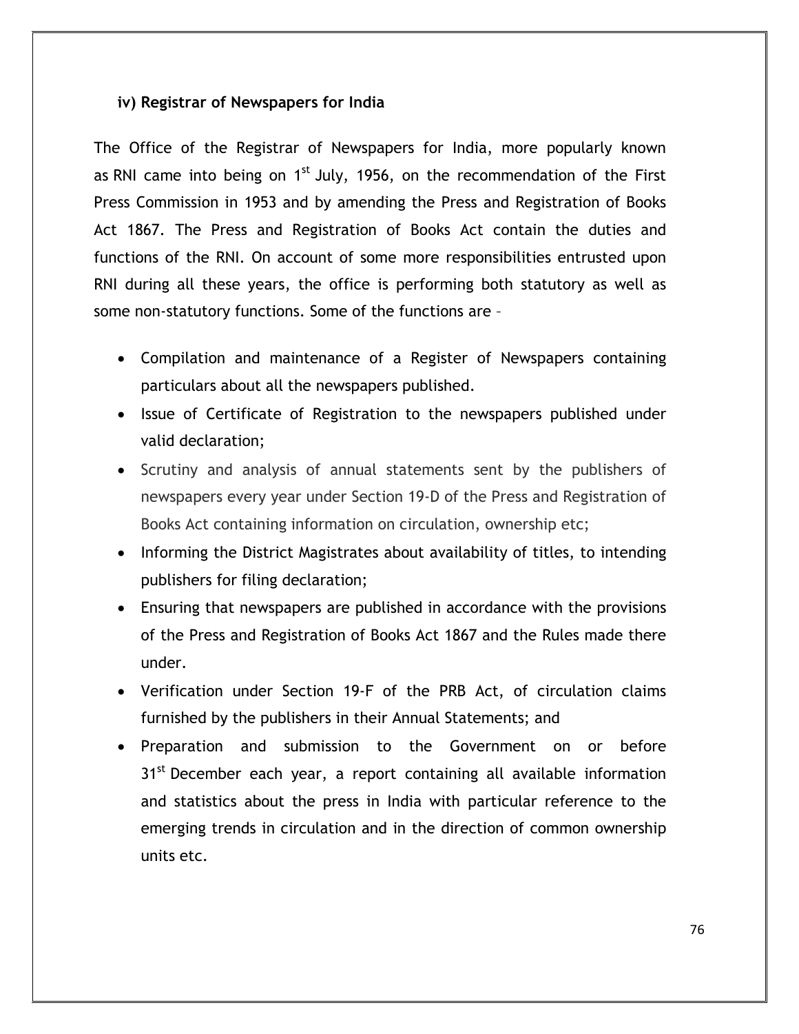### iv) Registrar of Newspapers for India

The Office of the Registrar of Newspapers for India, more popularly known as RNI came into being on 1st July, 1956, on the recommendation of the First Press Commission in 1953 and by amending the Press and Registration of Books Act 1867. The Press and Registration of Books Act contain the duties and functions of the RNI. On account of some more responsibilities entrusted upon RNI during all these years, the office is performing both statutory as well as some non-statutory functions. Some of the functions are –

- Compilation and maintenance of a Register of Newspapers containing particulars about all the newspapers published.
- Issue of Certificate of Registration to the newspapers published under valid declaration;
- Scrutiny and analysis of annual statements sent by the publishers of newspapers every year under Section 19-D of the Press and Registration of Books Act containing information on circulation, ownership etc;
- Informing the District Magistrates about availability of titles, to intending publishers for filing declaration;
- Ensuring that newspapers are published in accordance with the provisions of the Press and Registration of Books Act 1867 and the Rules made there under.
- Verification under Section 19-F of the PRB Act, of circulation claims furnished by the publishers in their Annual Statements; and
- Preparation and submission to the Government on or before 31st December each year, a report containing all available information and statistics about the press in India with particular reference to the emerging trends in circulation and in the direction of common ownership units etc.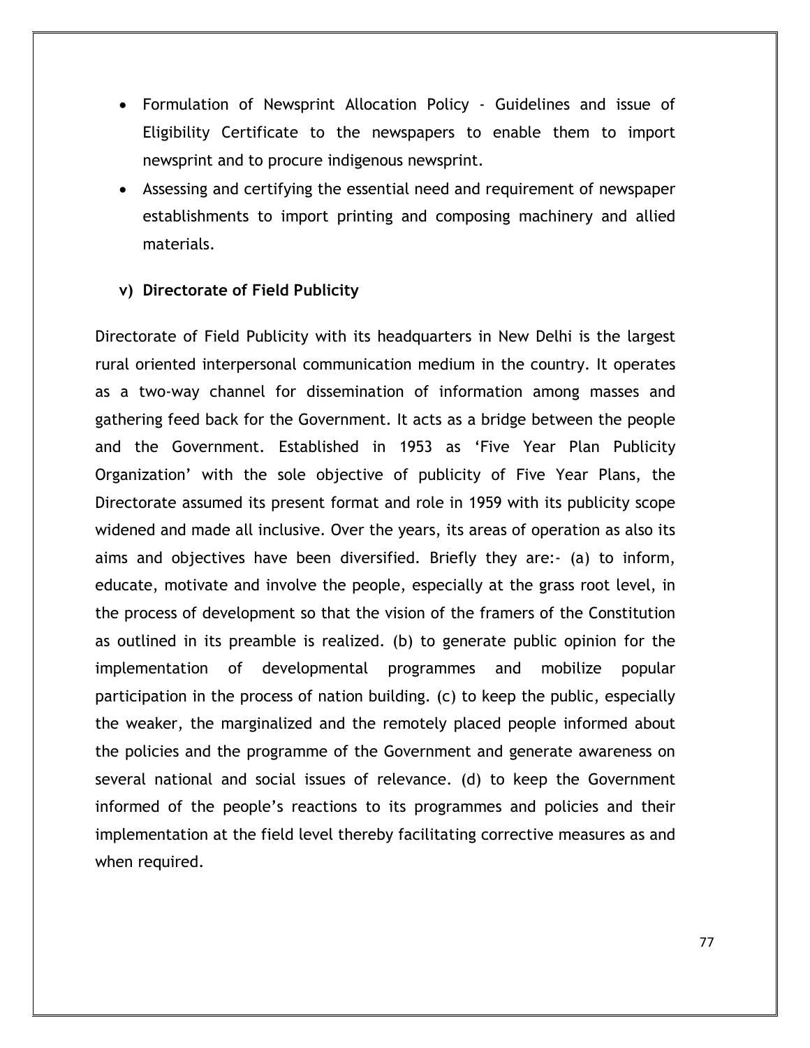- Formulation of Newsprint Allocation Policy - Guidelines and issue of Eligibility Certificate to the newspapers to enable them to import newsprint and to procure indigenous newsprint.
- Assessing and certifying the essential need and requirement of newspaper establishments to import printing and composing machinery and allied materials.

**v) Directorate of Field Publicity**

Directorate of Field Publicity with its headquarters in New Delhi is the largest rural oriented interpersonal communication medium in the country. It operates as a two-way channel for dissemination of information among masses and gathering feed back for the Government. It acts as a bridge between the people and the Government. Established in 1953 as 'Five Year Plan Publicity Organization' with the sole objective of publicity of Five Year Plans, the Directorate assumed its present format and role in 1959 with its publicity scope widened and made all inclusive. Over the years, its areas of operation as also its aims and objectives have been diversified. Briefly they are:- (a) to inform, educate, motivate and involve the people, especially at the grass root level, in the process of development so that the vision of the framers of the Constitution as outlined in its preamble is realized. (b) to generate public opinion for the implementation of developmental programmes and mobilize popular participation in the process of nation building. (c) to keep the public, especially the weaker, the marginalized and the remotely placed people informed about the policies and the programme of the Government and generate awareness on several national and social issues of relevance. (d) to keep the Government informed of the people's reactions to its programmes and policies and their implementation at the field level thereby facilitating corrective measures as and when required.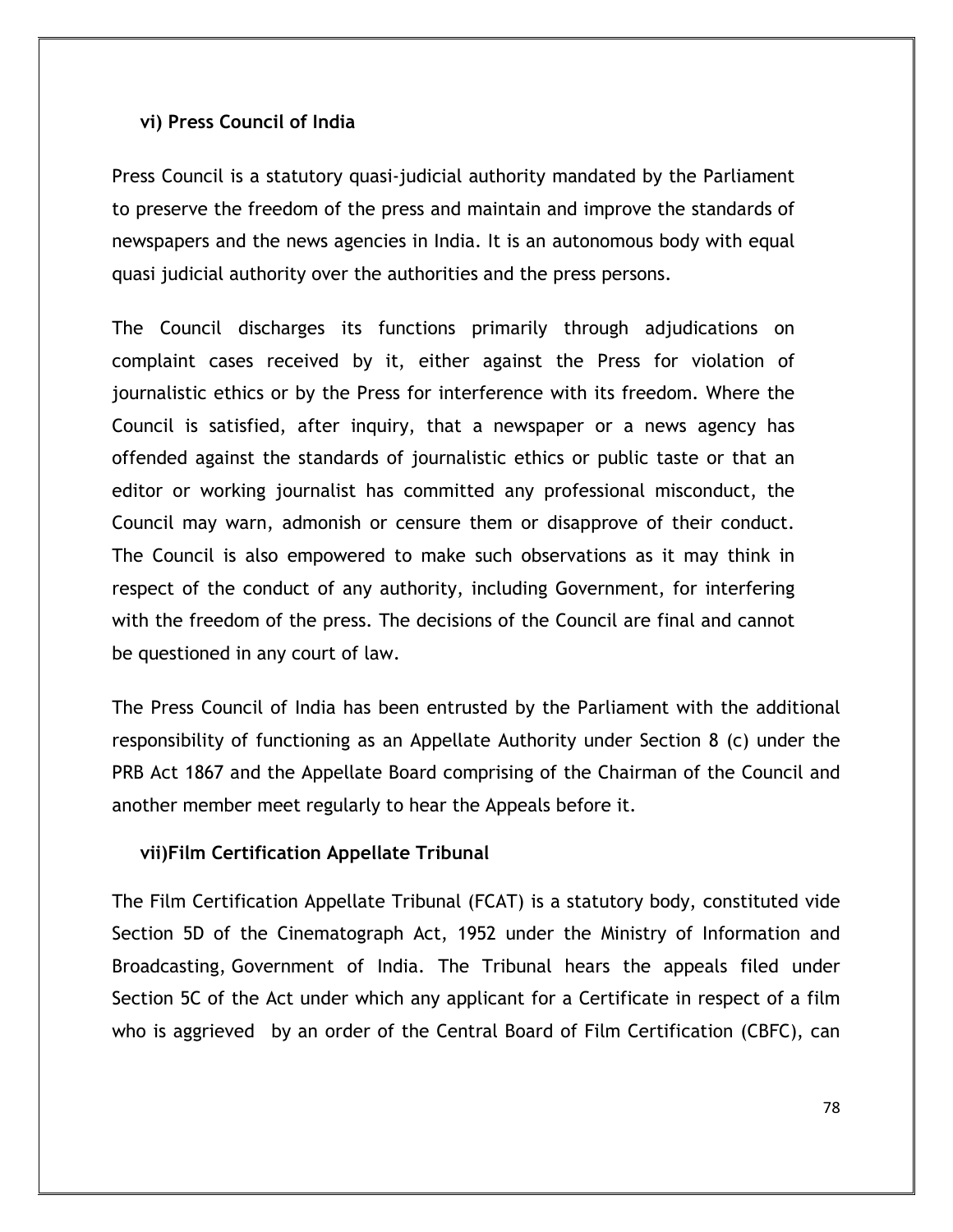### vi) Press Council of India

Press Council is a statutory quasi-judicial authority mandated by the Parliament to preserve the freedom of the press and maintain and improve the standards of newspapers and the news agencies in India. It is an autonomous body with equal quasi judicial authority over the authorities and the press persons.

The Council discharges its functions primarily through adjudications on complaint cases received by it, either against the Press for violation of journalistic ethics or by the Press for interference with its freedom. Where the Council is satisfied, after inquiry, that a newspaper or a news agency has offended against the standards of journalistic ethics or public taste or that an editor or working journalist has committed any professional misconduct, the Council may warn, admonish or censure them or disapprove of their conduct. The Council is also empowered to make such observations as it may think in respect of the conduct of any authority, including Government, for interfering with the freedom of the press. The decisions of the Council are final and cannot be questioned in any court of law.

The Press Council of India has been entrusted by the Parliament with the additional responsibility of functioning as an Appellate Authority under Section 8 (c) under the PRB Act 1867 and the Appellate Board comprising of the Chairman of the Council and another member meet regularly to hear the Appeals before it.

### vii)Film Certification Appellate Tribunal

The Film Certification Appellate Tribunal (FCAT) is a statutory body, constituted vide Section 5D of the Cinematograph Act, 1952 under the Ministry of Information and Broadcasting, Government of India. The Tribunal hears the appeals filed under Section 5C of the Act under which any applicant for a Certificate in respect of a film who is aggrieved by an order of the Central Board of Film Certification (CBFC), can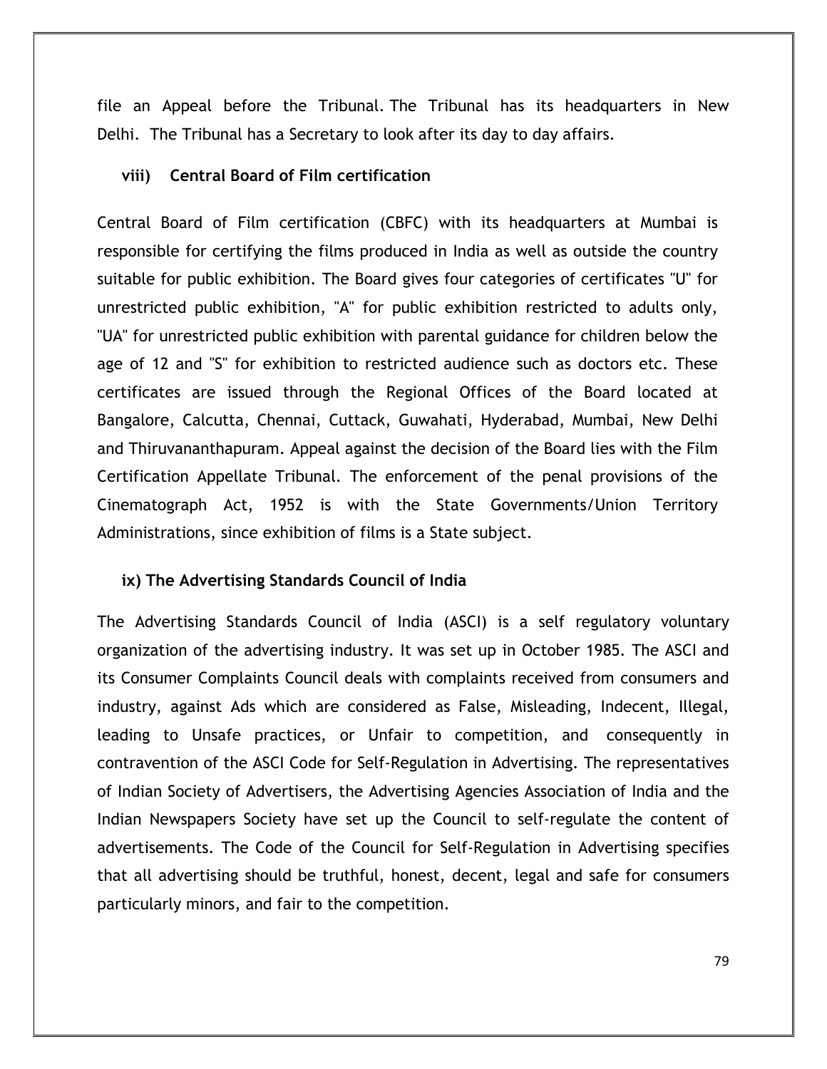file an Appeal before the Tribunal. The Tribunal has its headquarters in New Delhi. The Tribunal has a Secretary to look after its day to day affairs.

### viii) Central Board of Film certification

Central Board of Film certification (CBFC) with its headquarters at Mumbai is responsible for certifying the films produced in India as well as outside the country suitable for public exhibition. The Board gives four categories of certificates "U" for unrestricted public exhibition, "A" for public exhibition restricted to adults only, "UA" for unrestricted public exhibition with parental guidance for children below the age of 12 and "S" for exhibition to restricted audience such as doctors etc. These certificates are issued through the Regional Offices of the Board located at Bangalore, Calcutta, Chennai, Cuttack, Guwahati, Hyderabad, Mumbai, New Delhi and Thiruvananthapuram. Appeal against the decision of the Board lies with the Film Certification Appellate Tribunal. The enforcement of the penal provisions of the Cinematograph Act, 1952 is with the State Governments/Union Territory Administrations, since exhibition of films is a State subject.

### ix) The Advertising Standards Council of India

The Advertising Standards Council of India (ASCI) is a self regulatory voluntary organization of the advertising industry. It was set up in October 1985. The ASCI and its Consumer Complaints Council deals with complaints received from consumers and industry, against Ads which are considered as False, Misleading, Indecent, Illegal, leading to Unsafe practices, or Unfair to competition, and consequently in contravention of the ASCI Code for Self-Regulation in Advertising. The representatives of Indian Society of Advertisers, the Advertising Agencies Association of India and the Indian Newspapers Society have set up the Council to self-regulate the content of advertisements. The Code of the Council for Self-Regulation in Advertising specifies that all advertising should be truthful, honest, decent, legal and safe for consumers particularly minors, and fair to the competition.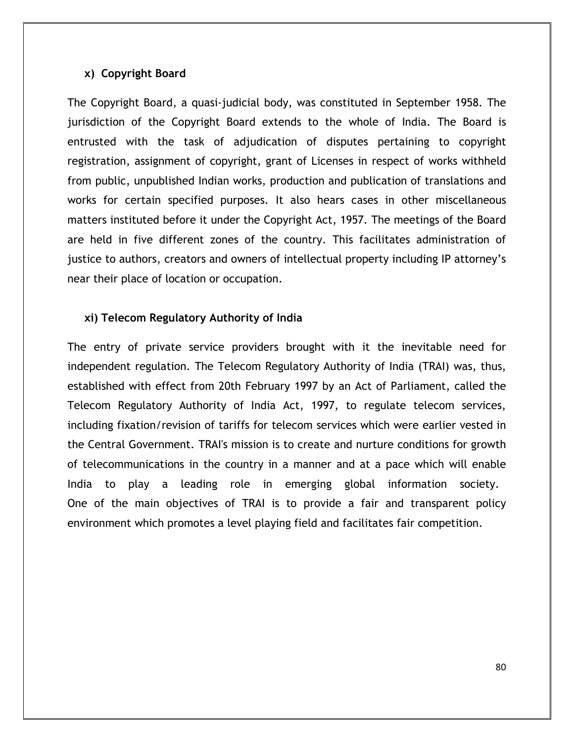### x) Copyright Board

The Copyright Board, a quasi-judicial body, was constituted in September 1958. The jurisdiction of the Copyright Board extends to the whole of India. The Board is entrusted with the task of adjudication of disputes pertaining to copyright registration, assignment of copyright, grant of Licenses in respect of works withheld from public, unpublished Indian works, production and publication of translations and works for certain specified purposes. It also hears cases in other miscellaneous matters instituted before it under the Copyright Act, 1957. The meetings of the Board are held in five different zones of the country. This facilitates administration of justice to authors, creators and owners of intellectual property including IP attorney's near their place of location or occupation.

### xi) Telecom Regulatory Authority of India

The entry of private service providers brought with it the inevitable need for independent regulation. The Telecom Regulatory Authority of India (TRAI) was, thus, established with effect from 20th February 1997 by an Act of Parliament, called the Telecom Regulatory Authority of India Act, 1997, to regulate telecom services, including fixation/revision of tariffs for telecom services which were earlier vested in the Central Government. TRAI's mission is to create and nurture conditions for growth of telecommunications in the country in a manner and at a pace which will enable India to play a leading role in emerging global information society. One of the main objectives of TRAI is to provide a fair and transparent policy environment which promotes a level playing field and facilitates fair competition.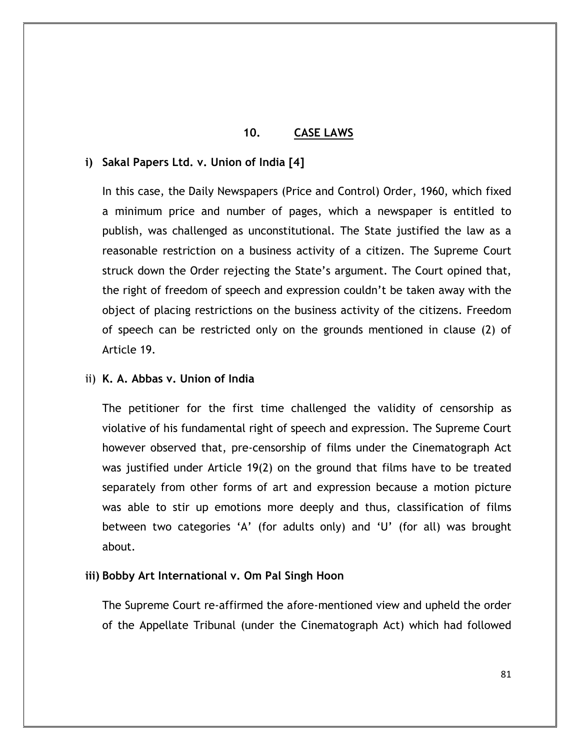## 10. CASE LAWS

**i) Sakal Papers Ltd. v. Union of India [4]**

In this case, the Daily Newspapers (Price and Control) Order, 1960, which fixed a minimum price and number of pages, which a newspaper is entitled to publish, was challenged as unconstitutional. The State justified the law as a reasonable restriction on a business activity of a citizen. The Supreme Court struck down the Order rejecting the State's argument. The Court opined that, the right of freedom of speech and expression couldn't be taken away with the object of placing restrictions on the business activity of the citizens. Freedom of speech can be restricted only on the grounds mentioned in clause (2) of Article 19.

ii) **K. A. Abbas v. Union of India**

The petitioner for the first time challenged the validity of censorship as violative of his fundamental right of speech and expression. The Supreme Court however observed that, pre-censorship of films under the Cinematograph Act was justified under Article 19(2) on the ground that films have to be treated separately from other forms of art and expression because a motion picture was able to stir up emotions more deeply and thus, classification of films between two categories 'A' (for adults only) and 'U' (for all) was brought about.

**iii) Bobby Art International v. Om Pal Singh Hoon**

The Supreme Court re-affirmed the afore-mentioned view and upheld the order of the Appellate Tribunal (under the Cinematograph Act) which had followed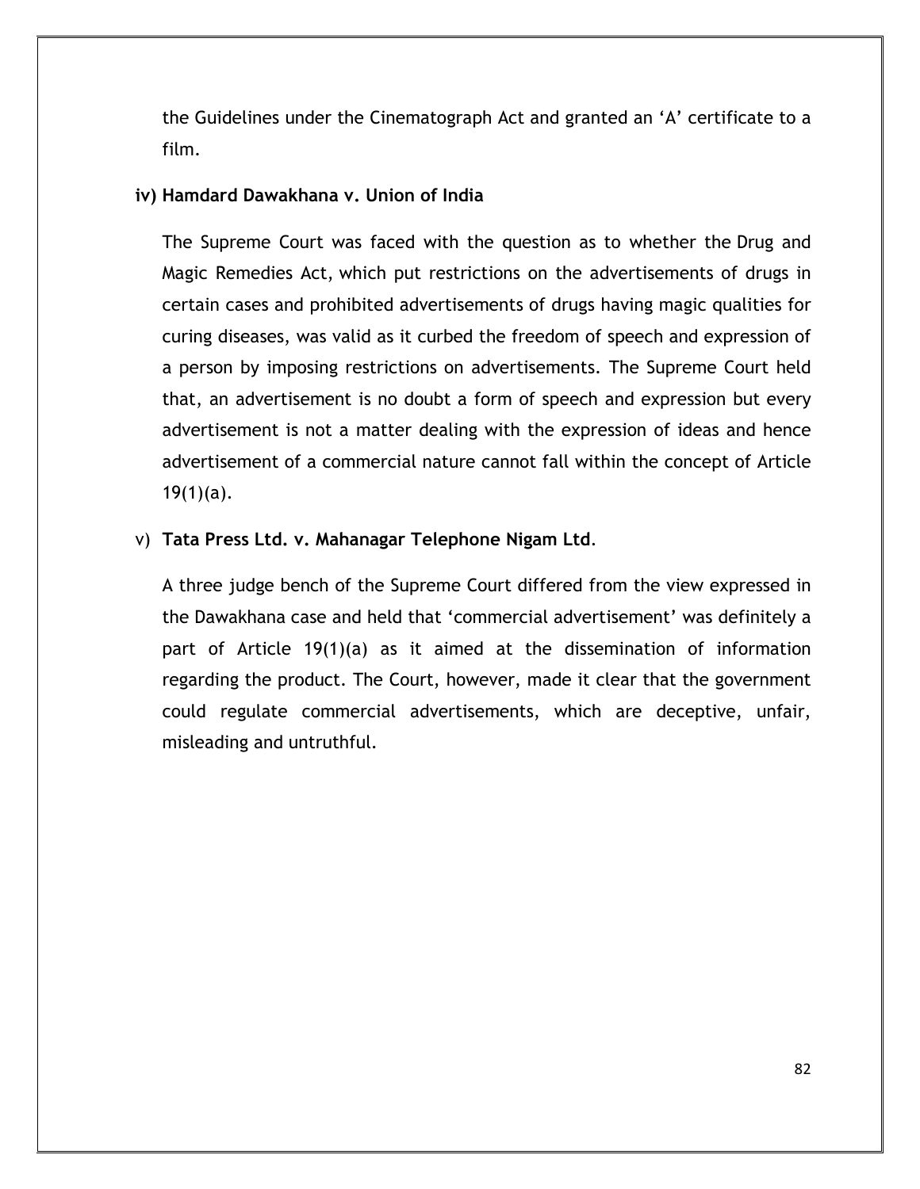the Guidelines under the Cinematograph Act and granted an 'A' certificate to a film.

**iv) Hamdard Dawakhana v. Union of India**

The Supreme Court was faced with the question as to whether the Drug and Magic Remedies Act, which put restrictions on the advertisements of drugs in certain cases and prohibited advertisements of drugs having magic qualities for curing diseases, was valid as it curbed the freedom of speech and expression of a person by imposing restrictions on advertisements. The Supreme Court held that, an advertisement is no doubt a form of speech and expression but every advertisement is not a matter dealing with the expression of ideas and hence advertisement of a commercial nature cannot fall within the concept of Article 19(1)(a).

v) **Tata Press Ltd. v. Mahanagar Telephone Nigam Ltd**.

A three judge bench of the Supreme Court differed from the view expressed in the Dawakhana case and held that 'commercial advertisement' was definitely a part of Article 19(1)(a) as it aimed at the dissemination of information regarding the product. The Court, however, made it clear that the government could regulate commercial advertisements, which are deceptive, unfair, misleading and untruthful.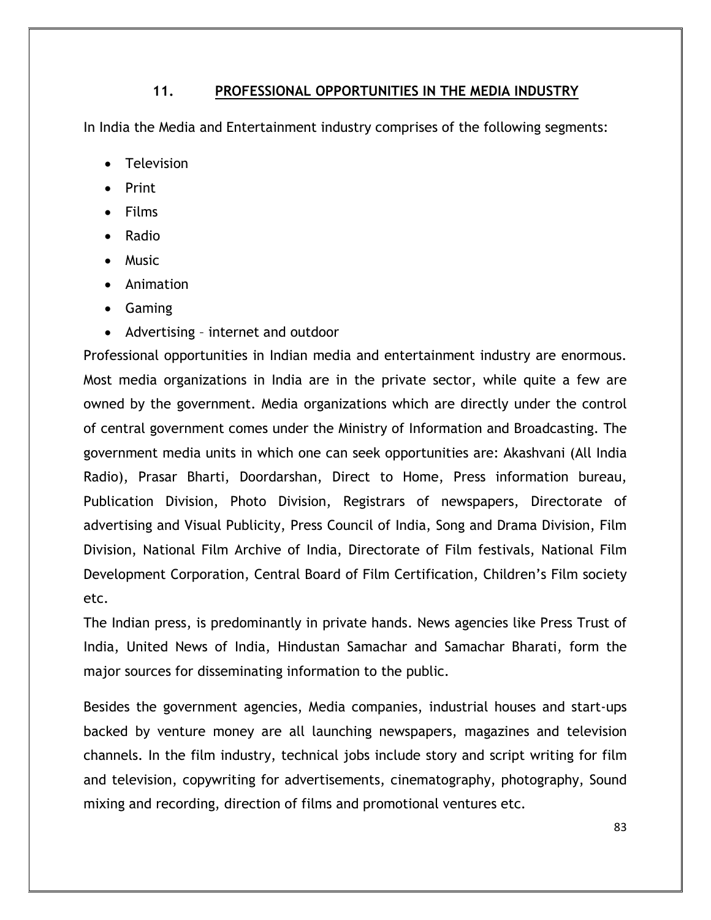## 11. PROFESSIONAL OPPORTUNITIES IN THE MEDIA INDUSTRY

In India the Media and Entertainment industry comprises of the following segments:

- Television
- Print
- Films
- Radio
- Music
- Animation
- Gaming
- Advertising – internet and outdoor

Professional opportunities in Indian media and entertainment industry are enormous. Most media organizations in India are in the private sector, while quite a few are owned by the government. Media organizations which are directly under the control of central government comes under the Ministry of Information and Broadcasting. The government media units in which one can seek opportunities are: Akashvani (All India Radio), Prasar Bharti, Doordarshan, Direct to Home, Press information bureau, Publication Division, Photo Division, Registrars of newspapers, Directorate of advertising and Visual Publicity, Press Council of India, Song and Drama Division, Film Division, National Film Archive of India, Directorate of Film festivals, National Film Development Corporation, Central Board of Film Certification, Children's Film society etc.

The Indian press, is predominantly in private hands. News agencies like Press Trust of India, United News of India, Hindustan Samachar and Samachar Bharati, form the major sources for disseminating information to the public.

Besides the government agencies, Media companies, industrial houses and start-ups backed by venture money are all launching newspapers, magazines and television channels. In the film industry, technical jobs include story and script writing for film and television, copywriting for advertisements, cinematography, photography, Sound mixing and recording, direction of films and promotional ventures etc.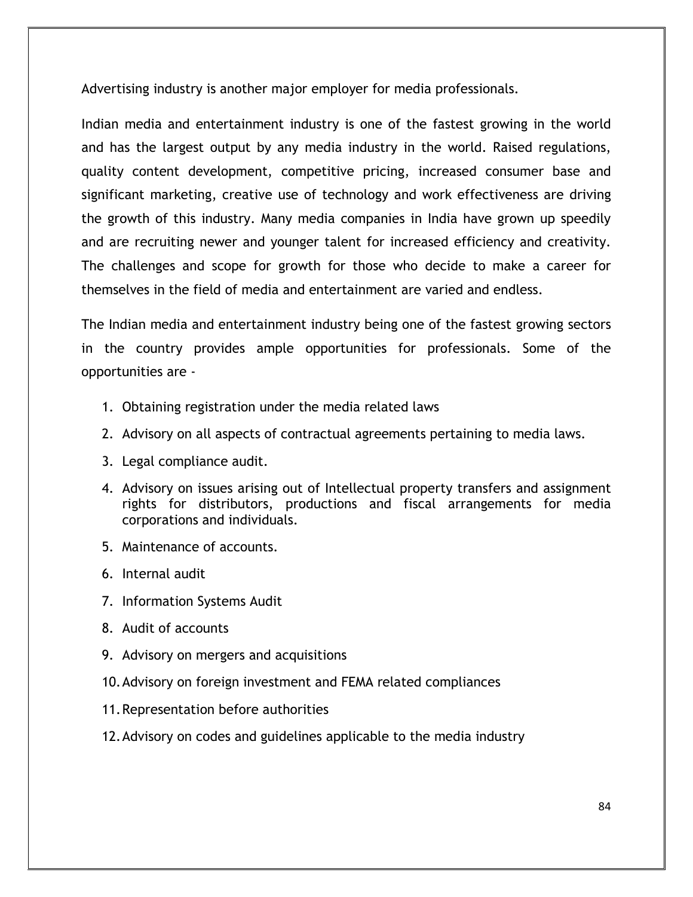Advertising industry is another major employer for media professionals.

Indian media and entertainment industry is one of the fastest growing in the world and has the largest output by any media industry in the world. Raised regulations, quality content development, competitive pricing, increased consumer base and significant marketing, creative use of technology and work effectiveness are driving the growth of this industry. Many media companies in India have grown up speedily and are recruiting newer and younger talent for increased efficiency and creativity. The challenges and scope for growth for those who decide to make a career for themselves in the field of media and entertainment are varied and endless.

The Indian media and entertainment industry being one of the fastest growing sectors in the country provides ample opportunities for professionals. Some of the opportunities are -

1. Obtaining registration under the media related laws
2. Advisory on all aspects of contractual agreements pertaining to media laws.
3. Legal compliance audit.
4. Advisory on issues arising out of Intellectual property transfers and assignment rights for distributors, productions and fiscal arrangements for media corporations and individuals.
5. Maintenance of accounts.
6. Internal audit
7. Information Systems Audit
8. Audit of accounts
9. Advisory on mergers and acquisitions
10. Advisory on foreign investment and FEMA related compliances
11. Representation before authorities
12. Advisory on codes and guidelines applicable to the media industry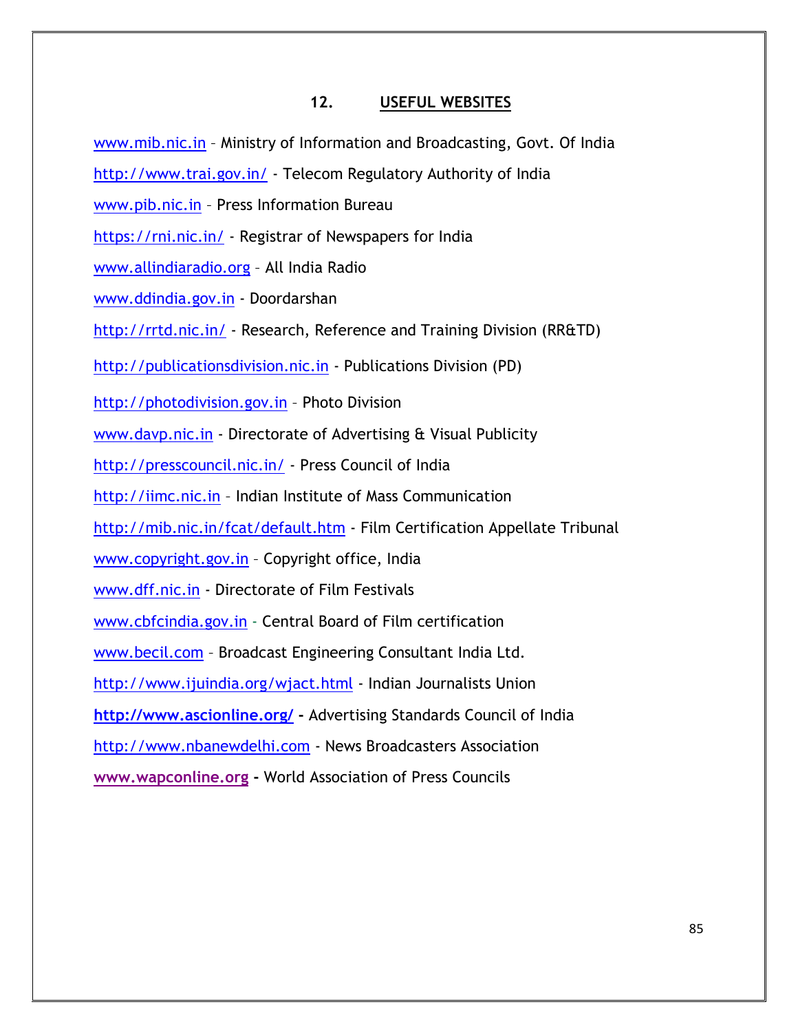## 12. USEFUL WEBSITES

www.mib.nic.in – Ministry of Information and Broadcasting, Govt. Of India

http://www.trai.gov.in/ - Telecom Regulatory Authority of India

www.pib.nic.in – Press Information Bureau

https://rni.nic.in/ - Registrar of Newspapers for India

www.allindiaradio.org – All India Radio

www.ddindia.gov.in - Doordarshan

http://rrtd.nic.in/ - Research, Reference and Training Division (RR&TD)

http://publicationsdivision.nic.in - Publications Division (PD)

http://photodivision.gov.in – Photo Division

www.davp.nic.in - Directorate of Advertising & Visual Publicity

http://presscouncil.nic.in/ - Press Council of India

http://iimc.nic.in – Indian Institute of Mass Communication

http://mib.nic.in/fcat/default.htm - Film Certification Appellate Tribunal

www.copyright.gov.in – Copyright office, India

www.dff.nic.in - Directorate of Film Festivals

www.cbfcindia.gov.in - Central Board of Film certification

www.becil.com – Broadcast Engineering Consultant India Ltd.

http://www.ijuindia.org/wjact.html - Indian Journalists Union

**http://www.ascionline.org/ -** Advertising Standards Council of India

http://www.nbanewdelhi.com - News Broadcasters Association

**www.wapconline.org -** World Association of Press Councils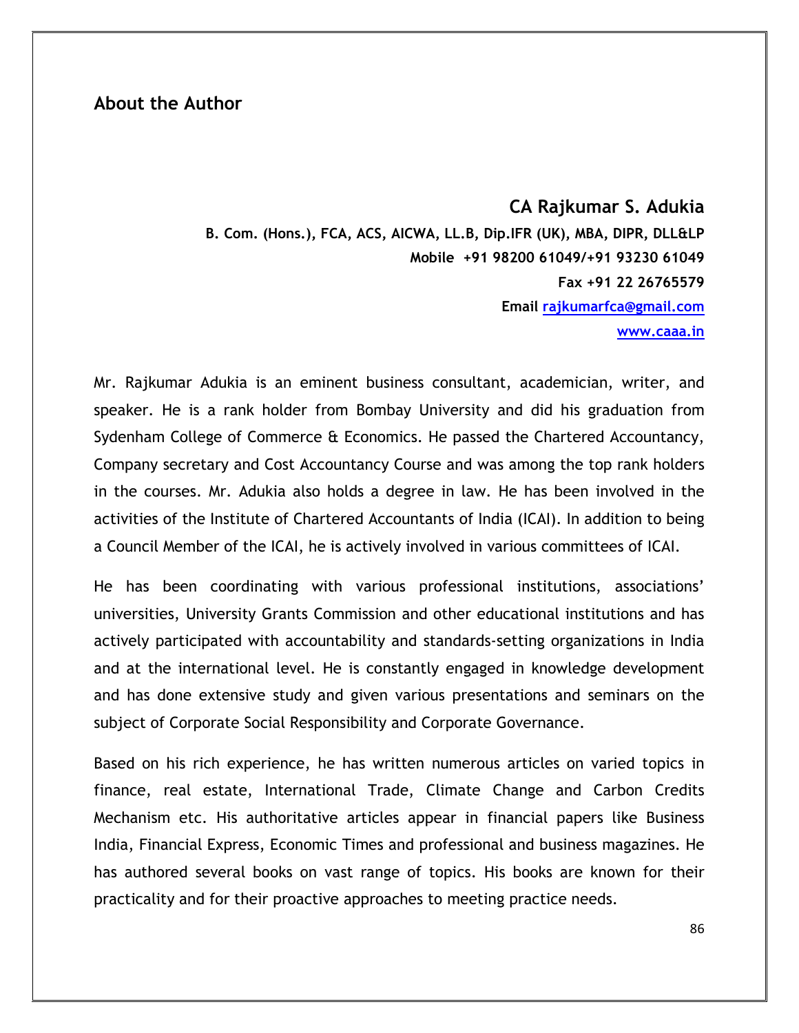## About the Author

**CA Rajkumar S. Adukia**

**B. Com. (Hons.), FCA, ACS, AICWA, LL.B, Dip.IFR (UK), MBA, DIPR, DLL&LP**

**Mobile +91 98200 61049/+91 93230 61049**

**Fax +91 22 26765579**

**Email rajkumarfca@gmail.com**

**www.caaa.in**

Mr. Rajkumar Adukia is an eminent business consultant, academician, writer, and speaker. He is a rank holder from Bombay University and did his graduation from Sydenham College of Commerce & Economics. He passed the Chartered Accountancy, Company secretary and Cost Accountancy Course and was among the top rank holders in the courses. Mr. Adukia also holds a degree in law. He has been involved in the activities of the Institute of Chartered Accountants of India (ICAI). In addition to being a Council Member of the ICAI, he is actively involved in various committees of ICAI.

He has been coordinating with various professional institutions, associations' universities, University Grants Commission and other educational institutions and has actively participated with accountability and standards-setting organizations in India and at the international level. He is constantly engaged in knowledge development and has done extensive study and given various presentations and seminars on the subject of Corporate Social Responsibility and Corporate Governance.

Based on his rich experience, he has written numerous articles on varied topics in finance, real estate, International Trade, Climate Change and Carbon Credits Mechanism etc. His authoritative articles appear in financial papers like Business India, Financial Express, Economic Times and professional and business magazines. He has authored several books on vast range of topics. His books are known for their practicality and for their proactive approaches to meeting practice needs.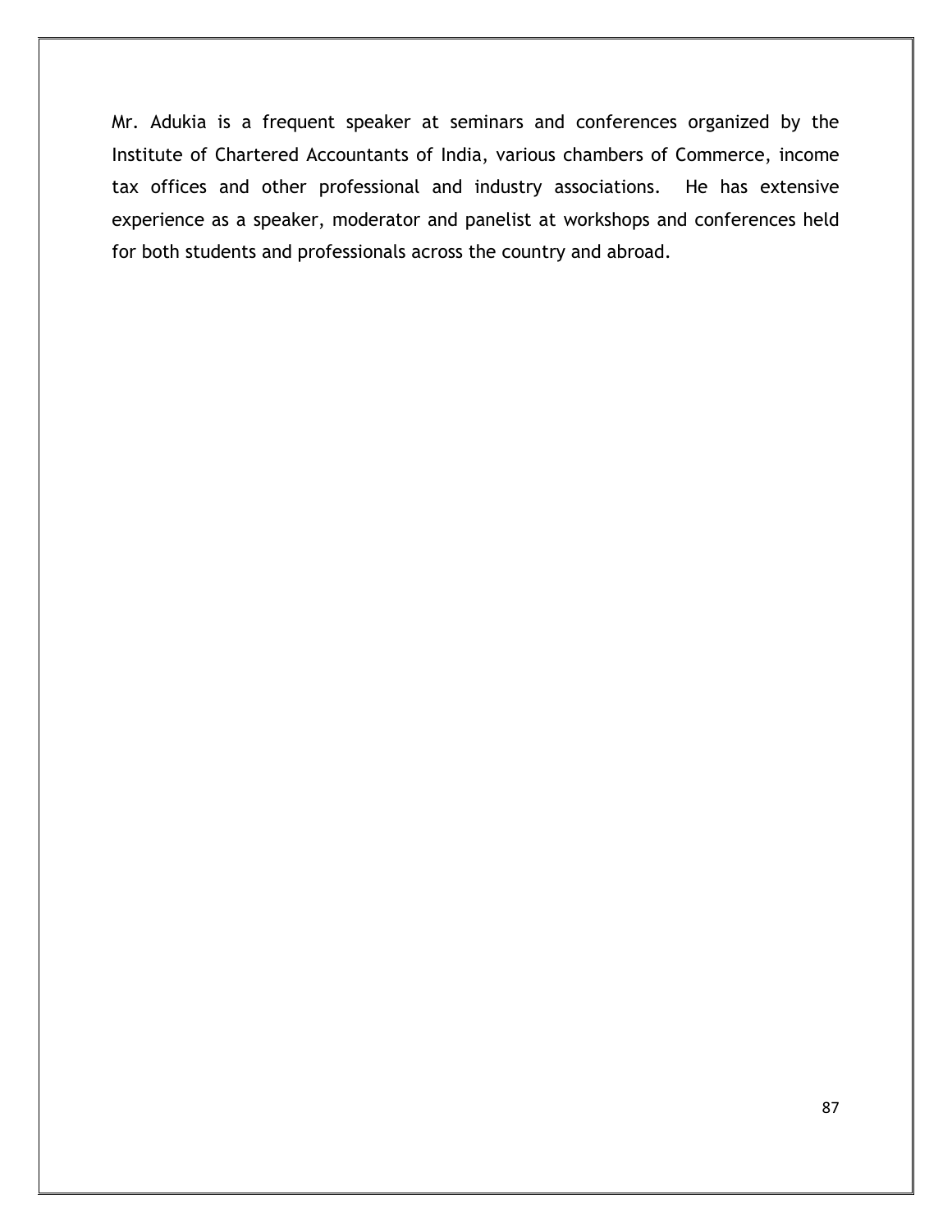Mr. Adukia is a frequent speaker at seminars and conferences organized by the Institute of Chartered Accountants of India, various chambers of Commerce, income tax offices and other professional and industry associations. He has extensive experience as a speaker, moderator and panelist at workshops and conferences held for both students and professionals across the country and abroad.